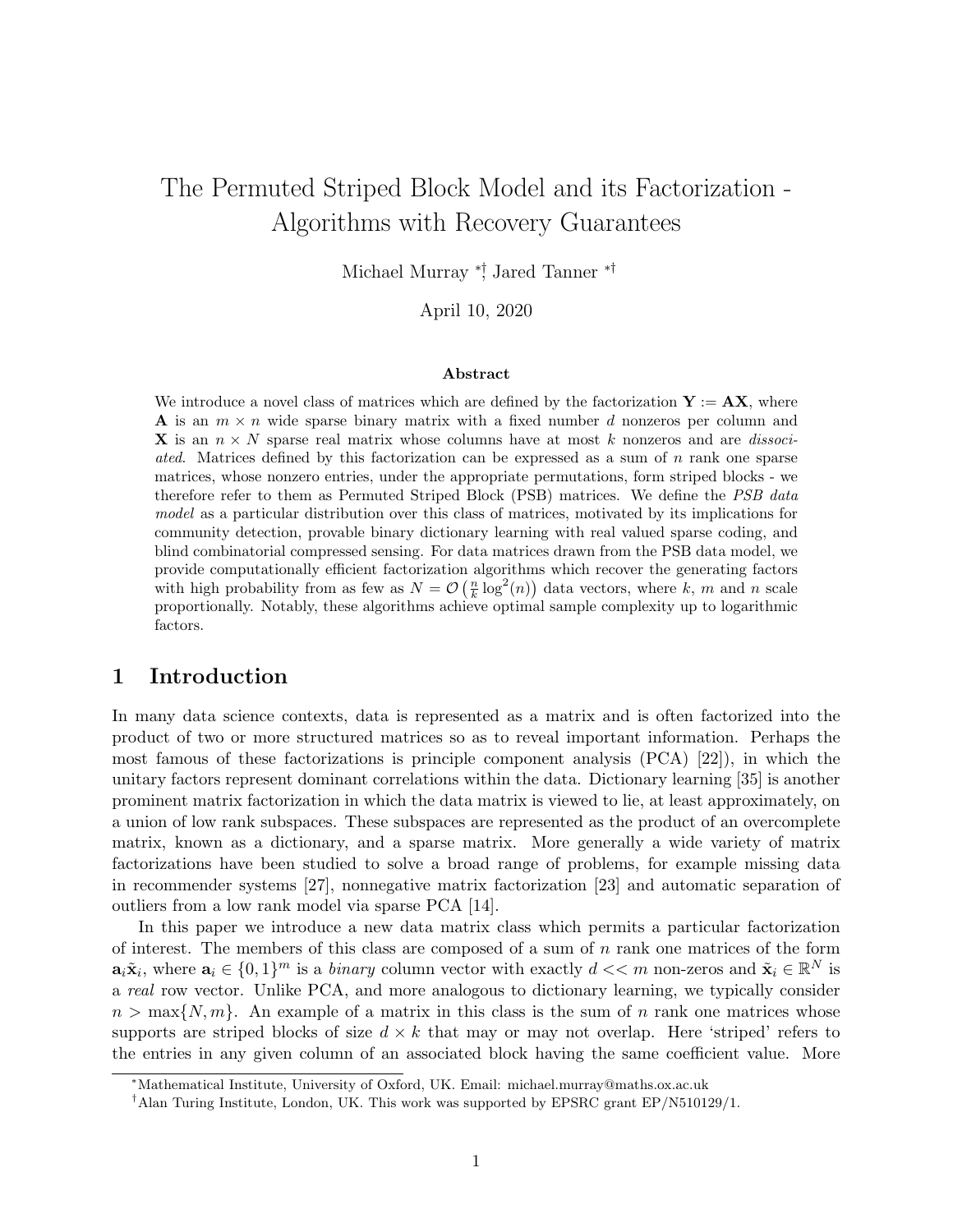# The Permuted Striped Block Model and its Factorization - Algorithms with Recovery Guarantees

Michael Murray [*,†], Jared Tanner [*,†]

April 10, 2020

### Abstract

We introduce a novel class of matrices which are defined by the factorization $\mathbf{Y} := \mathbf{A}\mathbf{X}$, where $\mathbf{A}$ is an $m \times n$ wide sparse binary matrix with a fixed number $d$ nonzeros per column and $\mathbf{X}$ is an $n \times N$ sparse real matrix whose columns have at most $k$ nonzeros and are *dissociated*. Matrices defined by this factorization can be expressed as a sum of $n$ rank one sparse matrices, whose nonzero entries, under the appropriate permutations, form striped blocks - we therefore refer to them as Permuted Striped Block (PSB) matrices. We define the *PSB data model* as a particular distribution over this class of matrices, motivated by its implications for community detection, provable binary dictionary learning with real valued sparse coding, and blind combinatorial compressed sensing. For data matrices drawn from the PSB data model, we provide computationally efficient factorization algorithms which recover the generating factors with high probability from as few as $N = \mathcal{O}\left(\frac{n}{k}\log^2(n)\right)$ data vectors, where $k$, $m$ and $n$ scale proportionally. Notably, these algorithms achieve optimal sample complexity up to logarithmic factors.

## 1 Introduction

In many data science contexts, data is represented as a matrix and is often factorized into the product of two or more structured matrices so as to reveal important information. Perhaps the most famous of these factorizations is principle component analysis (PCA) [22]), in which the unitary factors represent dominant correlations within the data. Dictionary learning [35] is another prominent matrix factorization in which the data matrix is viewed to lie, at least approximately, on a union of low rank subspaces. These subspaces are represented as the product of an overcomplete matrix, known as a dictionary, and a sparse matrix. More generally a wide variety of matrix factorizations have been studied to solve a broad range of problems, for example missing data in recommender systems [27], nonnegative matrix factorization [23] and automatic separation of outliers from a low rank model via sparse PCA [14].

In this paper we introduce a new data matrix class which permits a particular factorization of interest. The members of this class are composed of a sum of $n$ rank one matrices of the form $\mathbf{a}_i\tilde{\mathbf{x}}_i$, where $\mathbf{a}_i \in \{0,1\}^m$ is a *binary* column vector with exactly $d << m$ non-zeros and $\tilde{\mathbf{x}}_i \in \mathbb{R}^N$ is a *real* row vector. Unlike PCA, and more analogous to dictionary learning, we typically consider $n > \max\{N, m\}$. An example of a matrix in this class is the sum of $n$ rank one matrices whose supports are striped blocks of size $d \times k$ that may or may not overlap. Here 'striped' refers to the entries in any given column of an associated block having the same coefficient value. More

[*]Mathematical Institute, University of Oxford, UK. Email: michael.murray@maths.ox.ac.uk

[†]Alan Turing Institute, London, UK. This work was supported by EPSRC grant EP/N510129/1.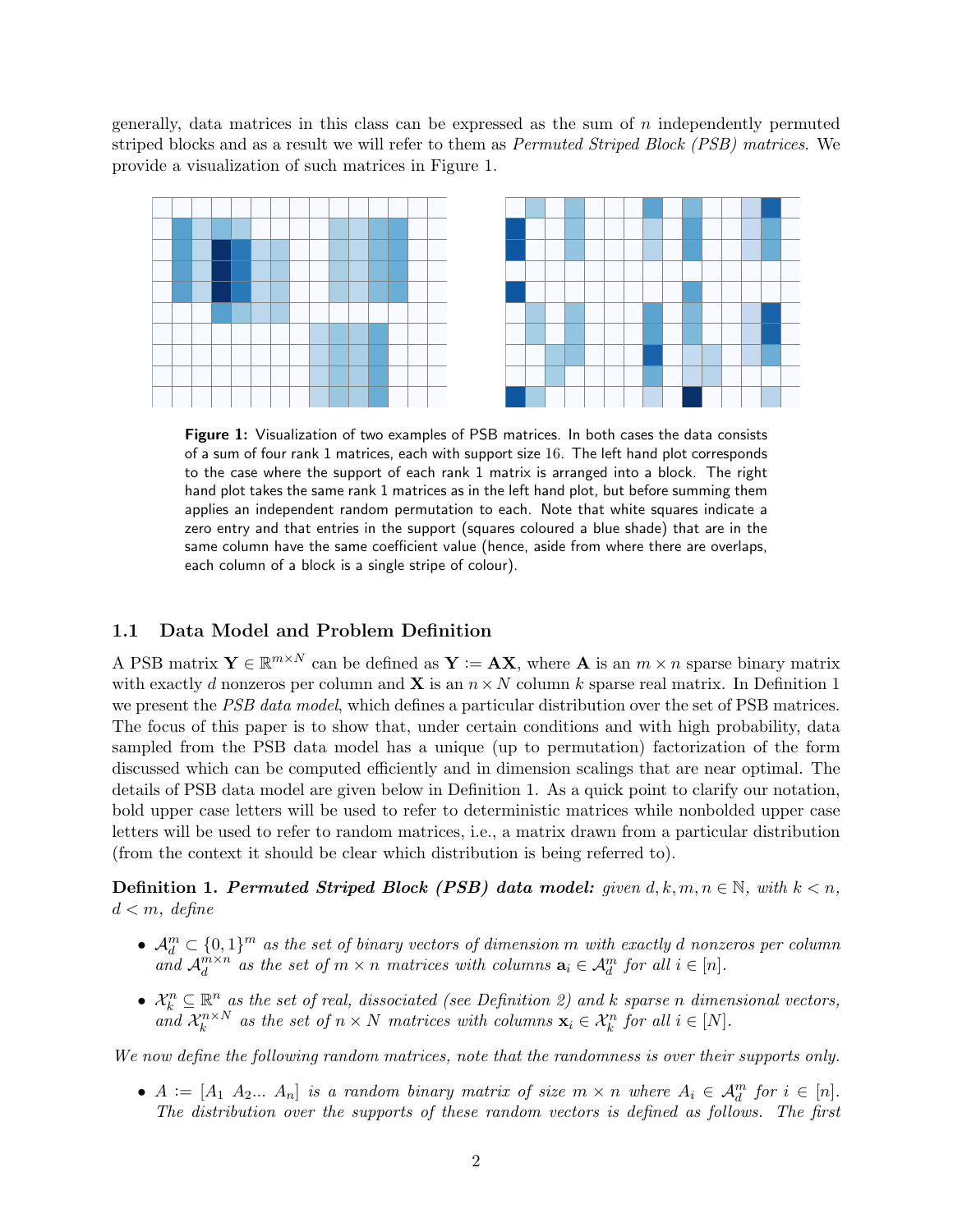generally, data matrices in this class can be expressed as the sum of $n$ independently permuted striped blocks and as a result we will refer to them as *Permuted Striped Block (PSB) matrices*. We provide a visualization of such matrices in Figure 1.

**Figure 1:** Visualization of two examples of PSB matrices. In both cases the data consists of a sum of four rank 1 matrices, each with support size 16. The left hand plot corresponds to the case where the support of each rank 1 matrix is arranged into a block. The right hand plot takes the same rank 1 matrices as in the left hand plot, but before summing them applies an independent random permutation to each. Note that white squares indicate a zero entry and that entries in the support (squares coloured a blue shade) that are in the same column have the same coefficient value (hence, aside from where there are overlaps, each column of a block is a single stripe of colour).

### 1.1 Data Model and Problem Definition

A PSB matrix $\mathbf{Y} \in \mathbb{R}^{m \times N}$ can be defined as $\mathbf{Y} := \mathbf{AX}$, where $\mathbf{A}$ is an $m \times n$ sparse binary matrix with exactly $d$ nonzeros per column and $\mathbf{X}$ is an $n \times N$ column $k$ sparse real matrix. In Definition 1 we present the *PSB data model*, which defines a particular distribution over the set of PSB matrices. The focus of this paper is to show that, under certain conditions and with high probability, data sampled from the PSB data model has a unique (up to permutation) factorization of the form discussed which can be computed efficiently and in dimension scalings that are near optimal. The details of PSB data model are given below in Definition 1. As a quick point to clarify our notation, bold upper case letters will be used to refer to deterministic matrices while nonbolded upper case letters will be used to refer to random matrices, i.e., a matrix drawn from a particular distribution (from the context it should be clear which distribution is being referred to).

**Definition 1.** ***Permuted Striped Block (PSB) data model:*** *given $d, k, m, n \in \mathbb{N}$, with $k < n$, $d < m$, define*

- *$\mathcal{A}_d^m \subset \{0,1\}^m$ as the set of binary vectors of dimension $m$ with exactly $d$ nonzeros per column and $\mathcal{A}_d^{m \times n}$ as the set of $m \times n$ matrices with columns $\mathbf{a}_i \in \mathcal{A}_d^m$ for all $i \in [n]$.*
- *$\mathcal{X}_k^n \subseteq \mathbb{R}^n$ as the set of real, dissociated (see Definition 2) and $k$ sparse $n$ dimensional vectors, and $\mathcal{X}_k^{n \times N}$ as the set of $n \times N$ matrices with columns $\mathbf{x}_i \in \mathcal{X}_k^n$ for all $i \in [N]$.*

*We now define the following random matrices, note that the randomness is over their supports only.*

- *$A := [A_1 \ A_2 ... \ A_n]$ is a random binary matrix of size $m \times n$ where $A_i \in \mathcal{A}_d^m$ for $i \in [n]$. The distribution over the supports of these random vectors is defined as follows. The first*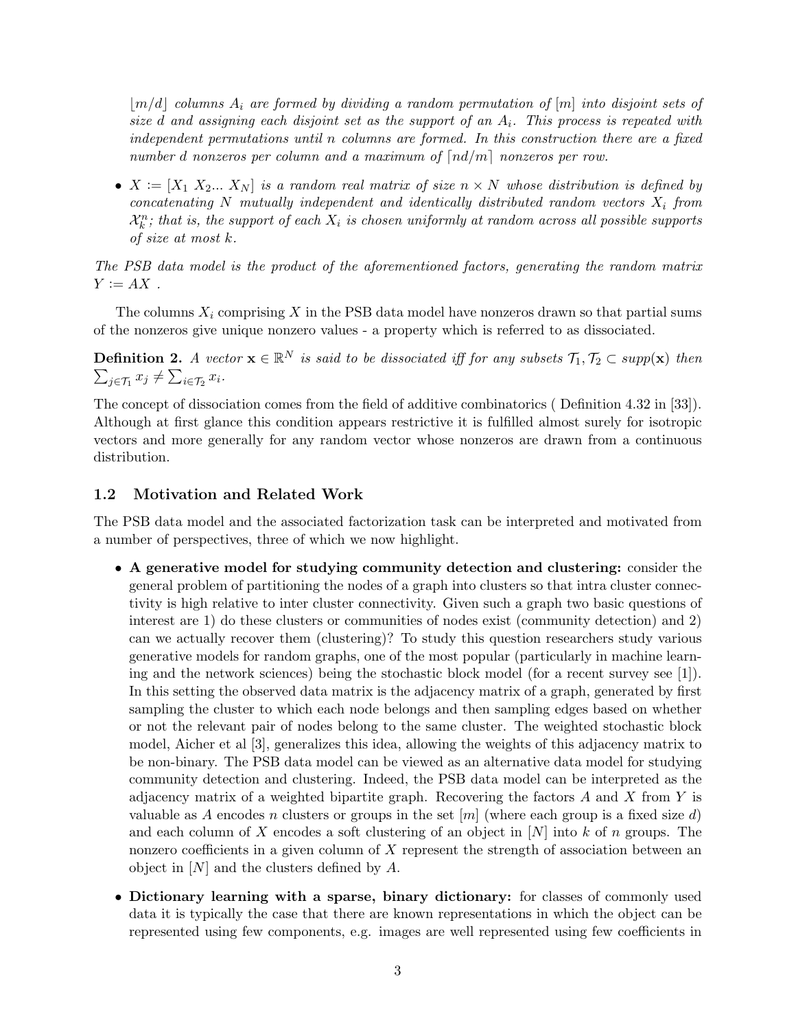*$\lfloor m/d \rfloor$ columns $A_i$ are formed by dividing a random permutation of $[m]$ into disjoint sets of size $d$ and assigning each disjoint set as the support of an $A_i$. This process is repeated with independent permutations until $n$ columns are formed. In this construction there are a fixed number $d$ nonzeros per column and a maximum of $\lceil nd/m \rceil$ nonzeros per row.*

- *$X := [X_1\ X_2 ...\ X_N]$ is a random real matrix of size $n \times N$ whose distribution is defined by concatenating $N$ mutually independent and identically distributed random vectors $X_i$ from $\mathcal{X}_k^n$; that is, the support of each $X_i$ is chosen uniformly at random across all possible supports of size at most $k$.*

*The PSB data model is the product of the aforementioned factors, generating the random matrix $Y := AX$ .*

The columns $X_i$ comprising $X$ in the PSB data model have nonzeros drawn so that partial sums of the nonzeros give unique nonzero values - a property which is referred to as dissociated.

**Definition 2.** *A vector $\mathbf{x} \in \mathbb{R}^N$ is said to be dissociated iff for any subsets $\mathcal{T}_1, \mathcal{T}_2 \subset supp(\mathbf{x})$ then $\sum_{j\in\mathcal{T}_1} x_j \neq \sum_{i\in\mathcal{T}_2} x_i$.*

The concept of dissociation comes from the field of additive combinatorics ( Definition 4.32 in [33]). Although at first glance this condition appears restrictive it is fulfilled almost surely for isotropic vectors and more generally for any random vector whose nonzeros are drawn from a continuous distribution.

### 1.2 Motivation and Related Work

The PSB data model and the associated factorization task can be interpreted and motivated from a number of perspectives, three of which we now highlight.

- **A generative model for studying community detection and clustering:** consider the general problem of partitioning the nodes of a graph into clusters so that intra cluster connectivity is high relative to inter cluster connectivity. Given such a graph two basic questions of interest are 1) do these clusters or communities of nodes exist (community detection) and 2) can we actually recover them (clustering)? To study this question researchers study various generative models for random graphs, one of the most popular (particularly in machine learning and the network sciences) being the stochastic block model (for a recent survey see [1]). In this setting the observed data matrix is the adjacency matrix of a graph, generated by first sampling the cluster to which each node belongs and then sampling edges based on whether or not the relevant pair of nodes belong to the same cluster. The weighted stochastic block model, Aicher et al [3], generalizes this idea, allowing the weights of this adjacency matrix to be non-binary. The PSB data model can be viewed as an alternative data model for studying community detection and clustering. Indeed, the PSB data model can be interpreted as the adjacency matrix of a weighted bipartite graph. Recovering the factors $A$ and $X$ from $Y$ is valuable as $A$ encodes $n$ clusters or groups in the set $[m]$ (where each group is a fixed size $d$) and each column of $X$ encodes a soft clustering of an object in $[N]$ into $k$ of $n$ groups. The nonzero coefficients in a given column of $X$ represent the strength of association between an object in $[N]$ and the clusters defined by $A$.

- **Dictionary learning with a sparse, binary dictionary:** for classes of commonly used data it is typically the case that there are known representations in which the object can be represented using few components, e.g. images are well represented using few coefficients in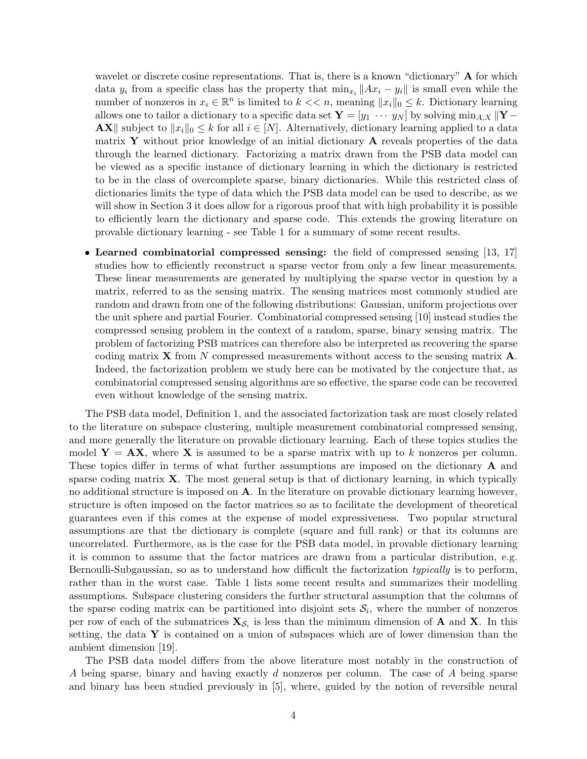wavelet or discrete cosine representations. That is, there is a known "dictionary" $\mathbf{A}$ for which data $y_i$ from a specific class has the property that $\min_{x_i} \|Ax_i - y_i\|$ is small even while the number of nonzeros in $x_i \in \mathbb{R}^n$ is limited to $k << n$, meaning $\|x_i\|_0 \leq k$. Dictionary learning allows one to tailor a dictionary to a specific data set $\mathbf{Y} = [y_1 \; \cdots \; y_N]$ by solving $\min_{A,X} \|\mathbf{Y} - \mathbf{AX}\|$ subject to $\|x_i\|_0 \leq k$ for all $i \in [N]$. Alternatively, dictionary learning applied to a data matrix $\mathbf{Y}$ without prior knowledge of an initial dictionary $\mathbf{A}$ reveals properties of the data through the learned dictionary. Factorizing a matrix drawn from the PSB data model can be viewed as a specific instance of dictionary learning in which the dictionary is restricted to be in the class of overcomplete sparse, binary dictionaries. While this restricted class of dictionaries limits the type of data which the PSB data model can be used to describe, as we will show in Section 3 it does allow for a rigorous proof that with high probability it is possible to efficiently learn the dictionary and sparse code. This extends the growing literature on provable dictionary learning - see Table 1 for a summary of some recent results.

- **Learned combinatorial compressed sensing:** the field of compressed sensing [13, 17] studies how to efficiently reconstruct a sparse vector from only a few linear measurements. These linear measurements are generated by multiplying the sparse vector in question by a matrix, referred to as the sensing matrix. The sensing matrices most commonly studied are random and drawn from one of the following distributions: Gaussian, uniform projections over the unit sphere and partial Fourier. Combinatorial compressed sensing [10] instead studies the compressed sensing problem in the context of a random, sparse, binary sensing matrix. The problem of factorizing PSB matrices can therefore also be interpreted as recovering the sparse coding matrix $\mathbf{X}$ from $N$ compressed measurements without access to the sensing matrix $\mathbf{A}$. Indeed, the factorization problem we study here can be motivated by the conjecture that, as combinatorial compressed sensing algorithms are so effective, the sparse code can be recovered even without knowledge of the sensing matrix.

The PSB data model, Definition 1, and the associated factorization task are most closely related to the literature on subspace clustering, multiple measurement combinatorial compressed sensing, and more generally the literature on provable dictionary learning. Each of these topics studies the model $\mathbf{Y} = \mathbf{AX}$, where $\mathbf{X}$ is assumed to be a sparse matrix with up to $k$ nonzeros per column. These topics differ in terms of what further assumptions are imposed on the dictionary $\mathbf{A}$ and sparse coding matrix $\mathbf{X}$. The most general setup is that of dictionary learning, in which typically no additional structure is imposed on $\mathbf{A}$. In the literature on provable dictionary learning however, structure is often imposed on the factor matrices so as to facilitate the development of theoretical guarantees even if this comes at the expense of model expressiveness. Two popular structural assumptions are that the dictionary is complete (square and full rank) or that its columns are uncorrelated. Furthermore, as is the case for the PSB data model, in provable dictionary learning it is common to assume that the factor matrices are drawn from a particular distribution, e.g. Bernoulli-Subgaussian, so as to understand how difficult the factorization *typically* is to perform, rather than in the worst case. Table 1 lists some recent results and summarizes their modelling assumptions. Subspace clustering considers the further structural assumption that the columns of the sparse coding matrix can be partitioned into disjoint sets $\mathcal{S}_i$, where the number of nonzeros per row of each of the submatrices $\mathbf{X}_{\mathcal{S}_i}$ is less than the minimum dimension of $\mathbf{A}$ and $\mathbf{X}$. In this setting, the data $\mathbf{Y}$ is contained on a union of subspaces which are of lower dimension than the ambient dimension [19].

The PSB data model differs from the above literature most notably in the construction of $A$ being sparse, binary and having exactly $d$ nonzeros per column. The case of $A$ being sparse and binary has been studied previously in [5], where, guided by the notion of reversible neural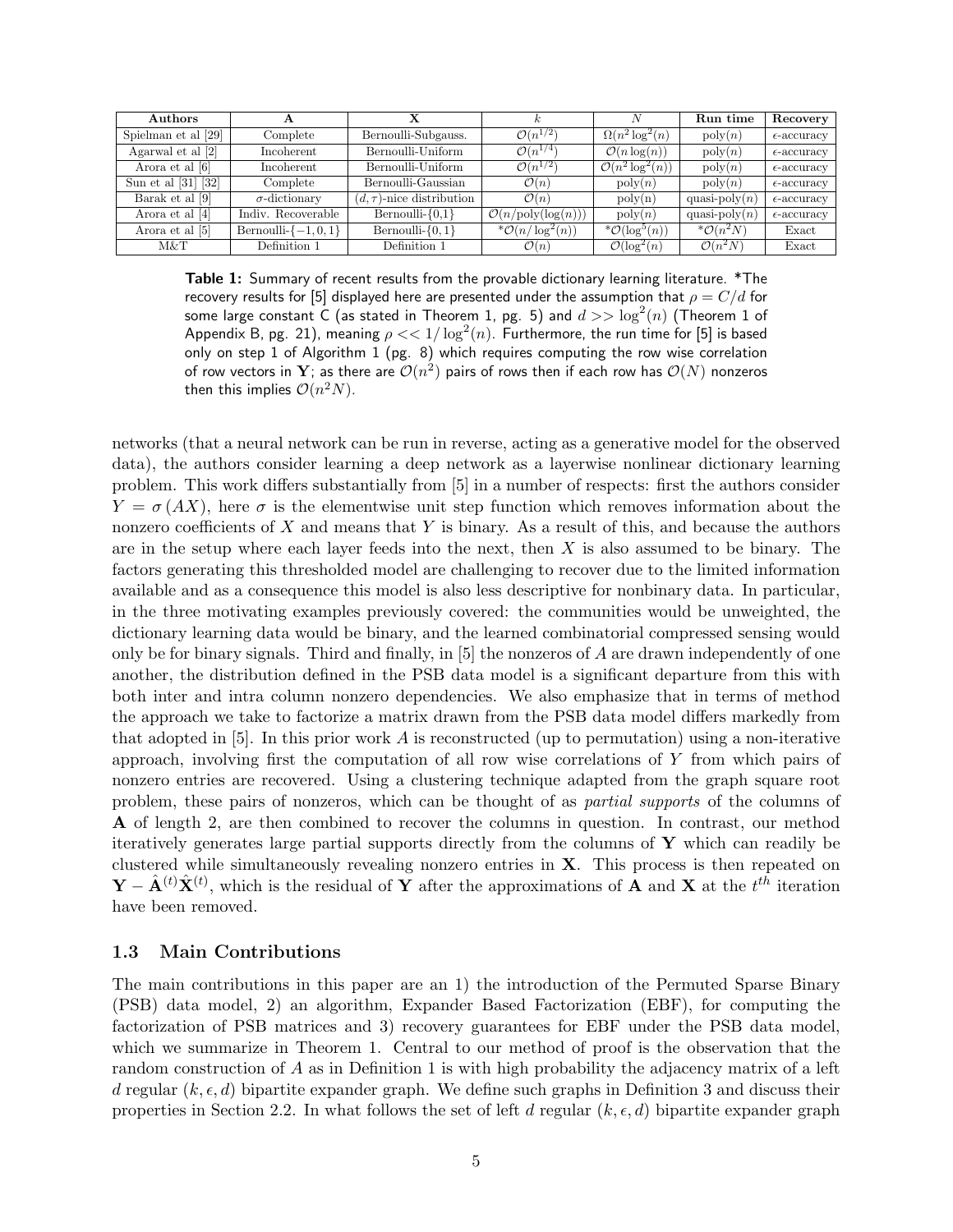| Authors | A | X | $k$ | $N$ | Run time | Recovery |
|---|---|---|---|---|---|---|
| Spielman et al [29] | Complete | Bernoulli-Subgauss. | $\mathcal{O}(n^{1/2})$ | $\Omega(n^2 \log^2(n))$ | poly$(n)$ | $\epsilon$-accuracy |
| Agarwal et al [2] | Incoherent | Bernoulli-Uniform | $\mathcal{O}(n^{1/4})$ | $\mathcal{O}(n \log(n))$ | poly$(n)$ | $\epsilon$-accuracy |
| Arora et al [6] | Incoherent | Bernoulli-Uniform | $\mathcal{O}(n^{1/2})$ | $\mathcal{O}(n^2 \log^2(n))$ | poly$(n)$ | $\epsilon$-accuracy |
| Sun et al [31] [32] | Complete | Bernoulli-Gaussian | $\mathcal{O}(n)$ | poly$(n)$ | poly$(n)$ | $\epsilon$-accuracy |
| Barak et al [9] | $\sigma$-dictionary | $(d,\tau)$-nice distribution | $\mathcal{O}(n)$ | poly(n) | quasi-poly$(n)$ | $\epsilon$-accuracy |
| Arora et al [4] | Indiv. Recoverable | Bernoulli-{0,1} | $\mathcal{O}(n/\text{poly}(\log(n)))$ | poly$(n)$ | quasi-poly$(n)$ | $\epsilon$-accuracy |
| Arora et al [5] | Bernoulli-$\{-1,0,1\}$ | Bernoulli-$\{0,1\}$ | $^*\mathcal{O}(n/\log^2(n))$ | $^*\mathcal{O}(\log^5(n))$ | $^*\mathcal{O}(n^2 N)$ | Exact |
| M&T | Definition 1 | Definition 1 | $\mathcal{O}(n)$ | $\mathcal{O}(\log^2(n))$ | $\mathcal{O}(n^2 N)$ | Exact |

**Table 1:** Summary of recent results from the provable dictionary learning literature. *The recovery results for [5] displayed here are presented under the assumption that $\rho = C/d$ for some large constant C (as stated in Theorem 1, pg. 5) and $d >> \log^2(n)$ (Theorem 1 of Appendix B, pg. 21), meaning $\rho << 1/\log^2(n)$. Furthermore, the run time for [5] is based only on step 1 of Algorithm 1 (pg. 8) which requires computing the row wise correlation of row vectors in $\mathbf{Y}$; as there are $\mathcal{O}(n^2)$ pairs of rows then if each row has $\mathcal{O}(N)$ nonzeros then this implies $\mathcal{O}(n^2 N)$.

networks (that a neural network can be run in reverse, acting as a generative model for the observed data), the authors consider learning a deep network as a layerwise nonlinear dictionary learning problem. This work differs substantially from [5] in a number of respects: first the authors consider $Y = \sigma(AX)$, here $\sigma$ is the elementwise unit step function which removes information about the nonzero coefficients of $X$ and means that $Y$ is binary. As a result of this, and because the authors are in the setup where each layer feeds into the next, then $X$ is also assumed to be binary. The factors generating this thresholded model are challenging to recover due to the limited information available and as a consequence this model is also less descriptive for nonbinary data. In particular, in the three motivating examples previously covered: the communities would be unweighted, the dictionary learning data would be binary, and the learned combinatorial compressed sensing would only be for binary signals. Third and finally, in [5] the nonzeros of $A$ are drawn independently of one another, the distribution defined in the PSB data model is a significant departure from this with both inter and intra column nonzero dependencies. We also emphasize that in terms of method the approach we take to factorize a matrix drawn from the PSB data model differs markedly from that adopted in [5]. In this prior work $A$ is reconstructed (up to permutation) using a non-iterative approach, involving first the computation of all row wise correlations of $Y$ from which pairs of nonzero entries are recovered. Using a clustering technique adapted from the graph square root problem, these pairs of nonzeros, which can be thought of as *partial supports* of the columns of $\mathbf{A}$ of length 2, are then combined to recover the columns in question. In contrast, our method iteratively generates large partial supports directly from the columns of $\mathbf{Y}$ which can readily be clustered while simultaneously revealing nonzero entries in $\mathbf{X}$. This process is then repeated on $\mathbf{Y} - \hat{\mathbf{A}}^{(t)}\hat{\mathbf{X}}^{(t)}$, which is the residual of $\mathbf{Y}$ after the approximations of $\mathbf{A}$ and $\mathbf{X}$ at the $t^{th}$ iteration have been removed.

### 1.3 Main Contributions

The main contributions in this paper are an 1) the introduction of the Permuted Sparse Binary (PSB) data model, 2) an algorithm, Expander Based Factorization (EBF), for computing the factorization of PSB matrices and 3) recovery guarantees for EBF under the PSB data model, which we summarize in Theorem 1. Central to our method of proof is the observation that the random construction of $A$ as in Definition 1 is with high probability the adjacency matrix of a left $d$ regular $(k, \epsilon, d)$ bipartite expander graph. We define such graphs in Definition 3 and discuss their properties in Section 2.2. In what follows the set of left $d$ regular $(k, \epsilon, d)$ bipartite expander graph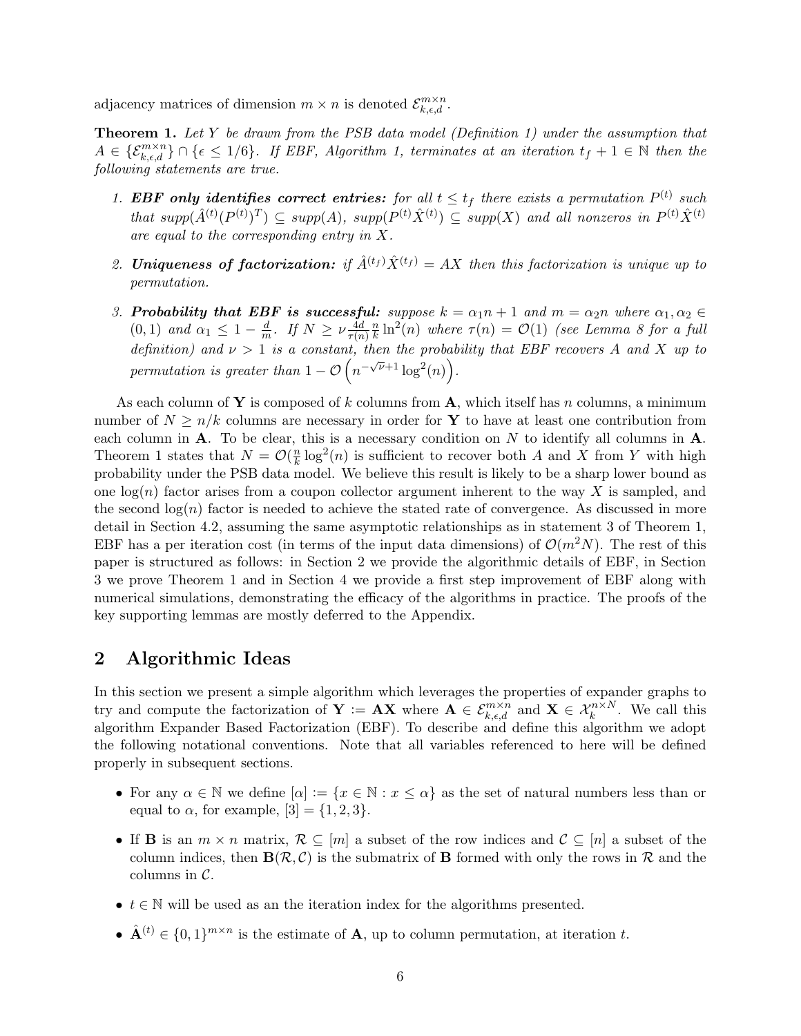adjacency matrices of dimension $m \times n$ is denoted $\mathcal{E}_{k,\epsilon,d}^{m\times n}$.

**Theorem 1.** *Let $Y$ be drawn from the PSB data model (Definition 1) under the assumption that $A \in \{\mathcal{E}_{k,\epsilon,d}^{m\times n}\} \cap \{\epsilon \leq 1/6\}$. If EBF, Algorithm 1, terminates at an iteration $t_f + 1 \in \mathbb{N}$ then the following statements are true.*

1. ***EBF only identifies correct entries:*** *for all $t \leq t_f$ there exists a permutation $P^{(t)}$ such that $supp(\hat{A}^{(t)}(P^{(t)})^T) \subseteq supp(A)$, $supp(P^{(t)}\hat{X}^{(t)}) \subseteq supp(X)$ and all nonzeros in $P^{(t)}\hat{X}^{(t)}$ are equal to the corresponding entry in $X$.*
2. ***Uniqueness of factorization:*** *if $\hat{A}^{(t_f)}\hat{X}^{(t_f)} = AX$ then this factorization is unique up to permutation.*
3. ***Probability that EBF is successful:*** *suppose $k = \alpha_1 n + 1$ and $m = \alpha_2 n$ where $\alpha_1, \alpha_2 \in (0,1)$ and $\alpha_1 \leq 1 - \frac{d}{m}$. If $N \geq \nu \frac{4d}{\tau(n)} \frac{n}{k} \ln^2(n)$ where $\tau(n) = \mathcal{O}(1)$ (see Lemma 8 for a full definition) and $\nu > 1$ is a constant, then the probability that EBF recovers $A$ and $X$ up to permutation is greater than $1 - \mathcal{O}\left(n^{-\sqrt{\nu}+1}\log^2(n)\right)$.*

As each column of $\mathbf{Y}$ is composed of $k$ columns from $\mathbf{A}$, which itself has $n$ columns, a minimum number of $N \geq n/k$ columns are necessary in order for $\mathbf{Y}$ to have at least one contribution from each column in $\mathbf{A}$. To be clear, this is a necessary condition on $N$ to identify all columns in $\mathbf{A}$. Theorem 1 states that $N = \mathcal{O}(\frac{n}{k}\log^2(n)$ is sufficient to recover both $A$ and $X$ from $Y$ with high probability under the PSB data model. We believe this result is likely to be a sharp lower bound as one $\log(n)$ factor arises from a coupon collector argument inherent to the way $X$ is sampled, and the second $\log(n)$ factor is needed to achieve the stated rate of convergence. As discussed in more detail in Section 4.2, assuming the same asymptotic relationships as in statement 3 of Theorem 1, EBF has a per iteration cost (in terms of the input data dimensions) of $\mathcal{O}(m^2 N)$. The rest of this paper is structured as follows: in Section 2 we provide the algorithmic details of EBF, in Section 3 we prove Theorem 1 and in Section 4 we provide a first step improvement of EBF along with numerical simulations, demonstrating the efficacy of the algorithms in practice. The proofs of the key supporting lemmas are mostly deferred to the Appendix.

## 2 Algorithmic Ideas

In this section we present a simple algorithm which leverages the properties of expander graphs to try and compute the factorization of $\mathbf{Y} := \mathbf{AX}$ where $\mathbf{A} \in \mathcal{E}_{k,\epsilon,d}^{m\times n}$ and $\mathbf{X} \in \mathcal{X}_k^{n\times N}$. We call this algorithm Expander Based Factorization (EBF). To describe and define this algorithm we adopt the following notational conventions. Note that all variables referenced to here will be defined properly in subsequent sections.

- For any $\alpha \in \mathbb{N}$ we define $[\alpha] := \{x \in \mathbb{N} : x \leq \alpha\}$ as the set of natural numbers less than or equal to $\alpha$, for example, $[3] = \{1, 2, 3\}$.
- If $\mathbf{B}$ is an $m \times n$ matrix, $\mathcal{R} \subseteq [m]$ a subset of the row indices and $\mathcal{C} \subseteq [n]$ a subset of the column indices, then $\mathbf{B}(\mathcal{R}, \mathcal{C})$ is the submatrix of $\mathbf{B}$ formed with only the rows in $\mathcal{R}$ and the columns in $\mathcal{C}$.
- $t \in \mathbb{N}$ will be used as an the iteration index for the algorithms presented.
- $\hat{\mathbf{A}}^{(t)} \in \{0,1\}^{m\times n}$ is the estimate of $\mathbf{A}$, up to column permutation, at iteration $t$.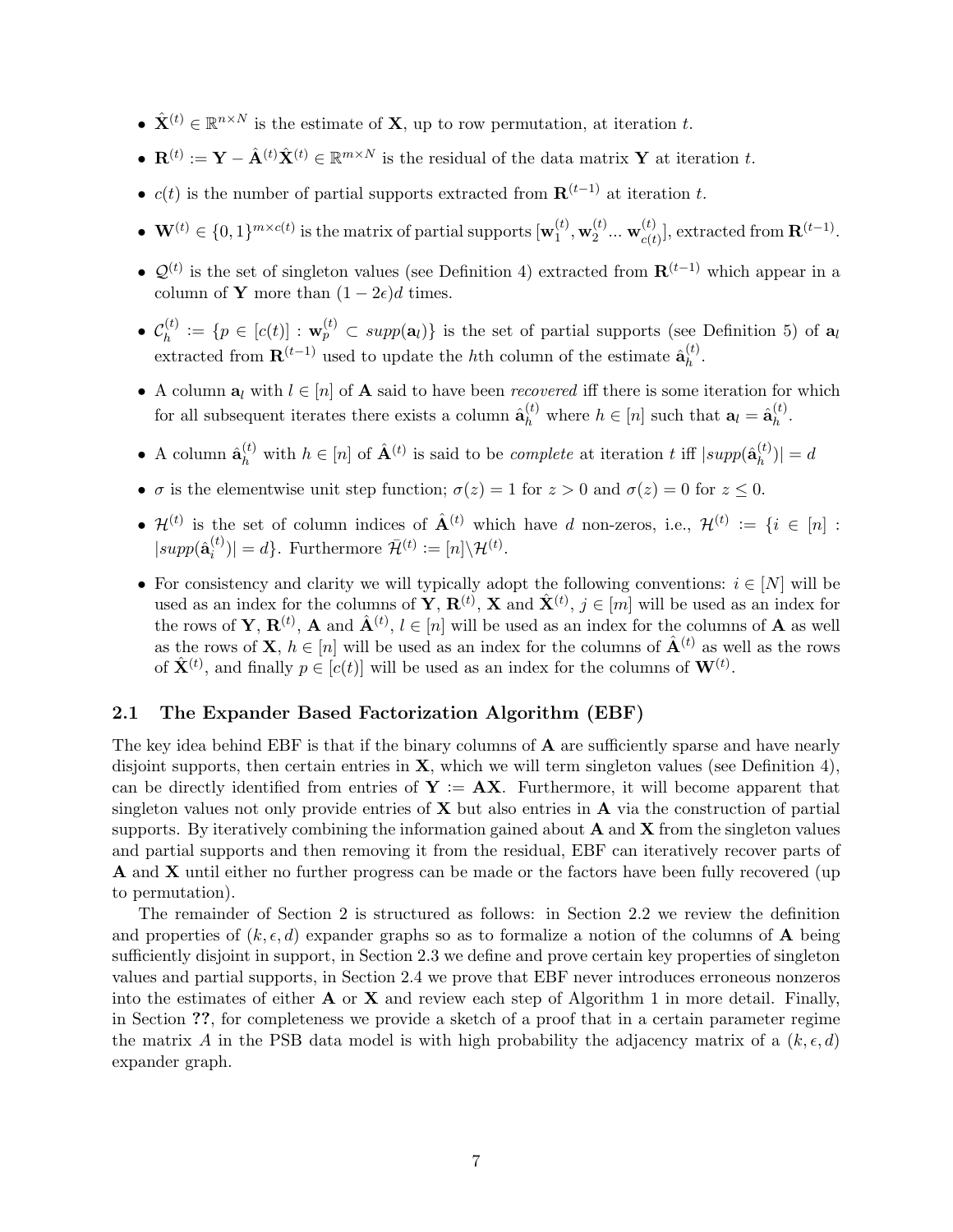- $\hat{\mathbf{X}}^{(t)} \in \mathbb{R}^{n \times N}$ is the estimate of $\mathbf{X}$, up to row permutation, at iteration $t$.
- $\mathbf{R}^{(t)} := \mathbf{Y} - \hat{\mathbf{A}}^{(t)}\hat{\mathbf{X}}^{(t)} \in \mathbb{R}^{m \times N}$ is the residual of the data matrix $\mathbf{Y}$ at iteration $t$.
- $c(t)$ is the number of partial supports extracted from $\mathbf{R}^{(t-1)}$ at iteration $t$.
- $\mathbf{W}^{(t)} \in \{0,1\}^{m \times c(t)}$ is the matrix of partial supports $[\mathbf{w}_1^{(t)}, \mathbf{w}_2^{(t)} ... \mathbf{w}_{c(t)}^{(t)}]$, extracted from $\mathbf{R}^{(t-1)}$.
- $\mathcal{Q}^{(t)}$ is the set of singleton values (see Definition 4) extracted from $\mathbf{R}^{(t-1)}$ which appear in a column of $\mathbf{Y}$ more than $(1-2\epsilon)d$ times.
- $\mathcal{C}_h^{(t)} := \{p \in [c(t)] : \mathbf{w}_p^{(t)} \subset supp(\mathbf{a}_l)\}$ is the set of partial supports (see Definition 5) of $\mathbf{a}_l$ extracted from $\mathbf{R}^{(t-1)}$ used to update the $h$th column of the estimate $\hat{\mathbf{a}}_h^{(t)}$.
- A column $\mathbf{a}_l$ with $l \in [n]$ of $\mathbf{A}$ said to have been *recovered* iff there is some iteration for which for all subsequent iterates there exists a column $\hat{\mathbf{a}}_h^{(t)}$ where $h \in [n]$ such that $\mathbf{a}_l = \hat{\mathbf{a}}_h^{(t)}$.
- A column $\hat{\mathbf{a}}_h^{(t)}$ with $h \in [n]$ of $\hat{\mathbf{A}}^{(t)}$ is said to be *complete* at iteration $t$ iff $|supp(\hat{\mathbf{a}}_h^{(t)})| = d$
- $\sigma$ is the elementwise unit step function; $\sigma(z) = 1$ for $z > 0$ and $\sigma(z) = 0$ for $z \leq 0$.
- $\mathcal{H}^{(t)}$ is the set of column indices of $\hat{\mathbf{A}}^{(t)}$ which have $d$ non-zeros, i.e., $\mathcal{H}^{(t)} := \{i \in [n] : |supp(\hat{\mathbf{a}}_i^{(t)})| = d\}$. Furthermore $\bar{\mathcal{H}}^{(t)} := [n] \backslash \mathcal{H}^{(t)}$.
- For consistency and clarity we will typically adopt the following conventions: $i \in [N]$ will be used as an index for the columns of $\mathbf{Y}$, $\mathbf{R}^{(t)}$, $\mathbf{X}$ and $\hat{\mathbf{X}}^{(t)}$, $j \in [m]$ will be used as an index for the rows of $\mathbf{Y}$, $\mathbf{R}^{(t)}$, $\mathbf{A}$ and $\hat{\mathbf{A}}^{(t)}$, $l \in [n]$ will be used as an index for the columns of $\mathbf{A}$ as well as the rows of $\mathbf{X}$, $h \in [n]$ will be used as an index for the columns of $\hat{\mathbf{A}}^{(t)}$ as well as the rows of $\hat{\mathbf{X}}^{(t)}$, and finally $p \in [c(t)]$ will be used as an index for the columns of $\mathbf{W}^{(t)}$.

## 2.1 The Expander Based Factorization Algorithm (EBF)

The key idea behind EBF is that if the binary columns of $\mathbf{A}$ are sufficiently sparse and have nearly disjoint supports, then certain entries in $\mathbf{X}$, which we will term singleton values (see Definition 4), can be directly identified from entries of $\mathbf{Y} := \mathbf{AX}$. Furthermore, it will become apparent that singleton values not only provide entries of $\mathbf{X}$ but also entries in $\mathbf{A}$ via the construction of partial supports. By iteratively combining the information gained about $\mathbf{A}$ and $\mathbf{X}$ from the singleton values and partial supports and then removing it from the residual, EBF can iteratively recover parts of $\mathbf{A}$ and $\mathbf{X}$ until either no further progress can be made or the factors have been fully recovered (up to permutation).

The remainder of Section 2 is structured as follows: in Section 2.2 we review the definition and properties of $(k, \epsilon, d)$ expander graphs so as to formalize a notion of the columns of $\mathbf{A}$ being sufficiently disjoint in support, in Section 2.3 we define and prove certain key properties of singleton values and partial supports, in Section 2.4 we prove that EBF never introduces erroneous nonzeros into the estimates of either $\mathbf{A}$ or $\mathbf{X}$ and review each step of Algorithm 1 in more detail. Finally, in Section **??**, for completeness we provide a sketch of a proof that in a certain parameter regime the matrix $A$ in the PSB data model is with high probability the adjacency matrix of a $(k, \epsilon, d)$ expander graph.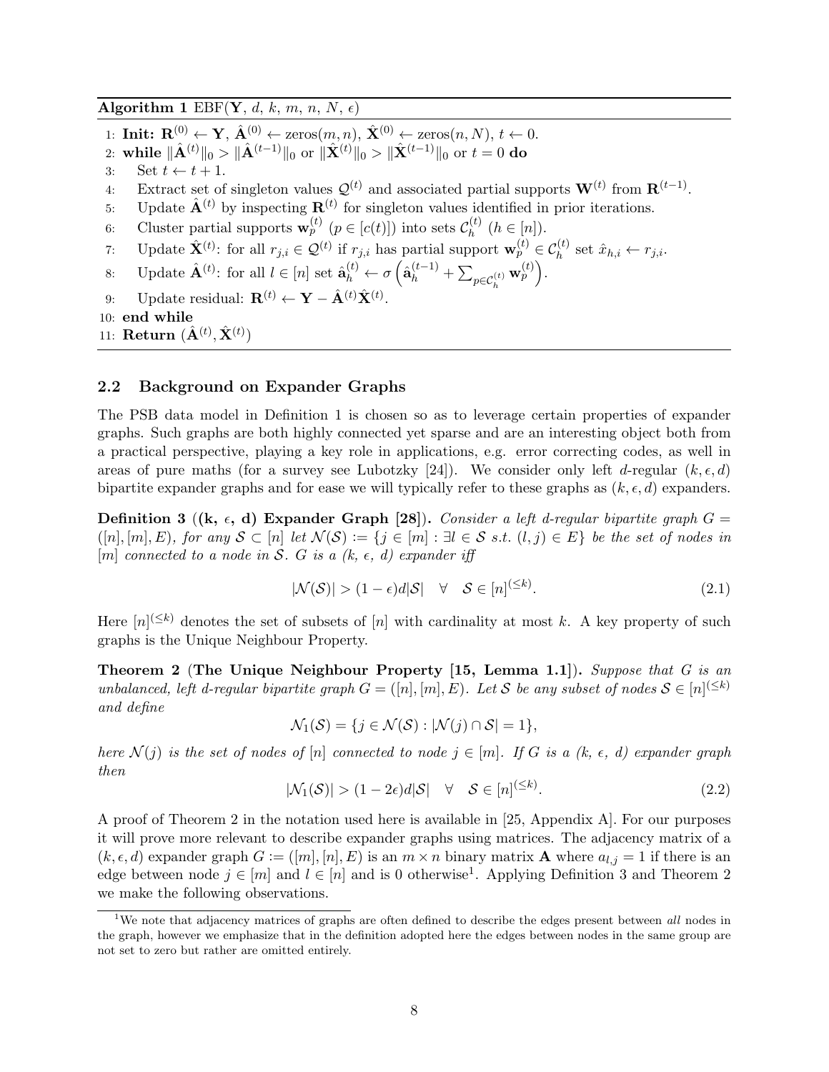**Algorithm 1** EBF($\mathbf{Y}$, $d$, $k$, $m$, $n$, $N$, $\epsilon$)

1: **Init:** $\mathbf{R}^{(0)} \leftarrow \mathbf{Y}$, $\hat{\mathbf{A}}^{(0)} \leftarrow \text{zeros}(m, n)$, $\hat{\mathbf{X}}^{(0)} \leftarrow \text{zeros}(n, N)$, $t \leftarrow 0$.
2: **while** $\|\hat{\mathbf{A}}^{(t)}\|_0 > \|\hat{\mathbf{A}}^{(t-1)}\|_0$ or $\|\hat{\mathbf{X}}^{(t)}\|_0 > \|\hat{\mathbf{X}}^{(t-1)}\|_0$ or $t = 0$ **do**
3: Set $t \leftarrow t + 1$.
4: Extract set of singleton values $\mathcal{Q}^{(t)}$ and associated partial supports $\mathbf{W}^{(t)}$ from $\mathbf{R}^{(t-1)}$.
5: Update $\hat{\mathbf{A}}^{(t)}$ by inspecting $\mathbf{R}^{(t)}$ for singleton values identified in prior iterations.
6: Cluster partial supports $\mathbf{w}_p^{(t)}$ ($p \in [c(t)]$) into sets $\mathcal{C}_h^{(t)}$ ($h \in [n]$).
7: Update $\hat{\mathbf{X}}^{(t)}$: for all $r_{j,i} \in \mathcal{Q}^{(t)}$ if $r_{j,i}$ has partial support $\mathbf{w}_p^{(t)} \in \mathcal{C}_h^{(t)}$ set $\hat{x}_{h,i} \leftarrow r_{j,i}$.
8: Update $\hat{\mathbf{A}}^{(t)}$: for all $l \in [n]$ set $\hat{\mathbf{a}}_h^{(t)} \leftarrow \sigma\left(\hat{\mathbf{a}}_h^{(t-1)} + \sum_{p \in \mathcal{C}_h^{(t)}} \mathbf{w}_p^{(t)}\right)$.
9: Update residual: $\mathbf{R}^{(t)} \leftarrow \mathbf{Y} - \hat{\mathbf{A}}^{(t)}\hat{\mathbf{X}}^{(t)}$.
10: **end while**
11: **Return** $(\hat{\mathbf{A}}^{(t)}, \hat{\mathbf{X}}^{(t)})$

## 2.2 Background on Expander Graphs

The PSB data model in Definition 1 is chosen so as to leverage certain properties of expander graphs. Such graphs are both highly connected yet sparse and are an interesting object both from a practical perspective, playing a key role in applications, e.g. error correcting codes, as well in areas of pure maths (for a survey see Lubotzky [24]). We consider only left $d$-regular $(k, \epsilon, d)$ bipartite expander graphs and for ease we will typically refer to these graphs as $(k, \epsilon, d)$ expanders.

**Definition 3** (**(k, $\epsilon$, d) Expander Graph [28]**)**.** *Consider a left d-regular bipartite graph $G = ([n], [m], E)$, for any $\mathcal{S} \subset [n]$ let $\mathcal{N}(\mathcal{S}) := \{j \in [m] : \exists l \in \mathcal{S} \text{ s.t. } (l, j) \in E\}$ be the set of nodes in $[m]$ connected to a node in $\mathcal{S}$. $G$ is a (k, $\epsilon$, d) expander iff*

$$|\mathcal{N}(\mathcal{S})| > (1 - \epsilon)d|\mathcal{S}| \quad \forall \quad \mathcal{S} \in [n]^{(\leq k)}. \tag{2.1}$$

Here $[n]^{(\leq k)}$ denotes the set of subsets of $[n]$ with cardinality at most $k$. A key property of such graphs is the Unique Neighbour Property.

**Theorem 2** (**The Unique Neighbour Property [15, Lemma 1.1]**)**.** *Suppose that $G$ is an unbalanced, left d-regular bipartite graph $G = ([n], [m], E)$. Let $\mathcal{S}$ be any subset of nodes $\mathcal{S} \in [n]^{(\leq k)}$ and define*

$$\mathcal{N}_1(\mathcal{S}) = \{j \in \mathcal{N}(\mathcal{S}) : |\mathcal{N}(j) \cap \mathcal{S}| = 1\},$$

*here $\mathcal{N}(j)$ is the set of nodes of $[n]$ connected to node $j \in [m]$. If $G$ is a (k, $\epsilon$, d) expander graph then*

$$|\mathcal{N}_1(\mathcal{S})| > (1 - 2\epsilon)d|\mathcal{S}| \quad \forall \quad \mathcal{S} \in [n]^{(\leq k)}. \tag{2.2}$$

A proof of Theorem 2 in the notation used here is available in [25, Appendix A]. For our purposes it will prove more relevant to describe expander graphs using matrices. The adjacency matrix of a $(k, \epsilon, d)$ expander graph $G := ([m], [n], E)$ is an $m \times n$ binary matrix $\mathbf{A}$ where $a_{l,j} = 1$ if there is an edge between node $j \in [m]$ and $l \in [n]$ and is 0 otherwise[1]. Applying Definition 3 and Theorem 2 we make the following observations.

[1] We note that adjacency matrices of graphs are often defined to describe the edges present between *all* nodes in the graph, however we emphasize that in the definition adopted here the edges between nodes in the same group are not set to zero but rather are omitted entirely.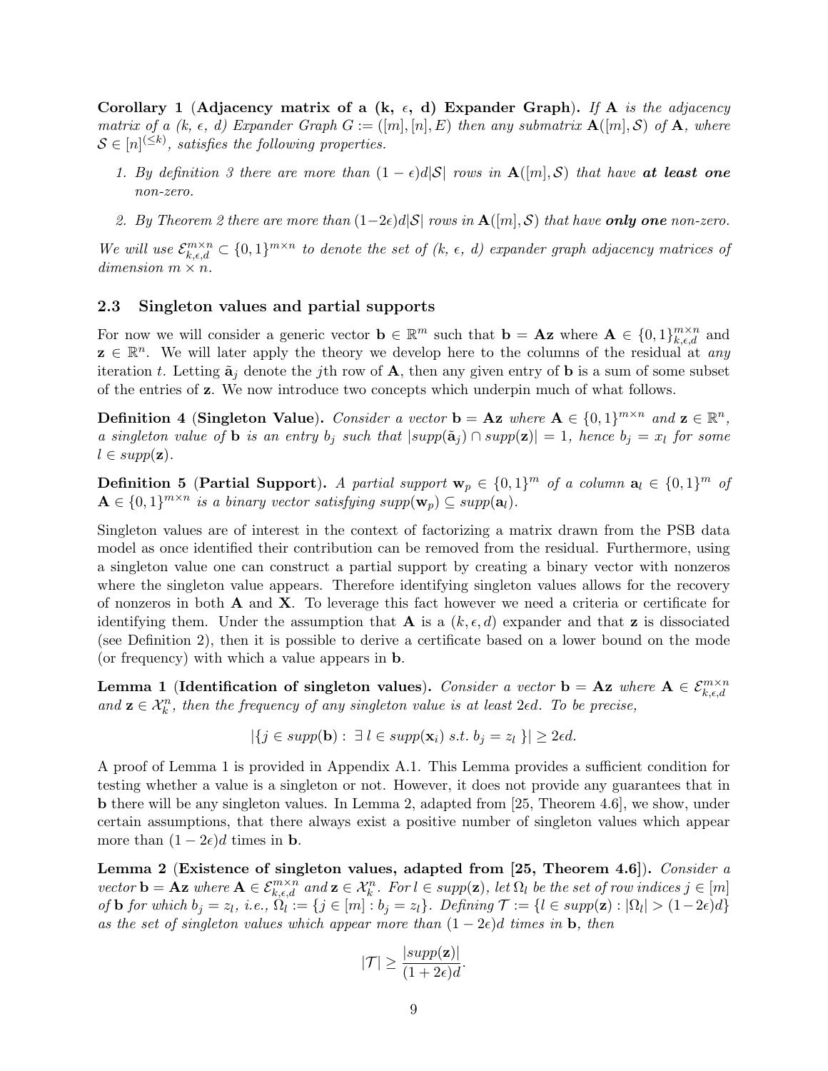**Corollary 1** (**Adjacency matrix of a (k, $\epsilon$, d) Expander Graph**). *If* $\mathbf{A}$ *is the adjacency matrix of a (k, $\epsilon$, d) Expander Graph* $G := ([m],[n],E)$ *then any submatrix* $\mathbf{A}([m],\mathcal{S})$ *of* $\mathbf{A}$*, where* $\mathcal{S} \in [n]^{(\leq k)}$*, satisfies the following properties.*

1. *By definition 3 there are more than* $(1-\epsilon)d|\mathcal{S}|$ *rows in* $\mathbf{A}([m],\mathcal{S})$ *that have* ***at least one*** *non-zero.*
2. *By Theorem 2 there are more than* $(1-2\epsilon)d|\mathcal{S}|$ *rows in* $\mathbf{A}([m],\mathcal{S})$ *that have* ***only one*** *non-zero.*

*We will use* $\mathcal{E}^{m\times n}_{k,\epsilon,d} \subset \{0,1\}^{m\times n}$ *to denote the set of (k, $\epsilon$, d) expander graph adjacency matrices of dimension* $m \times n$*.*

### 2.3 Singleton values and partial supports

For now we will consider a generic vector $\mathbf{b} \in \mathbb{R}^m$ such that $\mathbf{b} = \mathbf{A}\mathbf{z}$ where $\mathbf{A} \in \{0,1\}^{m\times n}_{k,\epsilon,d}$ and $\mathbf{z} \in \mathbb{R}^n$. We will later apply the theory we develop here to the columns of the residual at *any* iteration $t$. Letting $\tilde{\mathbf{a}}_j$ denote the $j$th row of $\mathbf{A}$, then any given entry of $\mathbf{b}$ is a sum of some subset of the entries of $\mathbf{z}$. We now introduce two concepts which underpin much of what follows.

**Definition 4** (**Singleton Value**). *Consider a vector* $\mathbf{b} = \mathbf{A}\mathbf{z}$ *where* $\mathbf{A} \in \{0,1\}^{m\times n}$ *and* $\mathbf{z} \in \mathbb{R}^n$*, a singleton value of* $\mathbf{b}$ *is an entry* $b_j$ *such that* $|supp(\tilde{\mathbf{a}}_j) \cap supp(\mathbf{z})| = 1$*, hence* $b_j = x_l$ *for some* $l \in supp(\mathbf{z})$*.*

**Definition 5** (**Partial Support**). *A partial support* $\mathbf{w}_p \in \{0,1\}^m$ *of a column* $\mathbf{a}_l \in \{0,1\}^m$ *of* $\mathbf{A} \in \{0,1\}^{m\times n}$ *is a binary vector satisfying* $supp(\mathbf{w}_p) \subseteq supp(\mathbf{a}_l)$*.*

Singleton values are of interest in the context of factorizing a matrix drawn from the PSB data model as once identified their contribution can be removed from the residual. Furthermore, using a singleton value one can construct a partial support by creating a binary vector with nonzeros where the singleton value appears. Therefore identifying singleton values allows for the recovery of nonzeros in both $\mathbf{A}$ and $\mathbf{X}$. To leverage this fact however we need a criteria or certificate for identifying them. Under the assumption that $\mathbf{A}$ is a $(k,\epsilon,d)$ expander and that $\mathbf{z}$ is dissociated (see Definition 2), then it is possible to derive a certificate based on a lower bound on the mode (or frequency) with which a value appears in $\mathbf{b}$.

**Lemma 1** (**Identification of singleton values**). *Consider a vector* $\mathbf{b} = \mathbf{A}\mathbf{z}$ *where* $\mathbf{A} \in \mathcal{E}^{m\times n}_{k,\epsilon,d}$ *and* $\mathbf{z} \in \mathcal{X}^n_k$*, then the frequency of any singleton value is at least* $2\epsilon d$*. To be precise,*

$$|\{j \in supp(\mathbf{b}) : \exists\, l \in supp(\mathbf{x}_i) \text{ s.t. } b_j = z_l \}| \geq 2\epsilon d.$$

A proof of Lemma 1 is provided in Appendix A.1. This Lemma provides a sufficient condition for testing whether a value is a singleton or not. However, it does not provide any guarantees that in $\mathbf{b}$ there will be any singleton values. In Lemma 2, adapted from [25, Theorem 4.6], we show, under certain assumptions, that there always exist a positive number of singleton values which appear more than $(1-2\epsilon)d$ times in $\mathbf{b}$.

**Lemma 2** (**Existence of singleton values, adapted from [25, Theorem 4.6]**). *Consider a vector* $\mathbf{b} = \mathbf{A}\mathbf{z}$ *where* $\mathbf{A} \in \mathcal{E}^{m\times n}_{k,\epsilon,d}$ *and* $\mathbf{z} \in \mathcal{X}^n_k$*. For* $l \in supp(\mathbf{z})$*, let* $\Omega_l$ *be the set of row indices* $j \in [m]$ *of* $\mathbf{b}$ *for which* $b_j = z_l$*, i.e.,* $\Omega_l := \{j \in [m] : b_j = z_l\}$*. Defining* $\mathcal{T} := \{l \in supp(\mathbf{z}) : |\Omega_l| > (1-2\epsilon)d\}$ *as the set of singleton values which appear more than* $(1-2\epsilon)d$ *times in* $\mathbf{b}$*, then*

$$|\mathcal{T}| \geq \frac{|supp(\mathbf{z})|}{(1+2\epsilon)d}.$$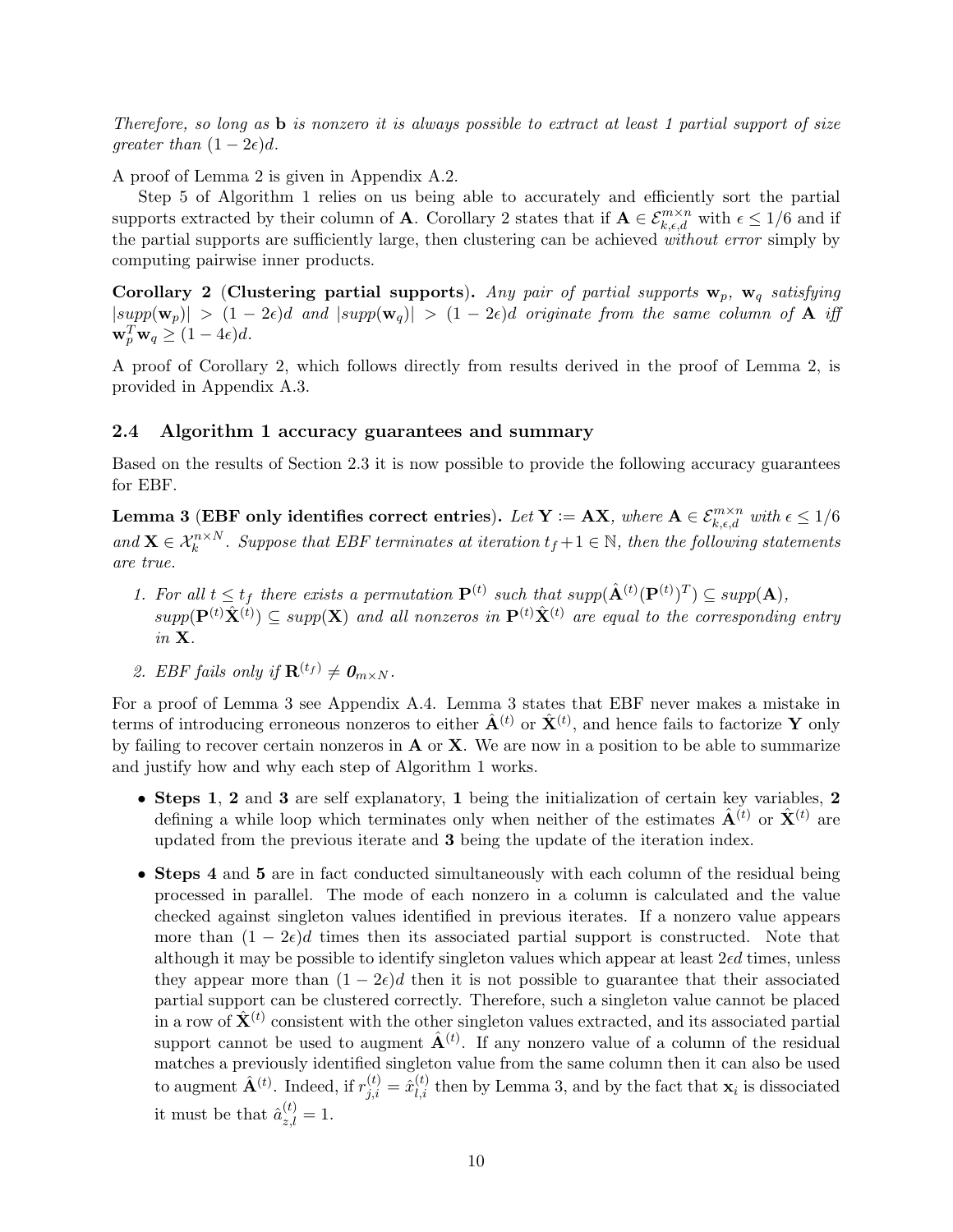*Therefore, so long as* $\mathbf{b}$ *is nonzero it is always possible to extract at least 1 partial support of size greater than* $(1-2\epsilon)d$.

A proof of Lemma 2 is given in Appendix A.2.

Step 5 of Algorithm 1 relies on us being able to accurately and efficiently sort the partial supports extracted by their column of $\mathbf{A}$. Corollary 2 states that if $\mathbf{A} \in \mathcal{E}_{k,\epsilon,d}^{m\times n}$ with $\epsilon \leq 1/6$ and if the partial supports are sufficiently large, then clustering can be achieved *without error* simply by computing pairwise inner products.

**Corollary 2 (Clustering partial supports).** *Any pair of partial supports* $\mathbf{w}_p$, $\mathbf{w}_q$ *satisfying* $|supp(\mathbf{w}_p)| > (1-2\epsilon)d$ *and* $|supp(\mathbf{w}_q)| > (1-2\epsilon)d$ *originate from the same column of* $\mathbf{A}$ *iff* $\mathbf{w}_p^T\mathbf{w}_q \geq (1-4\epsilon)d$.

A proof of Corollary 2, which follows directly from results derived in the proof of Lemma 2, is provided in Appendix A.3.

### 2.4 Algorithm 1 accuracy guarantees and summary

Based on the results of Section 2.3 it is now possible to provide the following accuracy guarantees for EBF.

**Lemma 3 (EBF only identifies correct entries).** *Let* $\mathbf{Y} := \mathbf{AX}$*, where* $\mathbf{A} \in \mathcal{E}_{k,\epsilon,d}^{m\times n}$ *with* $\epsilon \leq 1/6$ *and* $\mathbf{X} \in \mathcal{X}_k^{n\times N}$*. Suppose that EBF terminates at iteration* $t_f + 1 \in \mathbb{N}$*, then the following statements are true.*

1. *For all* $t \leq t_f$ *there exists a permutation* $\mathbf{P}^{(t)}$ *such that* $supp(\hat{\mathbf{A}}^{(t)}(\mathbf{P}^{(t)})^T) \subseteq supp(\mathbf{A})$*,* $supp(\mathbf{P}^{(t)}\hat{\mathbf{X}}^{(t)}) \subseteq supp(\mathbf{X})$ *and all nonzeros in* $\mathbf{P}^{(t)}\hat{\mathbf{X}}^{(t)}$ *are equal to the corresponding entry in* $\mathbf{X}$.
2. *EBF fails only if* $\mathbf{R}^{(t_f)} \neq \mathbf{0}_{m\times N}$.

For a proof of Lemma 3 see Appendix A.4. Lemma 3 states that EBF never makes a mistake in terms of introducing erroneous nonzeros to either $\hat{\mathbf{A}}^{(t)}$ or $\hat{\mathbf{X}}^{(t)}$, and hence fails to factorize $\mathbf{Y}$ only by failing to recover certain nonzeros in $\mathbf{A}$ or $\mathbf{X}$. We are now in a position to be able to summarize and justify how and why each step of Algorithm 1 works.

- **Steps 1**, **2** and **3** are self explanatory, **1** being the initialization of certain key variables, **2** defining a while loop which terminates only when neither of the estimates $\hat{\mathbf{A}}^{(t)}$ or $\hat{\mathbf{X}}^{(t)}$ are updated from the previous iterate and **3** being the update of the iteration index.
- **Steps 4** and **5** are in fact conducted simultaneously with each column of the residual being processed in parallel. The mode of each nonzero in a column is calculated and the value checked against singleton values identified in previous iterates. If a nonzero value appears more than $(1-2\epsilon)d$ times then its associated partial support is constructed. Note that although it may be possible to identify singleton values which appear at least $2\epsilon d$ times, unless they appear more than $(1-2\epsilon)d$ then it is not possible to guarantee that their associated partial support can be clustered correctly. Therefore, such a singleton value cannot be placed in a row of $\hat{\mathbf{X}}^{(t)}$ consistent with the other singleton values extracted, and its associated partial support cannot be used to augment $\hat{\mathbf{A}}^{(t)}$. If any nonzero value of a column of the residual matches a previously identified singleton value from the same column then it can also be used to augment $\hat{\mathbf{A}}^{(t)}$. Indeed, if $r_{j,i}^{(t)} = \hat{x}_{l,i}^{(t)}$ then by Lemma 3, and by the fact that $\mathbf{x}_i$ is dissociated it must be that $\hat{a}_{z,l}^{(t)} = 1$.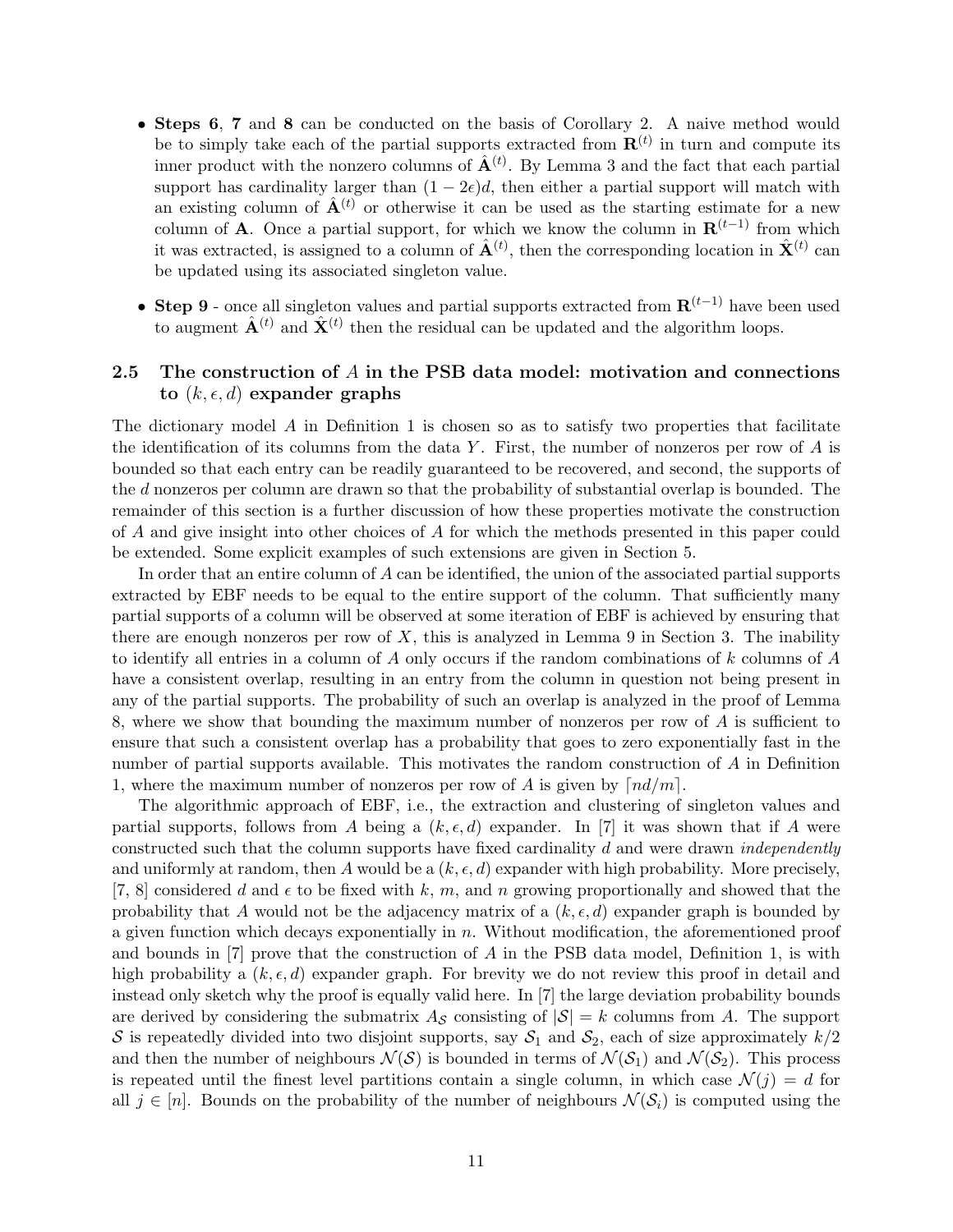- **Steps 6**, **7** and **8** can be conducted on the basis of Corollary 2. A naive method would be to simply take each of the partial supports extracted from $\mathbf{R}^{(t)}$ in turn and compute its inner product with the nonzero columns of $\hat{\mathbf{A}}^{(t)}$. By Lemma 3 and the fact that each partial support has cardinality larger than $(1 - 2\epsilon)d$, then either a partial support will match with an existing column of $\hat{\mathbf{A}}^{(t)}$ or otherwise it can be used as the starting estimate for a new column of $\mathbf{A}$. Once a partial support, for which we know the column in $\mathbf{R}^{(t-1)}$ from which it was extracted, is assigned to a column of $\hat{\mathbf{A}}^{(t)}$, then the corresponding location in $\hat{\mathbf{X}}^{(t)}$ can be updated using its associated singleton value.
- **Step 9** - once all singleton values and partial supports extracted from $\mathbf{R}^{(t-1)}$ have been used to augment $\hat{\mathbf{A}}^{(t)}$ and $\hat{\mathbf{X}}^{(t)}$ then the residual can be updated and the algorithm loops.

### 2.5 The construction of $A$ in the PSB data model: motivation and connections to $(k, \epsilon, d)$ expander graphs

The dictionary model $A$ in Definition 1 is chosen so as to satisfy two properties that facilitate the identification of its columns from the data $Y$. First, the number of nonzeros per row of $A$ is bounded so that each entry can be readily guaranteed to be recovered, and second, the supports of the $d$ nonzeros per column are drawn so that the probability of substantial overlap is bounded. The remainder of this section is a further discussion of how these properties motivate the construction of $A$ and give insight into other choices of $A$ for which the methods presented in this paper could be extended. Some explicit examples of such extensions are given in Section 5.

In order that an entire column of $A$ can be identified, the union of the associated partial supports extracted by EBF needs to be equal to the entire support of the column. That sufficiently many partial supports of a column will be observed at some iteration of EBF is achieved by ensuring that there are enough nonzeros per row of $X$, this is analyzed in Lemma 9 in Section 3. The inability to identify all entries in a column of $A$ only occurs if the random combinations of $k$ columns of $A$ have a consistent overlap, resulting in an entry from the column in question not being present in any of the partial supports. The probability of such an overlap is analyzed in the proof of Lemma 8, where we show that bounding the maximum number of nonzeros per row of $A$ is sufficient to ensure that such a consistent overlap has a probability that goes to zero exponentially fast in the number of partial supports available. This motivates the random construction of $A$ in Definition 1, where the maximum number of nonzeros per row of $A$ is given by $\lceil nd/m \rceil$.

The algorithmic approach of EBF, i.e., the extraction and clustering of singleton values and partial supports, follows from $A$ being a $(k, \epsilon, d)$ expander. In [7] it was shown that if $A$ were constructed such that the column supports have fixed cardinality $d$ and were drawn *independently* and uniformly at random, then $A$ would be a $(k, \epsilon, d)$ expander with high probability. More precisely, [7, 8] considered $d$ and $\epsilon$ to be fixed with $k$, $m$, and $n$ growing proportionally and showed that the probability that $A$ would not be the adjacency matrix of a $(k, \epsilon, d)$ expander graph is bounded by a given function which decays exponentially in $n$. Without modification, the aforementioned proof and bounds in [7] prove that the construction of $A$ in the PSB data model, Definition 1, is with high probability a $(k, \epsilon, d)$ expander graph. For brevity we do not review this proof in detail and instead only sketch why the proof is equally valid here. In [7] the large deviation probability bounds are derived by considering the submatrix $A_{\mathcal{S}}$ consisting of $|\mathcal{S}| = k$ columns from $A$. The support $\mathcal{S}$ is repeatedly divided into two disjoint supports, say $\mathcal{S}_1$ and $\mathcal{S}_2$, each of size approximately $k/2$ and then the number of neighbours $\mathcal{N}(\mathcal{S})$ is bounded in terms of $\mathcal{N}(\mathcal{S}_1)$ and $\mathcal{N}(\mathcal{S}_2)$. This process is repeated until the finest level partitions contain a single column, in which case $\mathcal{N}(j) = d$ for all $j \in [n]$. Bounds on the probability of the number of neighbours $\mathcal{N}(\mathcal{S}_i)$ is computed using the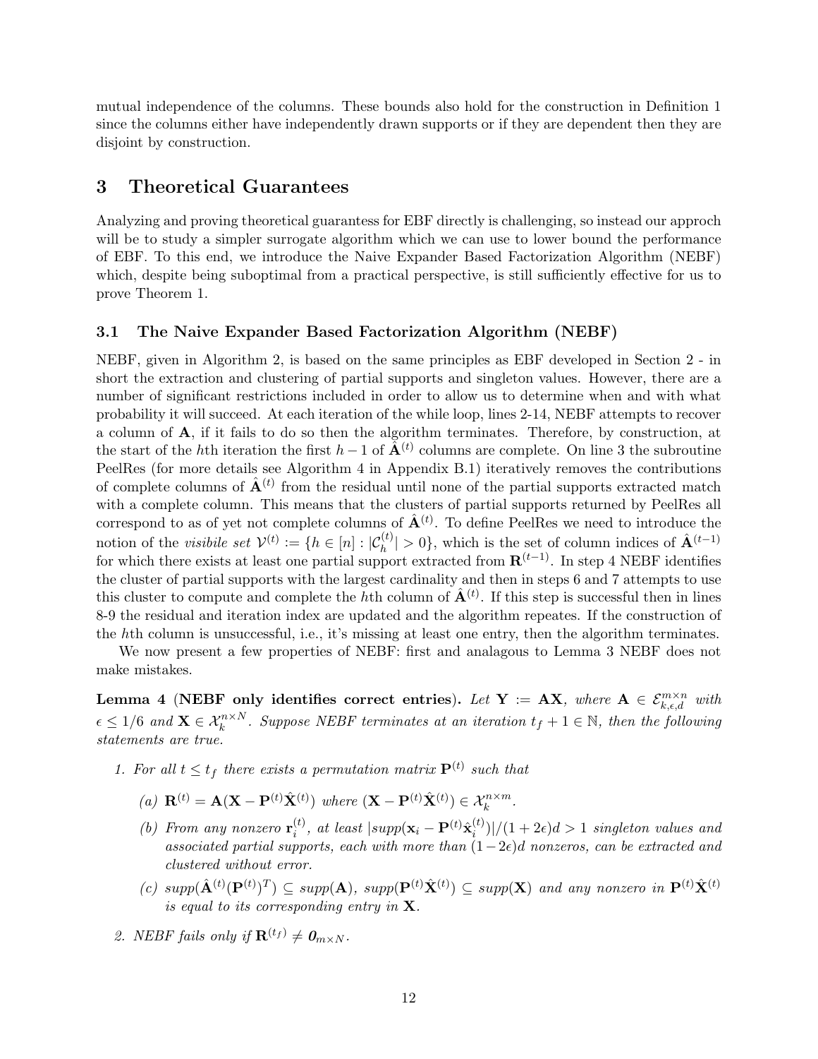mutual independence of the columns. These bounds also hold for the construction in Definition 1 since the columns either have independently drawn supports or if they are dependent then they are disjoint by construction.

# 3 Theoretical Guarantees

Analyzing and proving theoretical guarantess for EBF directly is challenging, so instead our approch will be to study a simpler surrogate algorithm which we can use to lower bound the performance of EBF. To this end, we introduce the Naive Expander Based Factorization Algorithm (NEBF) which, despite being suboptimal from a practical perspective, is still sufficiently effective for us to prove Theorem 1.

## 3.1 The Naive Expander Based Factorization Algorithm (NEBF)

NEBF, given in Algorithm 2, is based on the same principles as EBF developed in Section 2 - in short the extraction and clustering of partial supports and singleton values. However, there are a number of significant restrictions included in order to allow us to determine when and with what probability it will succeed. At each iteration of the while loop, lines 2-14, NEBF attempts to recover a column of $\mathbf{A}$, if it fails to do so then the algorithm terminates. Therefore, by construction, at the start of the $h$th iteration the first $h-1$ of $\hat{\mathbf{A}}^{(t)}$ columns are complete. On line 3 the subroutine PeelRes (for more details see Algorithm 4 in Appendix B.1) iteratively removes the contributions of complete columns of $\hat{\mathbf{A}}^{(t)}$ from the residual until none of the partial supports extracted match with a complete column. This means that the clusters of partial supports returned by PeelRes all correspond to as of yet not complete columns of $\hat{\mathbf{A}}^{(t)}$. To define PeelRes we need to introduce the notion of the *visibile set* $\mathcal{V}^{(t)} := \{h \in [n] : |\mathcal{C}_h^{(t)}| > 0\}$, which is the set of column indices of $\hat{\mathbf{A}}^{(t-1)}$ for which there exists at least one partial support extracted from $\mathbf{R}^{(t-1)}$. In step 4 NEBF identifies the cluster of partial supports with the largest cardinality and then in steps 6 and 7 attempts to use this cluster to compute and complete the $h$th column of $\hat{\mathbf{A}}^{(t)}$. If this step is successful then in lines 8-9 the residual and iteration index are updated and the algorithm repeates. If the construction of the $h$th column is unsuccessful, i.e., it's missing at least one entry, then the algorithm terminates.

We now present a few properties of NEBF: first and analagous to Lemma 3 NEBF does not make mistakes.

**Lemma 4 (NEBF only identifies correct entries).** *Let $\mathbf{Y} := \mathbf{AX}$, where $\mathbf{A} \in \mathcal{E}_{k,\epsilon,d}^{m\times n}$ with $\epsilon \leq 1/6$ and $\mathbf{X} \in \mathcal{X}_k^{n\times N}$. Suppose NEBF terminates at an iteration $t_f + 1 \in \mathbb{N}$, then the following statements are true.*

1. *For all $t \leq t_f$ there exists a permutation matrix $\mathbf{P}^{(t)}$ such that*
   *(a) $\mathbf{R}^{(t)} = \mathbf{A}(\mathbf{X} - \mathbf{P}^{(t)}\hat{\mathbf{X}}^{(t)})$ where $(\mathbf{X} - \mathbf{P}^{(t)}\hat{\mathbf{X}}^{(t)}) \in \mathcal{X}_k^{n\times m}$.*
   *(b) From any nonzero $\mathbf{r}_i^{(t)}$, at least $|supp(\mathbf{x}_i - \mathbf{P}^{(t)}\hat{\mathbf{x}}_i^{(t)})|/(1+2\epsilon)d > 1$ singleton values and associated partial supports, each with more than $(1-2\epsilon)d$ nonzeros, can be extracted and clustered without error.*
   *(c) $supp(\hat{\mathbf{A}}^{(t)}(\mathbf{P}^{(t)})^T) \subseteq supp(\mathbf{A})$, $supp(\mathbf{P}^{(t)}\hat{\mathbf{X}}^{(t)}) \subseteq supp(\mathbf{X})$ and any nonzero in $\mathbf{P}^{(t)}\hat{\mathbf{X}}^{(t)}$ is equal to its corresponding entry in $\mathbf{X}$.*
2. *NEBF fails only if $\mathbf{R}^{(t_f)} \neq \mathbf{0}_{m\times N}$.*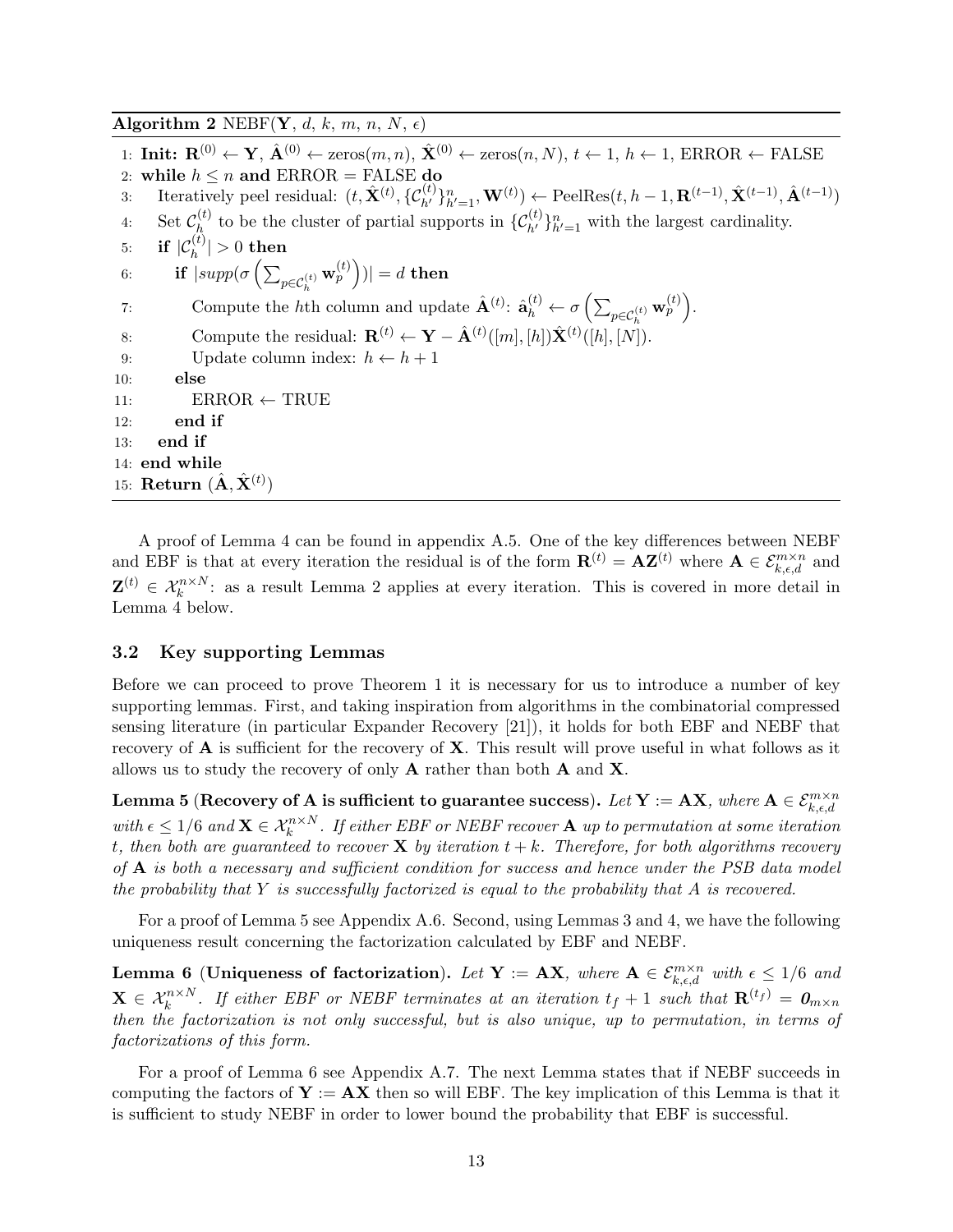**Algorithm 2** NEBF($\mathbf{Y}$, $d$, $k$, $m$, $n$, $N$, $\epsilon$)

```
1:  Init: R^(0) ← Y, Â^(0) ← zeros(m, n), X̂^(0) ← zeros(n, N), t ← 1, h ← 1, ERROR ← FALSE
2:  while h ≤ n and ERROR = FALSE do
3:      Iteratively peel residual: (t, X̂^(t), {C_{h'}^(t)}_{h'=1}^n, W^(t)) ← PeelRes(t, h − 1, R^(t−1), X̂^(t−1), Â^(t−1))
4:      Set C_h^(t) to be the cluster of partial supports in {C_{h'}^(t)}_{h'=1}^n with the largest cardinality.
5:      if |C_h^(t)| > 0 then
6:          if |supp(σ(Σ_{p∈C_h^(t)} w_p^(t)))| = d then
7:              Compute the hth column and update Â^(t): â_h^(t) ← σ(Σ_{p∈C_h^(t)} w_p^(t)).
8:              Compute the residual: R^(t) ← Y − Â^(t)([m], [h]) X̂^(t)([h], [N]).
9:              Update column index: h ← h + 1
10:         else
11:             ERROR ← TRUE
12:         end if
13:     end if
14: end while
15: Return (Â, X̂^(t))
```

A proof of Lemma 4 can be found in appendix A.5. One of the key differences between NEBF and EBF is that at every iteration the residual is of the form $\mathbf{R}^{(t)} = \mathbf{A}\mathbf{Z}^{(t)}$ where $\mathbf{A} \in \mathcal{E}_{k,\epsilon,d}^{m\times n}$ and $\mathbf{Z}^{(t)} \in \mathcal{X}_k^{n\times N}$: as a result Lemma 2 applies at every iteration. This is covered in more detail in Lemma 4 below.

### 3.2 Key supporting Lemmas

Before we can proceed to prove Theorem 1 it is necessary for us to introduce a number of key supporting lemmas. First, and taking inspiration from algorithms in the combinatorial compressed sensing literature (in particular Expander Recovery [21]), it holds for both EBF and NEBF that recovery of $\mathbf{A}$ is sufficient for the recovery of $\mathbf{X}$. This result will prove useful in what follows as it allows us to study the recovery of only $\mathbf{A}$ rather than both $\mathbf{A}$ and $\mathbf{X}$.

**Lemma 5 (Recovery of A is sufficient to guarantee success).** *Let $\mathbf{Y} := \mathbf{A}\mathbf{X}$, where $\mathbf{A} \in \mathcal{E}_{k,\epsilon,d}^{m\times n}$ with $\epsilon \leq 1/6$ and $\mathbf{X} \in \mathcal{X}_k^{n\times N}$. If either EBF or NEBF recover $\mathbf{A}$ up to permutation at some iteration $t$, then both are guaranteed to recover $\mathbf{X}$ by iteration $t + k$. Therefore, for both algorithms recovery of $\mathbf{A}$ is both a necessary and sufficient condition for success and hence under the PSB data model the probability that $Y$ is successfully factorized is equal to the probability that $A$ is recovered.*

For a proof of Lemma 5 see Appendix A.6. Second, using Lemmas 3 and 4, we have the following uniqueness result concerning the factorization calculated by EBF and NEBF.

**Lemma 6 (Uniqueness of factorization).** *Let $\mathbf{Y} := \mathbf{A}\mathbf{X}$, where $\mathbf{A} \in \mathcal{E}_{k,\epsilon,d}^{m\times n}$ with $\epsilon \leq 1/6$ and $\mathbf{X} \in \mathcal{X}_k^{n\times N}$. If either EBF or NEBF terminates at an iteration $t_f + 1$ such that $\mathbf{R}^{(t_f)} = \mathbf{0}_{m\times n}$ then the factorization is not only successful, but is also unique, up to permutation, in terms of factorizations of this form.*

For a proof of Lemma 6 see Appendix A.7. The next Lemma states that if NEBF succeeds in computing the factors of $\mathbf{Y} := \mathbf{A}\mathbf{X}$ then so will EBF. The key implication of this Lemma is that it is sufficient to study NEBF in order to lower bound the probability that EBF is successful.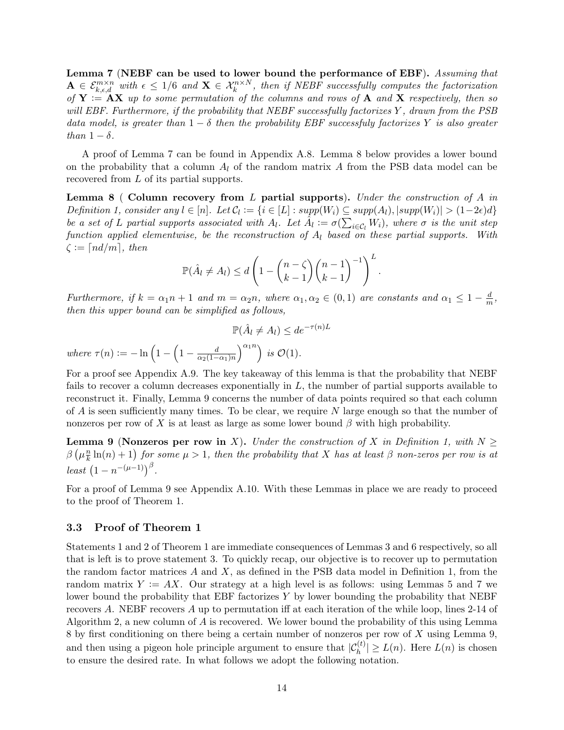**Lemma 7** (**NEBF can be used to lower bound the performance of EBF**). *Assuming that* $\mathbf{A} \in \mathcal{E}_{k,\epsilon,d}^{m \times n}$ *with* $\epsilon \leq 1/6$ *and* $\mathbf{X} \in \mathcal{X}_k^{n \times N}$*, then if NEBF successfully computes the factorization of* $\mathbf{Y} := \mathbf{AX}$ *up to some permutation of the columns and rows of* $\mathbf{A}$ *and* $\mathbf{X}$ *respectively, then so will EBF. Furthermore, if the probability that NEBF successfully factorizes* $Y$*, drawn from the PSB data model, is greater than* $1 - \delta$ *then the probability EBF successfuly factorizes* $Y$ *is also greater than* $1 - \delta$.

A proof of Lemma 7 can be found in Appendix A.8. Lemma 8 below provides a lower bound on the probability that a column $A_l$ of the random matrix $A$ from the PSB data model can be recovered from $L$ of its partial supports.

**Lemma 8** ( **Column recovery from** $L$ **partial supports**). *Under the construction of* $A$ *in Definition 1, consider any* $l \in [n]$. *Let* $\mathcal{C}_l := \{i \in [L] : supp(W_i) \subseteq supp(A_l), |supp(W_i)| > (1-2\epsilon)d\}$ *be a set of* $L$ *partial supports associated with* $A_l$. *Let* $\hat{A}_l := \sigma(\sum_{i \in \mathcal{C}_l} W_i)$*, where* $\sigma$ *is the unit step function applied elementwise, be the reconstruction of* $A_l$ *based on these partial supports. With* $\zeta := \lceil nd/m \rceil$*, then*

$$\mathbb{P}(\hat{A}_l \neq A_l) \leq d \left( 1 - \binom{n-\zeta}{k-1} \binom{n-1}{k-1}^{-1} \right)^L.$$

*Furthermore, if* $k = \alpha_1 n + 1$ *and* $m = \alpha_2 n$*, where* $\alpha_1, \alpha_2 \in (0,1)$ *are constants and* $\alpha_1 \leq 1 - \frac{d}{m}$*, then this upper bound can be simplified as follows,*

$$\mathbb{P}(\hat{A}_l \neq A_l) \leq d e^{-\tau(n)L}$$

*where* $\tau(n) := -\ln\left(1 - \left(1 - \frac{d}{\alpha_2(1-\alpha_1)n}\right)^{\alpha_1 n}\right)$ *is* $\mathcal{O}(1)$.

For a proof see Appendix A.9. The key takeaway of this lemma is that the probability that NEBF fails to recover a column decreases exponentially in $L$, the number of partial supports available to reconstruct it. Finally, Lemma 9 concerns the number of data points required so that each column of $A$ is seen sufficiently many times. To be clear, we require $N$ large enough so that the number of nonzeros per row of $X$ is at least as large as some lower bound $\beta$ with high probability.

**Lemma 9** (**Nonzeros per row in** $X$). *Under the construction of* $X$ *in Definition 1, with* $N \geq \beta\left(\mu \frac{n}{k} \ln(n) + 1\right)$ *for some* $\mu > 1$*, then the probability that* $X$ *has at least* $\beta$ *non-zeros per row is at least* $\left(1 - n^{-(\mu-1)}\right)^{\beta}$.

For a proof of Lemma 9 see Appendix A.10. With these Lemmas in place we are ready to proceed to the proof of Theorem 1.

### 3.3 Proof of Theorem 1

Statements 1 and 2 of Theorem 1 are immediate consequences of Lemmas 3 and 6 respectively, so all that is left is to prove statement 3. To quickly recap, our objective is to recover up to permutation the random factor matrices $A$ and $X$, as defined in the PSB data model in Definition 1, from the random matrix $Y := AX$. Our strategy at a high level is as follows: using Lemmas 5 and 7 we lower bound the probability that EBF factorizes $Y$ by lower bounding the probability that NEBF recovers $A$. NEBF recovers $A$ up to permutation iff at each iteration of the while loop, lines 2-14 of Algorithm 2, a new column of $A$ is recovered. We lower bound the probability of this using Lemma 8 by first conditioning on there being a certain number of nonzeros per row of $X$ using Lemma 9, and then using a pigeon hole principle argument to ensure that $|\mathcal{C}_h^{(t)}| \geq L(n)$. Here $L(n)$ is chosen to ensure the desired rate. In what follows we adopt the following notation.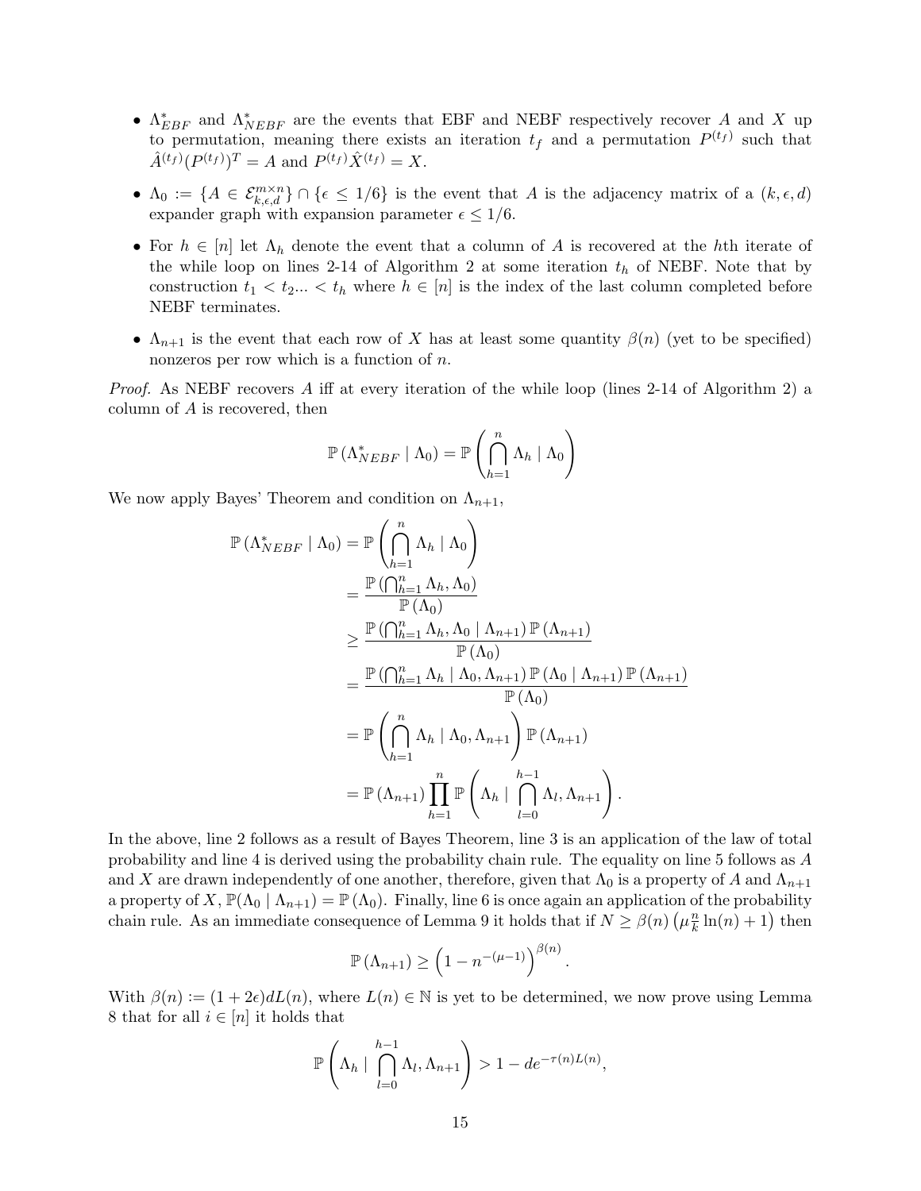- $\Lambda_{EBF}^*$ and $\Lambda_{NEBF}^*$ are the events that EBF and NEBF respectively recover $A$ and $X$ up to permutation, meaning there exists an iteration $t_f$ and a permutation $P^{(t_f)}$ such that $\hat{A}^{(t_f)}(P^{(t_f)})^T = A$ and $P^{(t_f)}\hat{X}^{(t_f)} = X$.
- $\Lambda_0 := \{A \in \mathcal{E}_{k,\epsilon,d}^{m\times n}\} \cap \{\epsilon \leq 1/6\}$ is the event that $A$ is the adjacency matrix of a $(k, \epsilon, d)$ expander graph with expansion parameter $\epsilon \leq 1/6$.
- For $h \in [n]$ let $\Lambda_h$ denote the event that a column of $A$ is recovered at the $h$th iterate of the while loop on lines 2-14 of Algorithm 2 at some iteration $t_h$ of NEBF. Note that by construction $t_1 < t_2 ... < t_h$ where $h \in [n]$ is the index of the last column completed before NEBF terminates.
- $\Lambda_{n+1}$ is the event that each row of $X$ has at least some quantity $\beta(n)$ (yet to be specified) nonzeros per row which is a function of $n$.

*Proof.* As NEBF recovers $A$ iff at every iteration of the while loop (lines 2-14 of Algorithm 2) a column of $A$ is recovered, then

$$\mathbb{P}\left(\Lambda_{NEBF}^* \mid \Lambda_0\right) = \mathbb{P}\left(\bigcap_{h=1}^{n} \Lambda_h \mid \Lambda_0\right)$$

We now apply Bayes' Theorem and condition on $\Lambda_{n+1}$,

$$\begin{aligned}
\mathbb{P}\left(\Lambda_{NEBF}^* \mid \Lambda_0\right) &= \mathbb{P}\left(\bigcap_{h=1}^{n} \Lambda_h \mid \Lambda_0\right) \\
&= \frac{\mathbb{P}\left(\bigcap_{h=1}^{n} \Lambda_h, \Lambda_0\right)}{\mathbb{P}\left(\Lambda_0\right)} \\
&\geq \frac{\mathbb{P}\left(\bigcap_{h=1}^{n} \Lambda_h, \Lambda_0 \mid \Lambda_{n+1}\right)\mathbb{P}\left(\Lambda_{n+1}\right)}{\mathbb{P}\left(\Lambda_0\right)} \\
&= \frac{\mathbb{P}\left(\bigcap_{h=1}^{n} \Lambda_h \mid \Lambda_0, \Lambda_{n+1}\right)\mathbb{P}\left(\Lambda_0 \mid \Lambda_{n+1}\right)\mathbb{P}\left(\Lambda_{n+1}\right)}{\mathbb{P}\left(\Lambda_0\right)} \\
&= \mathbb{P}\left(\bigcap_{h=1}^{n} \Lambda_h \mid \Lambda_0, \Lambda_{n+1}\right)\mathbb{P}\left(\Lambda_{n+1}\right) \\
&= \mathbb{P}\left(\Lambda_{n+1}\right)\prod_{h=1}^{n} \mathbb{P}\left(\Lambda_h \mid \bigcap_{l=0}^{h-1} \Lambda_l, \Lambda_{n+1}\right).
\end{aligned}$$

In the above, line 2 follows as a result of Bayes Theorem, line 3 is an application of the law of total probability and line 4 is derived using the probability chain rule. The equality on line 5 follows as $A$ and $X$ are drawn independently of one another, therefore, given that $\Lambda_0$ is a property of $A$ and $\Lambda_{n+1}$ a property of $X$, $\mathbb{P}(\Lambda_0 \mid \Lambda_{n+1}) = \mathbb{P}(\Lambda_0)$. Finally, line 6 is once again an application of the probability chain rule. As an immediate consequence of Lemma 9 it holds that if $N \geq \beta(n)\left(\mu\frac{n}{k}\ln(n) + 1\right)$ then

$$\mathbb{P}\left(\Lambda_{n+1}\right) \geq \left(1 - n^{-(\mu-1)}\right)^{\beta(n)}.$$

With $\beta(n) := (1 + 2\epsilon)dL(n)$, where $L(n) \in \mathbb{N}$ is yet to be determined, we now prove using Lemma 8 that for all $i \in [n]$ it holds that

$$\mathbb{P}\left(\Lambda_h \mid \bigcap_{l=0}^{h-1} \Lambda_l, \Lambda_{n+1}\right) > 1 - de^{-\tau(n)L(n)},$$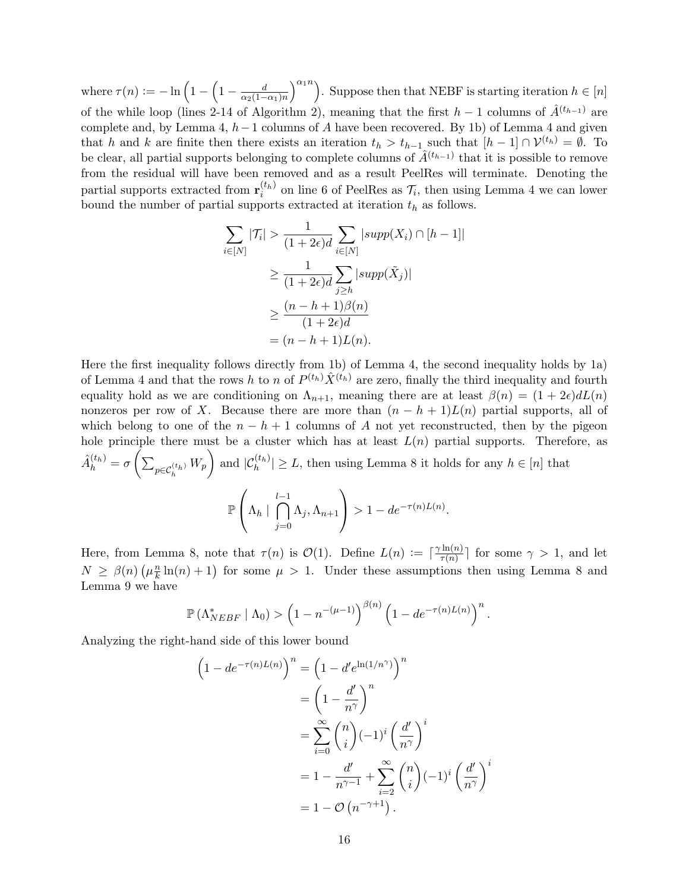where $\tau(n) := -\ln\left(1 - \left(1 - \frac{d}{\alpha_2(1-\alpha_1)n}\right)^{\alpha_1 n}\right)$. Suppose then that NEBF is starting iteration $h \in [n]$ of the while loop (lines 2-14 of Algorithm 2), meaning that the first $h-1$ columns of $\hat{A}^{(t_{h-1})}$ are complete and, by Lemma 4, $h-1$ columns of $A$ have been recovered. By 1b) of Lemma 4 and given that $h$ and $k$ are finite then there exists an iteration $t_h > t_{h-1}$ such that $[h-1] \cap \mathcal{V}^{(t_h)} = \emptyset$. To be clear, all partial supports belonging to complete columns of $\hat{A}^{(t_{h-1})}$ that it is possible to remove from the residual will have been removed and as a result PeelRes will terminate. Denoting the partial supports extracted from $\mathbf{r}_i^{(t_h)}$ on line 6 of PeelRes as $\mathcal{T}_i$, then using Lemma 4 we can lower bound the number of partial supports extracted at iteration $t_h$ as follows.

$$
\begin{aligned}
\sum_{i \in [N]} |\mathcal{T}_i| &> \frac{1}{(1+2\epsilon)d} \sum_{i \in [N]} |supp(X_i) \cap [h-1]| \\
&\geq \frac{1}{(1+2\epsilon)d} \sum_{j \geq h} |supp(\tilde{X}_j)| \\
&\geq \frac{(n-h+1)\beta(n)}{(1+2\epsilon)d} \\
&= (n-h+1)L(n).
\end{aligned}
$$

Here the first inequality follows directly from 1b) of Lemma 4, the second inequality holds by 1a) of Lemma 4 and that the rows $h$ to $n$ of $P^{(t_h)}\hat{X}^{(t_h)}$ are zero, finally the third inequality and fourth equality hold as we are conditioning on $\Lambda_{n+1}$, meaning there are at least $\beta(n) = (1+2\epsilon)dL(n)$ nonzeros per row of $X$. Because there are more than $(n-h+1)L(n)$ partial supports, all of which belong to one of the $n-h+1$ columns of $A$ not yet reconstructed, then by the pigeon hole principle there must be a cluster which has at least $L(n)$ partial supports. Therefore, as $\hat{A}_h^{(t_h)} = \sigma\left(\sum_{p \in \mathcal{C}_h^{(t_h)}} W_p\right)$ and $|\mathcal{C}_h^{(t_h)}| \geq L$, then using Lemma 8 it holds for any $h \in [n]$ that

$$
\mathbb{P}\left(\Lambda_h \mid \bigcap_{j=0}^{l-1} \Lambda_j, \Lambda_{n+1}\right) > 1 - de^{-\tau(n)L(n)}.
$$

Here, from Lemma 8, note that $\tau(n)$ is $\mathcal{O}(1)$. Define $L(n) := \lceil \frac{\gamma \ln(n)}{\tau(n)} \rceil$ for some $\gamma > 1$, and let $N \geq \beta(n)\left(\mu \frac{n}{k}\ln(n) + 1\right)$ for some $\mu > 1$. Under these assumptions then using Lemma 8 and Lemma 9 we have

$$
\mathbb{P}\left(\Lambda_{NEBF}^* \mid \Lambda_0\right) > \left(1 - n^{-(\mu-1)}\right)^{\beta(n)} \left(1 - de^{-\tau(n)L(n)}\right)^n.
$$

Analyzing the right-hand side of this lower bound

$$
\begin{aligned}
\left(1 - de^{-\tau(n)L(n)}\right)^n &= \left(1 - d' e^{\ln(1/n^\gamma)}\right)^n \\
&= \left(1 - \frac{d'}{n^\gamma}\right)^n \\
&= \sum_{i=0}^{\infty} \binom{n}{i} (-1)^i \left(\frac{d'}{n^\gamma}\right)^i \\
&= 1 - \frac{d'}{n^{\gamma-1}} + \sum_{i=2}^{\infty} \binom{n}{i} (-1)^i \left(\frac{d'}{n^\gamma}\right)^i \\
&= 1 - \mathcal{O}\left(n^{-\gamma+1}\right).
\end{aligned}
$$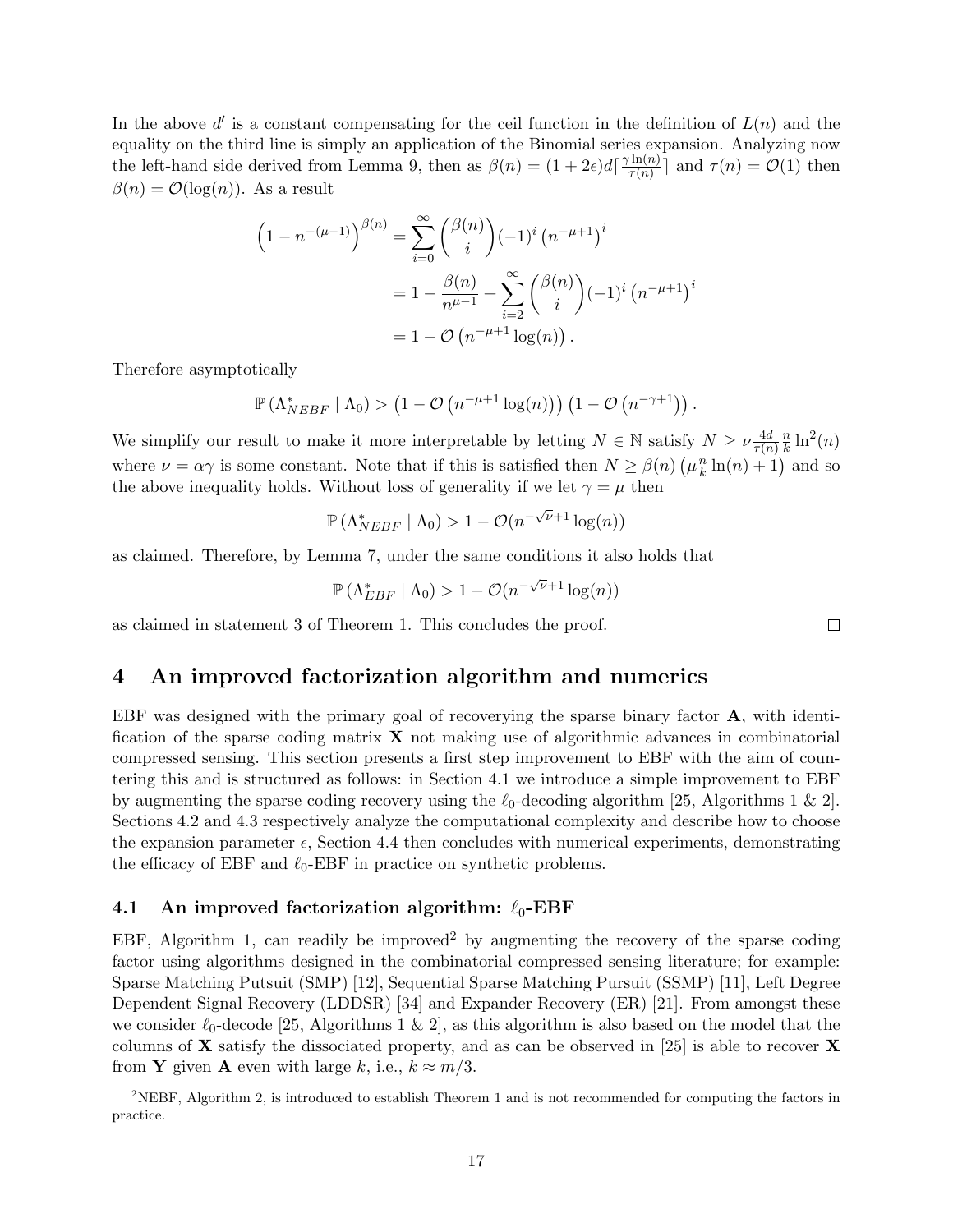In the above $d'$ is a constant compensating for the ceil function in the definition of $L(n)$ and the equality on the third line is simply an application of the Binomial series expansion. Analyzing now the left-hand side derived from Lemma 9, then as $\beta(n) = (1+2\epsilon)d\lceil \frac{\gamma \ln(n)}{\tau(n)} \rceil$ and $\tau(n) = \mathcal{O}(1)$ then $\beta(n) = \mathcal{O}(\log(n))$. As a result

$$
\begin{aligned}
\left(1 - n^{-(\mu-1)}\right)^{\beta(n)} &= \sum_{i=0}^{\infty} \binom{\beta(n)}{i} (-1)^i \left(n^{-\mu+1}\right)^i \\
&= 1 - \frac{\beta(n)}{n^{\mu-1}} + \sum_{i=2}^{\infty} \binom{\beta(n)}{i} (-1)^i \left(n^{-\mu+1}\right)^i \\
&= 1 - \mathcal{O}\left(n^{-\mu+1}\log(n)\right).
\end{aligned}
$$

Therefore asymptotically

$$
\mathbb{P}\left(\Lambda_{NEBF}^* \mid \Lambda_0\right) > \left(1 - \mathcal{O}\left(n^{-\mu+1}\log(n)\right)\right)\left(1 - \mathcal{O}\left(n^{-\gamma+1}\right)\right).
$$

We simplify our result to make it more interpretable by letting $N \in \mathbb{N}$ satisfy $N \geq \nu \frac{4d}{\tau(n)} \frac{n}{k} \ln^2(n)$ where $\nu = \alpha\gamma$ is some constant. Note that if this is satisfied then $N \geq \beta(n)\left(\mu \frac{n}{k}\ln(n) + 1\right)$ and so the above inequality holds. Without loss of generality if we let $\gamma = \mu$ then

$$
\mathbb{P}\left(\Lambda_{NEBF}^* \mid \Lambda_0\right) > 1 - \mathcal{O}(n^{-\sqrt{\nu}+1}\log(n))
$$

as claimed. Therefore, by Lemma 7, under the same conditions it also holds that

$$
\mathbb{P}\left(\Lambda_{EBF}^* \mid \Lambda_0\right) > 1 - \mathcal{O}(n^{-\sqrt{\nu}+1}\log(n))
$$

as claimed in statement 3 of Theorem 1. This concludes the proof. ∎

# 4 An improved factorization algorithm and numerics

EBF was designed with the primary goal of recoverying the sparse binary factor $\mathbf{A}$, with identification of the sparse coding matrix $\mathbf{X}$ not making use of algorithmic advances in combinatorial compressed sensing. This section presents a first step improvement to EBF with the aim of countering this and is structured as follows: in Section 4.1 we introduce a simple improvement to EBF by augmenting the sparse coding recovery using the $\ell_0$-decoding algorithm [25, Algorithms 1 & 2]. Sections 4.2 and 4.3 respectively analyze the computational complexity and describe how to choose the expansion parameter $\epsilon$, Section 4.4 then concludes with numerical experiments, demonstrating the efficacy of EBF and $\ell_0$-EBF in practice on synthetic problems.

## 4.1 An improved factorization algorithm: $\ell_0$-EBF

EBF, Algorithm 1, can readily be improved[2] by augmenting the recovery of the sparse coding factor using algorithms designed in the combinatorial compressed sensing literature; for example: Sparse Matching Putsuit (SMP) [12], Sequential Sparse Matching Pursuit (SSMP) [11], Left Degree Dependent Signal Recovery (LDDSR) [34] and Expander Recovery (ER) [21]. From amongst these we consider $\ell_0$-decode [25, Algorithms 1 & 2], as this algorithm is also based on the model that the columns of $\mathbf{X}$ satisfy the dissociated property, and as can be observed in [25] is able to recover $\mathbf{X}$ from $\mathbf{Y}$ given $\mathbf{A}$ even with large $k$, i.e., $k \approx m/3$.

[2] NEBF, Algorithm 2, is introduced to establish Theorem 1 and is not recommended for computing the factors in practice.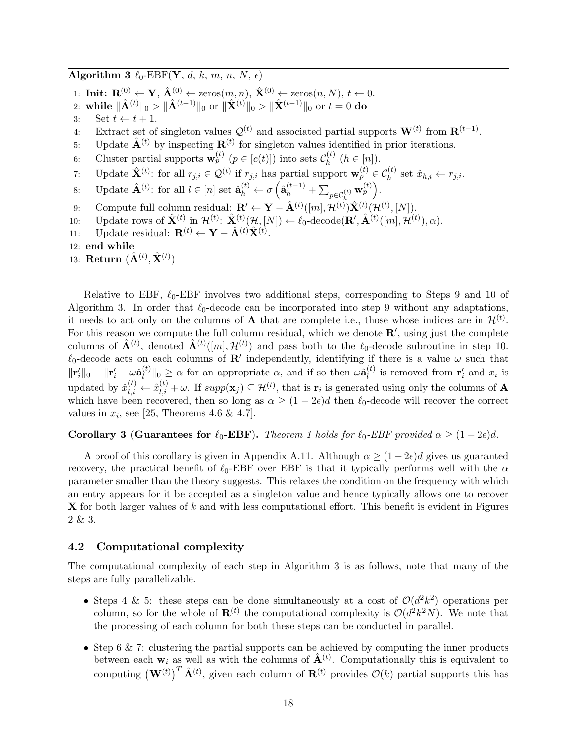**Algorithm 3** $\ell_0$-EBF($\mathbf{Y}$, $d$, $k$, $m$, $n$, $N$, $\epsilon$)

1: **Init:** $\mathbf{R}^{(0)} \leftarrow \mathbf{Y}$, $\hat{\mathbf{A}}^{(0)} \leftarrow \text{zeros}(m, n)$, $\hat{\mathbf{X}}^{(0)} \leftarrow \text{zeros}(n, N)$, $t \leftarrow 0$.
2: **while** $\|\hat{\mathbf{A}}^{(t)}\|_0 > \|\hat{\mathbf{A}}^{(t-1)}\|_0$ or $\|\hat{\mathbf{X}}^{(t)}\|_0 > \|\hat{\mathbf{X}}^{(t-1)}\|_0$ or $t = 0$ **do**
3: Set $t \leftarrow t + 1$.
4: Extract set of singleton values $\mathcal{Q}^{(t)}$ and associated partial supports $\mathbf{W}^{(t)}$ from $\mathbf{R}^{(t-1)}$.
5: Update $\hat{\mathbf{A}}^{(t)}$ by inspecting $\mathbf{R}^{(t)}$ for singleton values identified in prior iterations.
6: Cluster partial supports $\mathbf{w}_p^{(t)}$ ($p \in [c(t)]$) into sets $\mathcal{C}_h^{(t)}$ ($h \in [n]$).
7: Update $\hat{\mathbf{X}}^{(t)}$: for all $r_{j,i} \in \mathcal{Q}^{(t)}$ if $r_{j,i}$ has partial support $\mathbf{w}_p^{(t)} \in \mathcal{C}_h^{(t)}$ set $\hat{x}_{h,i} \leftarrow r_{j,i}$.
8: Update $\hat{\mathbf{A}}^{(t)}$: for all $l \in [n]$ set $\hat{\mathbf{a}}_h^{(t)} \leftarrow \sigma\left(\hat{\mathbf{a}}_h^{(t-1)} + \sum_{p \in \mathcal{C}_h^{(t)}} \mathbf{w}_p^{(t)}\right)$.
9: Compute full column residual: $\mathbf{R}' \leftarrow \mathbf{Y} - \hat{\mathbf{A}}^{(t)}([m], \mathcal{H}^{(t)})\hat{\mathbf{X}}^{(t)}(\mathcal{H}^{(t)}, [N])$.
10: Update rows of $\hat{\mathbf{X}}^{(t)}$ in $\mathcal{H}^{(t)}$: $\hat{\mathbf{X}}^{(t)}(\mathcal{H}, [N]) \leftarrow \ell_0\text{-decode}(\mathbf{R}', \hat{\mathbf{A}}^{(t)}([m], \mathcal{H}^{(t)}), \alpha)$.
11: Update residual: $\mathbf{R}^{(t)} \leftarrow \mathbf{Y} - \hat{\mathbf{A}}^{(t)}\hat{\mathbf{X}}^{(t)}$.
12: **end while**
13: **Return** $(\hat{\mathbf{A}}^{(t)}, \hat{\mathbf{X}}^{(t)})$

Relative to EBF, $\ell_0$-EBF involves two additional steps, corresponding to Steps 9 and 10 of Algorithm 3. In order that $\ell_0$-decode can be incorporated into step 9 without any adaptations, it needs to act only on the columns of $\mathbf{A}$ that are complete i.e., those whose indices are in $\mathcal{H}^{(t)}$. For this reason we compute the full column residual, which we denote $\mathbf{R}'$, using just the complete columns of $\hat{\mathbf{A}}^{(t)}$, denoted $\hat{\mathbf{A}}^{(t)}([m], \mathcal{H}^{(t)})$ and pass both to the $\ell_0$-decode subroutine in step 10. $\ell_0$-decode acts on each columns of $\mathbf{R}'$ independently, identifying if there is a value $\omega$ such that $\|\mathbf{r}'_i\|_0 - \|\mathbf{r}'_i - \omega\hat{\mathbf{a}}_l^{(t)}\|_0 \geq \alpha$ for an appropriate $\alpha$, and if so then $\omega\hat{\mathbf{a}}_l^{(t)}$ is removed from $\mathbf{r}'_i$ and $x_i$ is updated by $\hat{x}_{l,i}^{(t)} \leftarrow \hat{x}_{l,i}^{(t)} + \omega$. If $supp(\mathbf{x}_j) \subseteq \mathcal{H}^{(t)}$, that is $\mathbf{r}_i$ is generated using only the columns of $\mathbf{A}$ which have been recovered, then so long as $\alpha \geq (1 - 2\epsilon)d$ then $\ell_0$-decode will recover the correct values in $x_i$, see [25, Theorems 4.6 & 4.7].

**Corollary 3 (Guarantees for $\ell_0$-EBF).** *Theorem 1 holds for $\ell_0$-EBF provided $\alpha \geq (1 - 2\epsilon)d$.*

A proof of this corollary is given in Appendix A.11. Although $\alpha \geq (1 - 2\epsilon)d$ gives us guranteed recovery, the practical benefit of $\ell_0$-EBF over EBF is that it typically performs well with the $\alpha$ parameter smaller than the theory suggests. This relaxes the condition on the frequency with which an entry appears for it be accepted as a singleton value and hence typically allows one to recover $\mathbf{X}$ for both larger values of $k$ and with less computational effort. This benefit is evident in Figures 2 & 3.

### 4.2 Computational complexity

The computational complexity of each step in Algorithm 3 is as follows, note that many of the steps are fully parallelizable.

- Steps 4 & 5: these steps can be done simultaneously at a cost of $\mathcal{O}(d^2k^2)$ operations per column, so for the whole of $\mathbf{R}^{(t)}$ the computational complexity is $\mathcal{O}(d^2k^2N)$. We note that the processing of each column for both these steps can be conducted in parallel.
- Step 6 & 7: clustering the partial supports can be achieved by computing the inner products between each $\mathbf{w}_i$ as well as with the columns of $\hat{\mathbf{A}}^{(t)}$. Computationally this is equivalent to computing $\left(\mathbf{W}^{(t)}\right)^T \hat{\mathbf{A}}^{(t)}$, given each column of $\mathbf{R}^{(t)}$ provides $\mathcal{O}(k)$ partial supports this has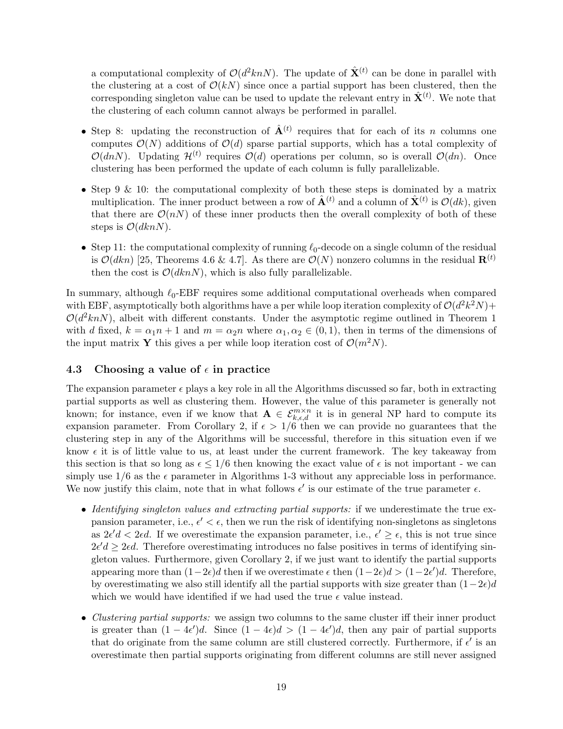a computational complexity of $\mathcal{O}(d^2knN)$. The update of $\hat{\mathbf{X}}^{(t)}$ can be done in parallel with the clustering at a cost of $\mathcal{O}(kN)$ since once a partial support has been clustered, then the corresponding singleton value can be used to update the relevant entry in $\hat{\mathbf{X}}^{(t)}$. We note that the clustering of each column cannot always be performed in parallel.

- Step 8: updating the reconstruction of $\hat{\mathbf{A}}^{(t)}$ requires that for each of its $n$ columns one computes $\mathcal{O}(N)$ additions of $\mathcal{O}(d)$ sparse partial supports, which has a total complexity of $\mathcal{O}(dnN)$. Updating $\mathcal{H}^{(t)}$ requires $\mathcal{O}(d)$ operations per column, so is overall $\mathcal{O}(dn)$. Once clustering has been performed the update of each column is fully parallelizable.
- Step 9 & 10: the computational complexity of both these steps is dominated by a matrix multiplication. The inner product between a row of $\hat{\mathbf{A}}^{(t)}$ and a column of $\hat{\mathbf{X}}^{(t)}$ is $\mathcal{O}(dk)$, given that there are $\mathcal{O}(nN)$ of these inner products then the overall complexity of both of these steps is $\mathcal{O}(dknN)$.
- Step 11: the computational complexity of running $\ell_0$-decode on a single column of the residual is $\mathcal{O}(dkn)$ [25, Theorems 4.6 & 4.7]. As there are $\mathcal{O}(N)$ nonzero columns in the residual $\mathbf{R}^{(t)}$ then the cost is $\mathcal{O}(dknN)$, which is also fully parallelizable.

In summary, although $\ell_0$-EBF requires some additional computational overheads when compared with EBF, asymptotically both algorithms have a per while loop iteration complexity of $\mathcal{O}(d^2k^2N) + \mathcal{O}(d^2knN)$, albeit with different constants. Under the asymptotic regime outlined in Theorem 1 with $d$ fixed, $k = \alpha_1 n + 1$ and $m = \alpha_2 n$ where $\alpha_1, \alpha_2 \in (0, 1)$, then in terms of the dimensions of the input matrix $\mathbf{Y}$ this gives a per while loop iteration cost of $\mathcal{O}(m^2N)$.

### 4.3 Choosing a value of $\epsilon$ in practice

The expansion parameter $\epsilon$ plays a key role in all the Algorithms discussed so far, both in extracting partial supports as well as clustering them. However, the value of this parameter is generally not known; for instance, even if we know that $\mathbf{A} \in \mathcal{E}_{k,\epsilon,d}^{m \times n}$ it is in general NP hard to compute its expansion parameter. From Corollary 2, if $\epsilon > 1/6$ then we can provide no guarantees that the clustering step in any of the Algorithms will be successful, therefore in this situation even if we know $\epsilon$ it is of little value to us, at least under the current framework. The key takeaway from this section is that so long as $\epsilon \leq 1/6$ then knowing the exact value of $\epsilon$ is not important - we can simply use $1/6$ as the $\epsilon$ parameter in Algorithms 1-3 without any appreciable loss in performance. We now justify this claim, note that in what follows $\epsilon'$ is our estimate of the true parameter $\epsilon$.

- *Identifying singleton values and extracting partial supports:* if we underestimate the true expansion parameter, i.e., $\epsilon' < \epsilon$, then we run the risk of identifying non-singletons as singletons as $2\epsilon' d < 2\epsilon d$. If we overestimate the expansion parameter, i.e., $\epsilon' \geq \epsilon$, this is not true since $2\epsilon' d \geq 2\epsilon d$. Therefore overestimating introduces no false positives in terms of identifying singleton values. Furthermore, given Corollary 2, if we just want to identify the partial supports appearing more than $(1-2\epsilon)d$ then if we overestimate $\epsilon$ then $(1-2\epsilon)d > (1-2\epsilon')d$. Therefore, by overestimating we also still identify all the partial supports with size greater than $(1-2\epsilon)d$ which we would have identified if we had used the true $\epsilon$ value instead.
- *Clustering partial supports:* we assign two columns to the same cluster iff their inner product is greater than $(1 - 4\epsilon')d$. Since $(1 - 4\epsilon)d > (1 - 4\epsilon')d$, then any pair of partial supports that do originate from the same column are still clustered correctly. Furthermore, if $\epsilon'$ is an overestimate then partial supports originating from different columns are still never assigned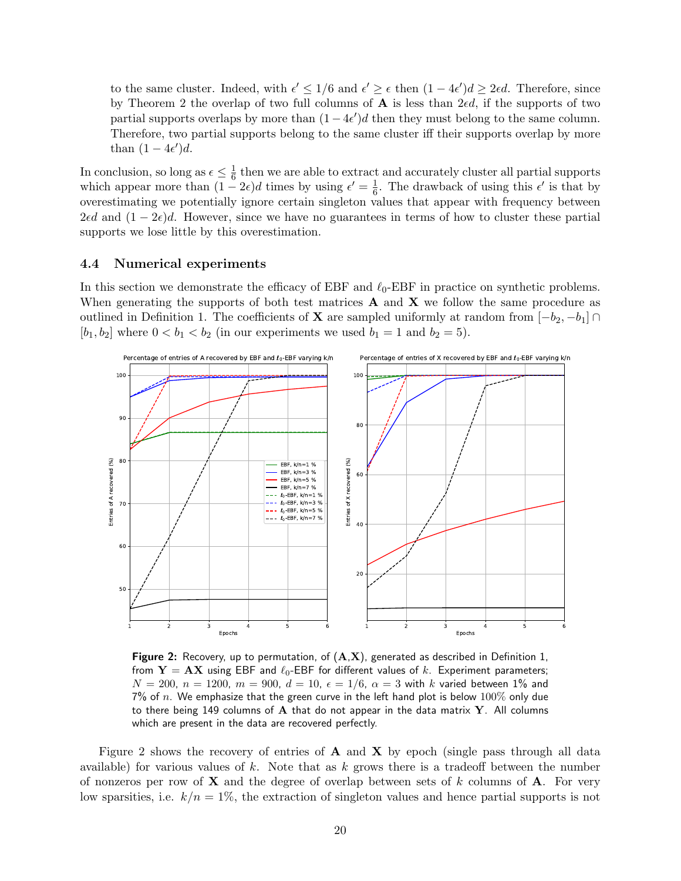to the same cluster. Indeed, with $\epsilon' \leq 1/6$ and $\epsilon' \geq \epsilon$ then $(1-4\epsilon')d \geq 2\epsilon d$. Therefore, since by Theorem 2 the overlap of two full columns of $\mathbf{A}$ is less than $2\epsilon d$, if the supports of two partial supports overlaps by more than $(1-4\epsilon')d$ then they must belong to the same column. Therefore, two partial supports belong to the same cluster iff their supports overlap by more than $(1-4\epsilon')d$.

In conclusion, so long as $\epsilon \leq \frac{1}{6}$ then we are able to extract and accurately cluster all partial supports which appear more than $(1-2\epsilon)d$ times by using $\epsilon' = \frac{1}{6}$. The drawback of using this $\epsilon'$ is that by overestimating we potentially ignore certain singleton values that appear with frequency between $2\epsilon d$ and $(1-2\epsilon)d$. However, since we have no guarantees in terms of how to cluster these partial supports we lose little by this overestimation.

### 4.4 Numerical experiments

In this section we demonstrate the efficacy of EBF and $\ell_0$-EBF in practice on synthetic problems. When generating the supports of both test matrices $\mathbf{A}$ and $\mathbf{X}$ we follow the same procedure as outlined in Definition 1. The coefficients of $\mathbf{X}$ are sampled uniformly at random from $[-b_2, -b_1] \cap [b_1, b_2]$ where $0 < b_1 < b_2$ (in our experiments we used $b_1 = 1$ and $b_2 = 5$).

**Figure 2:** Recovery, up to permutation, of $(\mathbf{A}, \mathbf{X})$, generated as described in Definition 1, from $\mathbf{Y} = \mathbf{AX}$ using EBF and $\ell_0$-EBF for different values of $k$. Experiment parameters; $N = 200$, $n = 1200$, $m = 900$, $d = 10$, $\epsilon = 1/6$, $\alpha = 3$ with $k$ varied between 1% and 7% of $n$. We emphasize that the green curve in the left hand plot is below 100% only due to there being 149 columns of $\mathbf{A}$ that do not appear in the data matrix $\mathbf{Y}$. All columns which are present in the data are recovered perfectly.

Figure 2 shows the recovery of entries of $\mathbf{A}$ and $\mathbf{X}$ by epoch (single pass through all data available) for various values of $k$. Note that as $k$ grows there is a tradeoff between the number of nonzeros per row of $\mathbf{X}$ and the degree of overlap between sets of $k$ columns of $\mathbf{A}$. For very low sparsities, i.e. $k/n = 1\%$, the extraction of singleton values and hence partial supports is not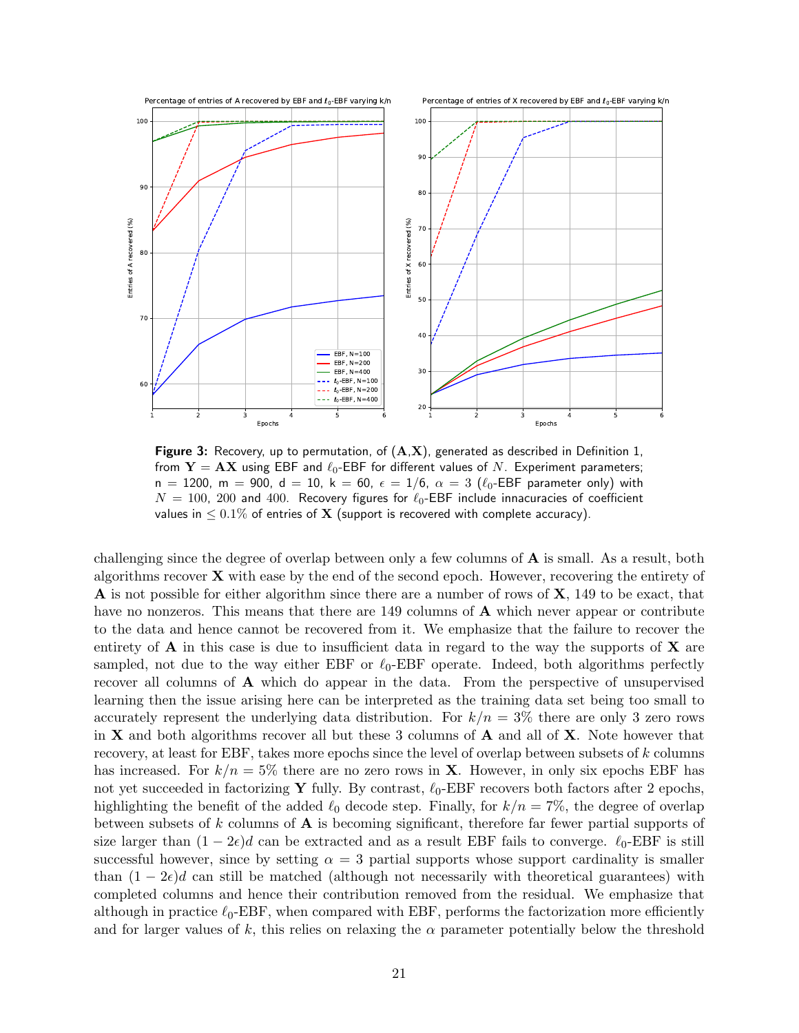**Figure 3:** Recovery, up to permutation, of $(\mathbf{A},\mathbf{X})$, generated as described in Definition 1, from $\mathbf{Y} = \mathbf{AX}$ using EBF and $\ell_0$-EBF for different values of $N$. Experiment parameters; n = 1200, m = 900, d = 10, k = 60, $\epsilon = 1/6$, $\alpha = 3$ ($\ell_0$-EBF parameter only) with $N = 100$, 200 and 400. Recovery figures for $\ell_0$-EBF include innacuracies of coefficient values in $\leq 0.1\%$ of entries of $\mathbf{X}$ (support is recovered with complete accuracy).

challenging since the degree of overlap between only a few columns of $\mathbf{A}$ is small. As a result, both algorithms recover $\mathbf{X}$ with ease by the end of the second epoch. However, recovering the entirety of $\mathbf{A}$ is not possible for either algorithm since there are a number of rows of $\mathbf{X}$, 149 to be exact, that have no nonzeros. This means that there are 149 columns of $\mathbf{A}$ which never appear or contribute to the data and hence cannot be recovered from it. We emphasize that the failure to recover the entirety of $\mathbf{A}$ in this case is due to insufficient data in regard to the way the supports of $\mathbf{X}$ are sampled, not due to the way either EBF or $\ell_0$-EBF operate. Indeed, both algorithms perfectly recover all columns of $\mathbf{A}$ which do appear in the data. From the perspective of unsupervised learning then the issue arising here can be interpreted as the training data set being too small to accurately represent the underlying data distribution. For $k/n = 3\%$ there are only 3 zero rows in $\mathbf{X}$ and both algorithms recover all but these 3 columns of $\mathbf{A}$ and all of $\mathbf{X}$. Note however that recovery, at least for EBF, takes more epochs since the level of overlap between subsets of $k$ columns has increased. For $k/n = 5\%$ there are no zero rows in $\mathbf{X}$. However, in only six epochs EBF has not yet succeeded in factorizing $\mathbf{Y}$ fully. By contrast, $\ell_0$-EBF recovers both factors after 2 epochs, highlighting the benefit of the added $\ell_0$ decode step. Finally, for $k/n = 7\%$, the degree of overlap between subsets of $k$ columns of $\mathbf{A}$ is becoming significant, therefore far fewer partial supports of size larger than $(1 - 2\epsilon)d$ can be extracted and as a result EBF fails to converge. $\ell_0$-EBF is still successful however, since by setting $\alpha = 3$ partial supports whose support cardinality is smaller than $(1 - 2\epsilon)d$ can still be matched (although not necessarily with theoretical guarantees) with completed columns and hence their contribution removed from the residual. We emphasize that although in practice $\ell_0$-EBF, when compared with EBF, performs the factorization more efficiently and for larger values of $k$, this relies on relaxing the $\alpha$ parameter potentially below the threshold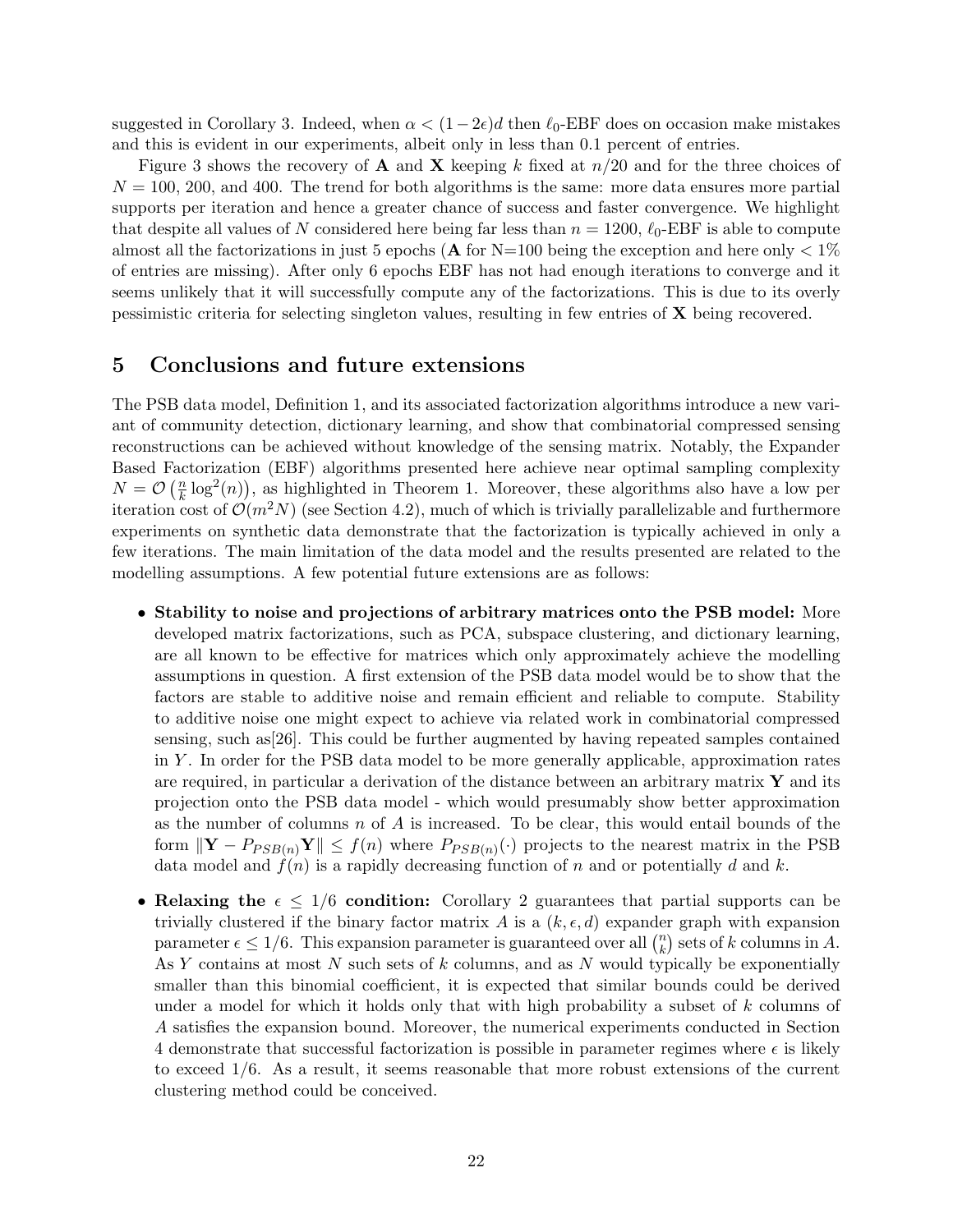suggested in Corollary 3. Indeed, when $\alpha < (1-2\epsilon)d$ then $\ell_0$-EBF does on occasion make mistakes and this is evident in our experiments, albeit only in less than 0.1 percent of entries.

Figure 3 shows the recovery of $\mathbf{A}$ and $\mathbf{X}$ keeping $k$ fixed at $n/20$ and for the three choices of $N = 100$, 200, and 400. The trend for both algorithms is the same: more data ensures more partial supports per iteration and hence a greater chance of success and faster convergence. We highlight that despite all values of $N$ considered here being far less than $n = 1200$, $\ell_0$-EBF is able to compute almost all the factorizations in just 5 epochs ($\mathbf{A}$ for N=100 being the exception and here only $< 1\%$ of entries are missing). After only 6 epochs EBF has not had enough iterations to converge and it seems unlikely that it will successfully compute any of the factorizations. This is due to its overly pessimistic criteria for selecting singleton values, resulting in few entries of $\mathbf{X}$ being recovered.

# 5 Conclusions and future extensions

The PSB data model, Definition 1, and its associated factorization algorithms introduce a new variant of community detection, dictionary learning, and show that combinatorial compressed sensing reconstructions can be achieved without knowledge of the sensing matrix. Notably, the Expander Based Factorization (EBF) algorithms presented here achieve near optimal sampling complexity $N = \mathcal{O}\left(\frac{n}{k}\log^2(n)\right)$, as highlighted in Theorem 1. Moreover, these algorithms also have a low per iteration cost of $\mathcal{O}(m^2 N)$ (see Section 4.2), much of which is trivially parallelizable and furthermore experiments on synthetic data demonstrate that the factorization is typically achieved in only a few iterations. The main limitation of the data model and the results presented are related to the modelling assumptions. A few potential future extensions are as follows:

- **Stability to noise and projections of arbitrary matrices onto the PSB model:** More developed matrix factorizations, such as PCA, subspace clustering, and dictionary learning, are all known to be effective for matrices which only approximately achieve the modelling assumptions in question. A first extension of the PSB data model would be to show that the factors are stable to additive noise and remain efficient and reliable to compute. Stability to additive noise one might expect to achieve via related work in combinatorial compressed sensing, such as[26]. This could be further augmented by having repeated samples contained in $Y$. In order for the PSB data model to be more generally applicable, approximation rates are required, in particular a derivation of the distance between an arbitrary matrix $\mathbf{Y}$ and its projection onto the PSB data model - which would presumably show better approximation as the number of columns $n$ of $A$ is increased. To be clear, this would entail bounds of the form $\|\mathbf{Y} - P_{PSB(n)}\mathbf{Y}\| \leq f(n)$ where $P_{PSB(n)}(\cdot)$ projects to the nearest matrix in the PSB data model and $f(n)$ is a rapidly decreasing function of $n$ and or potentially $d$ and $k$.
- **Relaxing the $\epsilon \leq 1/6$ condition:** Corollary 2 guarantees that partial supports can be trivially clustered if the binary factor matrix $A$ is a $(k, \epsilon, d)$ expander graph with expansion parameter $\epsilon \leq 1/6$. This expansion parameter is guaranteed over all $\binom{n}{k}$ sets of $k$ columns in $A$. As $Y$ contains at most $N$ such sets of $k$ columns, and as $N$ would typically be exponentially smaller than this binomial coefficient, it is expected that similar bounds could be derived under a model for which it holds only that with high probability a subset of $k$ columns of $A$ satisfies the expansion bound. Moreover, the numerical experiments conducted in Section 4 demonstrate that successful factorization is possible in parameter regimes where $\epsilon$ is likely to exceed $1/6$. As a result, it seems reasonable that more robust extensions of the current clustering method could be conceived.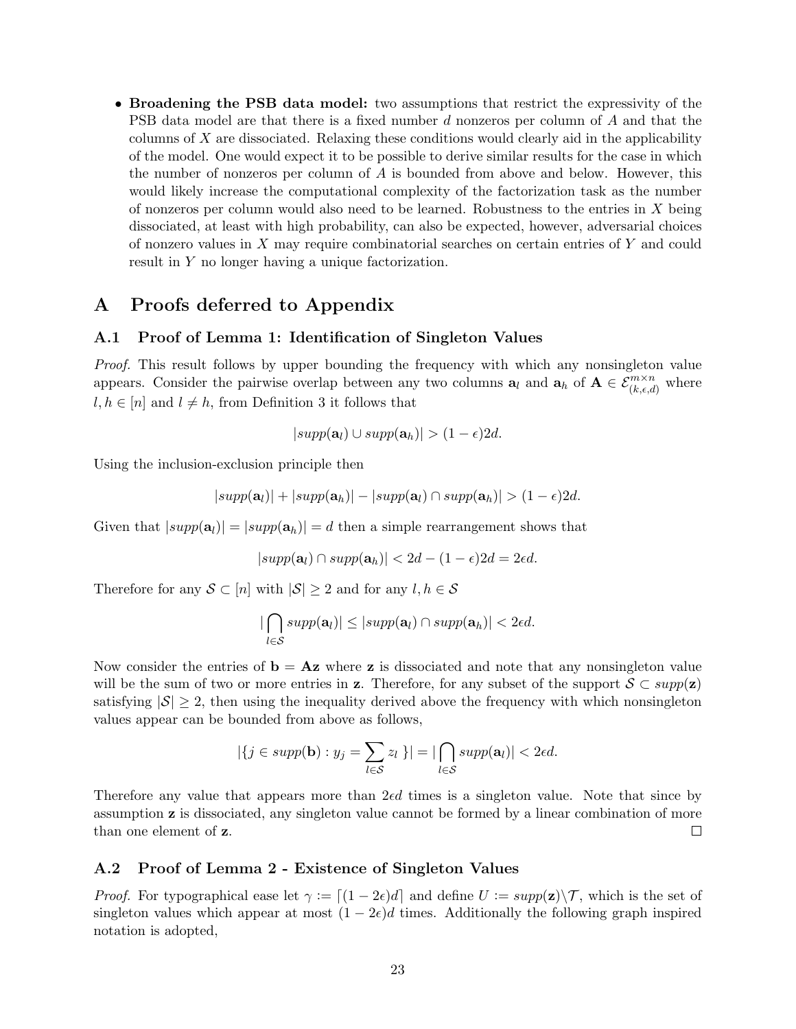- **Broadening the PSB data model:** two assumptions that restrict the expressivity of the PSB data model are that there is a fixed number $d$ nonzeros per column of $A$ and that the columns of $X$ are dissociated. Relaxing these conditions would clearly aid in the applicability of the model. One would expect it to be possible to derive similar results for the case in which the number of nonzeros per column of $A$ is bounded from above and below. However, this would likely increase the computational complexity of the factorization task as the number of nonzeros per column would also need to be learned. Robustness to the entries in $X$ being dissociated, at least with high probability, can also be expected, however, adversarial choices of nonzero values in $X$ may require combinatorial searches on certain entries of $Y$ and could result in $Y$ no longer having a unique factorization.

# A Proofs deferred to Appendix

## A.1 Proof of Lemma 1: Identification of Singleton Values

*Proof.* This result follows by upper bounding the frequency with which any nonsingleton value appears. Consider the pairwise overlap between any two columns $\mathbf{a}_l$ and $\mathbf{a}_h$ of $\mathbf{A} \in \mathcal{E}^{m\times n}_{(k,\epsilon,d)}$ where $l, h \in [n]$ and $l \neq h$, from Definition 3 it follows that

$$|supp(\mathbf{a}_l) \cup supp(\mathbf{a}_h)| > (1-\epsilon)2d.$$

Using the inclusion-exclusion principle then

$$|supp(\mathbf{a}_l)| + |supp(\mathbf{a}_h)| - |supp(\mathbf{a}_l) \cap supp(\mathbf{a}_h)| > (1-\epsilon)2d.$$

Given that $|supp(\mathbf{a}_l)| = |supp(\mathbf{a}_h)| = d$ then a simple rearrangement shows that

$$|supp(\mathbf{a}_l) \cap supp(\mathbf{a}_h)| < 2d - (1-\epsilon)2d = 2\epsilon d.$$

Therefore for any $\mathcal{S} \subset [n]$ with $|\mathcal{S}| \geq 2$ and for any $l, h \in \mathcal{S}$

$$|\bigcap_{l\in\mathcal{S}} supp(\mathbf{a}_l)| \leq |supp(\mathbf{a}_l) \cap supp(\mathbf{a}_h)| < 2\epsilon d.$$

Now consider the entries of $\mathbf{b} = \mathbf{A}\mathbf{z}$ where $\mathbf{z}$ is dissociated and note that any nonsingleton value will be the sum of two or more entries in $\mathbf{z}$. Therefore, for any subset of the support $\mathcal{S} \subset supp(\mathbf{z})$ satisfying $|\mathcal{S}| \geq 2$, then using the inequality derived above the frequency with which nonsingleton values appear can be bounded from above as follows,

$$|\{j \in supp(\mathbf{b}) : y_j = \sum_{l\in\mathcal{S}} z_l\}| = |\bigcap_{l\in\mathcal{S}} supp(\mathbf{a}_l)| < 2\epsilon d.$$

Therefore any value that appears more than $2\epsilon d$ times is a singleton value. Note that since by assumption $\mathbf{z}$ is dissociated, any singleton value cannot be formed by a linear combination of more than one element of $\mathbf{z}$. $\square$

## A.2 Proof of Lemma 2 - Existence of Singleton Values

*Proof.* For typographical ease let $\gamma := \lceil (1-2\epsilon)d \rceil$ and define $U := supp(\mathbf{z}) \backslash \mathcal{T}$, which is the set of singleton values which appear at most $(1-2\epsilon)d$ times. Additionally the following graph inspired notation is adopted,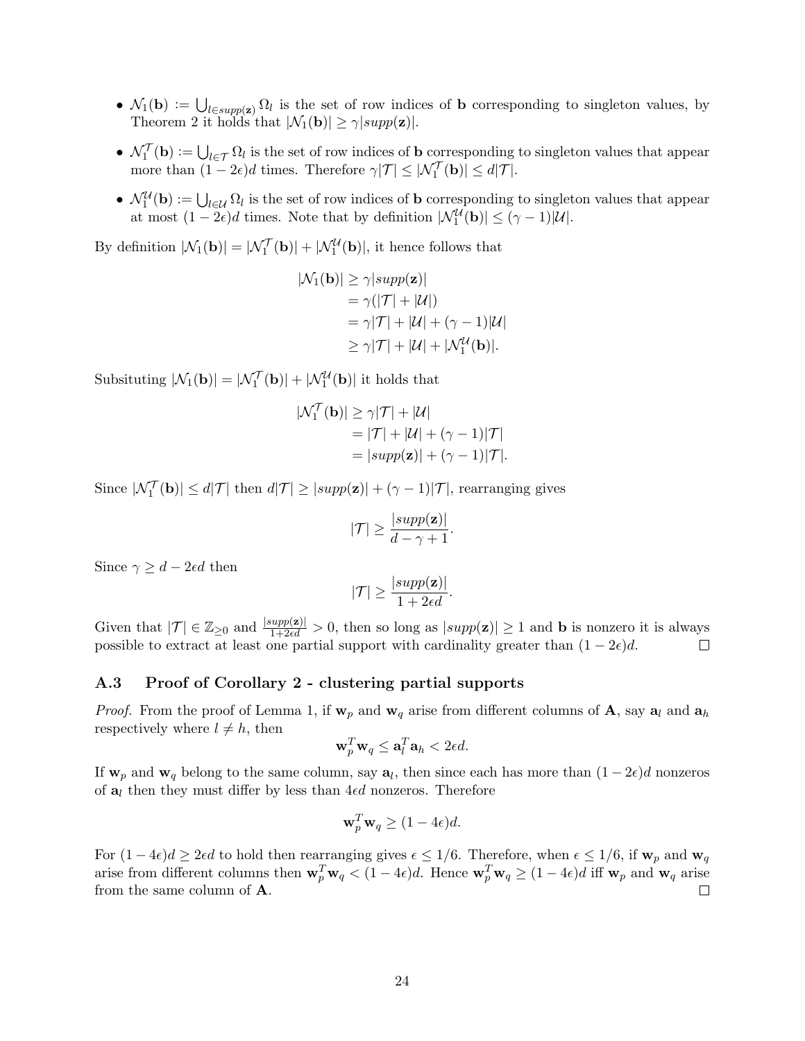- $\mathcal{N}_1(\mathbf{b}) := \bigcup_{l \in supp(\mathbf{z})} \Omega_l$ is the set of row indices of $\mathbf{b}$ corresponding to singleton values, by Theorem 2 it holds that $|\mathcal{N}_1(\mathbf{b})| \geq \gamma |supp(\mathbf{z})|$.
- $\mathcal{N}_1^{\mathcal{T}}(\mathbf{b}) := \bigcup_{l \in \mathcal{T}} \Omega_l$ is the set of row indices of $\mathbf{b}$ corresponding to singleton values that appear more than $(1-2\epsilon)d$ times. Therefore $\gamma|\mathcal{T}| \leq |\mathcal{N}_1^{\mathcal{T}}(\mathbf{b})| \leq d|\mathcal{T}|$.
- $\mathcal{N}_1^{\mathcal{U}}(\mathbf{b}) := \bigcup_{l \in \mathcal{U}} \Omega_l$ is the set of row indices of $\mathbf{b}$ corresponding to singleton values that appear at most $(1-2\epsilon)d$ times. Note that by definition $|\mathcal{N}_1^{\mathcal{U}}(\mathbf{b})| \leq (\gamma - 1)|\mathcal{U}|$.

By definition $|\mathcal{N}_1(\mathbf{b})| = |\mathcal{N}_1^{\mathcal{T}}(\mathbf{b})| + |\mathcal{N}_1^{\mathcal{U}}(\mathbf{b})|$, it hence follows that

$$\begin{aligned}
|\mathcal{N}_1(\mathbf{b})| &\geq \gamma |supp(\mathbf{z})| \\
&= \gamma(|\mathcal{T}| + |\mathcal{U}|) \\
&= \gamma|\mathcal{T}| + |\mathcal{U}| + (\gamma - 1)|\mathcal{U}| \\
&\geq \gamma|\mathcal{T}| + |\mathcal{U}| + |\mathcal{N}_1^{\mathcal{U}}(\mathbf{b})|.
\end{aligned}$$

Subsituting $|\mathcal{N}_1(\mathbf{b})| = |\mathcal{N}_1^{\mathcal{T}}(\mathbf{b})| + |\mathcal{N}_1^{\mathcal{U}}(\mathbf{b})|$ it holds that

$$\begin{aligned}
|\mathcal{N}_1^{\mathcal{T}}(\mathbf{b})| &\geq \gamma|\mathcal{T}| + |\mathcal{U}| \\
&= |\mathcal{T}| + |\mathcal{U}| + (\gamma - 1)|\mathcal{T}| \\
&= |supp(\mathbf{z})| + (\gamma - 1)|\mathcal{T}|.
\end{aligned}$$

Since $|\mathcal{N}_1^{\mathcal{T}}(\mathbf{b})| \leq d|\mathcal{T}|$ then $d|\mathcal{T}| \geq |supp(\mathbf{z})| + (\gamma - 1)|\mathcal{T}|$, rearranging gives

$$|\mathcal{T}| \geq \frac{|supp(\mathbf{z})|}{d - \gamma + 1}.$$

Since $\gamma \geq d - 2\epsilon d$ then

$$|\mathcal{T}| \geq \frac{|supp(\mathbf{z})|}{1 + 2\epsilon d}.$$

Given that $|\mathcal{T}| \in \mathbb{Z}_{\geq 0}$ and $\frac{|supp(\mathbf{z})|}{1+2\epsilon d} > 0$, then so long as $|supp(\mathbf{z})| \geq 1$ and $\mathbf{b}$ is nonzero it is always possible to extract at least one partial support with cardinality greater than $(1-2\epsilon)d$. □

### A.3 Proof of Corollary 2 - clustering partial supports

*Proof.* From the proof of Lemma 1, if $\mathbf{w}_p$ and $\mathbf{w}_q$ arise from different columns of $\mathbf{A}$, say $\mathbf{a}_l$ and $\mathbf{a}_h$ respectively where $l \neq h$, then

$$\mathbf{w}_p^T \mathbf{w}_q \leq \mathbf{a}_l^T \mathbf{a}_h < 2\epsilon d.$$

If $\mathbf{w}_p$ and $\mathbf{w}_q$ belong to the same column, say $\mathbf{a}_l$, then since each has more than $(1-2\epsilon)d$ nonzeros of $\mathbf{a}_l$ then they must differ by less than $4\epsilon d$ nonzeros. Therefore

$$\mathbf{w}_p^T \mathbf{w}_q \geq (1 - 4\epsilon)d.$$

For $(1-4\epsilon)d \geq 2\epsilon d$ to hold then rearranging gives $\epsilon \leq 1/6$. Therefore, when $\epsilon \leq 1/6$, if $\mathbf{w}_p$ and $\mathbf{w}_q$ arise from different columns then $\mathbf{w}_p^T \mathbf{w}_q < (1-4\epsilon)d$. Hence $\mathbf{w}_p^T \mathbf{w}_q \geq (1-4\epsilon)d$ iff $\mathbf{w}_p$ and $\mathbf{w}_q$ arise from the same column of $\mathbf{A}$. □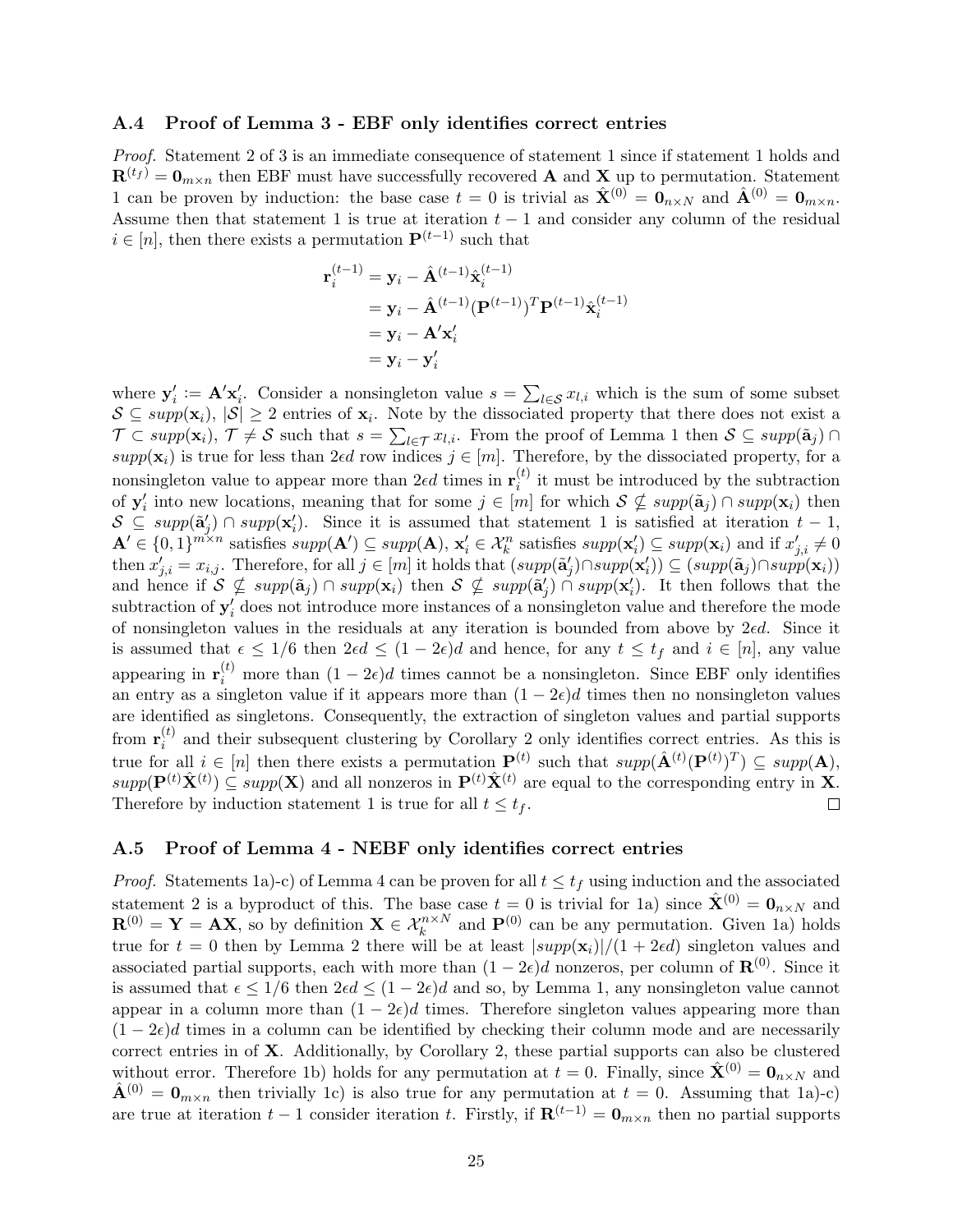### A.4 Proof of Lemma 3 - EBF only identifies correct entries

*Proof.* Statement 2 of 3 is an immediate consequence of statement 1 since if statement 1 holds and $\mathbf{R}^{(t_f)} = \mathbf{0}_{m\times n}$ then EBF must have successfully recovered $\mathbf{A}$ and $\mathbf{X}$ up to permutation. Statement 1 can be proven by induction: the base case $t = 0$ is trivial as $\hat{\mathbf{X}}^{(0)} = \mathbf{0}_{n\times N}$ and $\hat{\mathbf{A}}^{(0)} = \mathbf{0}_{m\times n}$. Assume then that statement 1 is true at iteration $t-1$ and consider any column of the residual $i \in [n]$, then there exists a permutation $\mathbf{P}^{(t-1)}$ such that

$$
\begin{aligned}
\mathbf{r}_i^{(t-1)} &= \mathbf{y}_i - \hat{\mathbf{A}}^{(t-1)}\hat{\mathbf{x}}_i^{(t-1)} \\
&= \mathbf{y}_i - \hat{\mathbf{A}}^{(t-1)}(\mathbf{P}^{(t-1)})^T\mathbf{P}^{(t-1)}\hat{\mathbf{x}}_i^{(t-1)} \\
&= \mathbf{y}_i - \mathbf{A}'\mathbf{x}_i' \\
&= \mathbf{y}_i - \mathbf{y}_i'
\end{aligned}
$$

where $\mathbf{y}_i' := \mathbf{A}'\mathbf{x}_i'$. Consider a nonsingleton value $s = \sum_{l\in\mathcal{S}} x_{l,i}$ which is the sum of some subset $\mathcal{S} \subseteq supp(\mathbf{x}_i)$, $|\mathcal{S}| \geq 2$ entries of $\mathbf{x}_i$. Note by the dissociated property that there does not exist a $\mathcal{T} \subset supp(\mathbf{x}_i)$, $\mathcal{T} \neq \mathcal{S}$ such that $s = \sum_{l\in\mathcal{T}} x_{l,i}$. From the proof of Lemma 1 then $\mathcal{S} \subseteq supp(\tilde{\mathbf{a}}_j) \cap supp(\mathbf{x}_i)$ is true for less than $2\epsilon d$ row indices $j \in [m]$. Therefore, by the dissociated property, for a nonsingleton value to appear more than $2\epsilon d$ times in $\mathbf{r}_i^{(t)}$ it must be introduced by the subtraction of $\mathbf{y}_i'$ into new locations, meaning that for some $j \in [m]$ for which $\mathcal{S} \nsubseteq supp(\tilde{\mathbf{a}}_j) \cap supp(\mathbf{x}_i)$ then $\mathcal{S} \subseteq supp(\tilde{\mathbf{a}}_j') \cap supp(\mathbf{x}_i')$. Since it is assumed that statement 1 is satisfied at iteration $t-1$, $\mathbf{A}' \in \{0,1\}^{m\times n}$ satisfies $supp(\mathbf{A}') \subseteq supp(\mathbf{A})$, $\mathbf{x}_i' \in \mathcal{X}_k^n$ satisfies $supp(\mathbf{x}_i') \subseteq supp(\mathbf{x}_i)$ and if $x_{j,i}' \neq 0$ then $x_{j,i}' = x_{i,j}$. Therefore, for all $j \in [m]$ it holds that $(supp(\tilde{\mathbf{a}}_j')\cap supp(\mathbf{x}_i')) \subseteq (supp(\tilde{\mathbf{a}}_j)\cap supp(\mathbf{x}_i))$ and hence if $\mathcal{S} \nsubseteq supp(\tilde{\mathbf{a}}_j) \cap supp(\mathbf{x}_i)$ then $\mathcal{S} \nsubseteq supp(\tilde{\mathbf{a}}_j') \cap supp(\mathbf{x}_i')$. It then follows that the subtraction of $\mathbf{y}_i'$ does not introduce more instances of a nonsingleton value and therefore the mode of nonsingleton values in the residuals at any iteration is bounded from above by $2\epsilon d$. Since it is assumed that $\epsilon \leq 1/6$ then $2\epsilon d \leq (1-2\epsilon)d$ and hence, for any $t \leq t_f$ and $i \in [n]$, any value appearing in $\mathbf{r}_i^{(t)}$ more than $(1-2\epsilon)d$ times cannot be a nonsingleton. Since EBF only identifies an entry as a singleton value if it appears more than $(1-2\epsilon)d$ times then no nonsingleton values are identified as singletons. Consequently, the extraction of singleton values and partial supports from $\mathbf{r}_i^{(t)}$ and their subsequent clustering by Corollary 2 only identifies correct entries. As this is true for all $i \in [n]$ then there exists a permutation $\mathbf{P}^{(t)}$ such that $supp(\hat{\mathbf{A}}^{(t)}(\mathbf{P}^{(t)})^T) \subseteq supp(\mathbf{A})$, $supp(\mathbf{P}^{(t)}\hat{\mathbf{X}}^{(t)}) \subseteq supp(\mathbf{X})$ and all nonzeros in $\mathbf{P}^{(t)}\hat{\mathbf{X}}^{(t)}$ are equal to the corresponding entry in $\mathbf{X}$. Therefore by induction statement 1 is true for all $t \leq t_f$. $\square$

### A.5 Proof of Lemma 4 - NEBF only identifies correct entries

*Proof.* Statements 1a)-c) of Lemma 4 can be proven for all $t \leq t_f$ using induction and the associated statement 2 is a byproduct of this. The base case $t = 0$ is trivial for 1a) since $\hat{\mathbf{X}}^{(0)} = \mathbf{0}_{n\times N}$ and $\mathbf{R}^{(0)} = \mathbf{Y} = \mathbf{A}\mathbf{X}$, so by definition $\mathbf{X} \in \mathcal{X}_k^{n\times N}$ and $\mathbf{P}^{(0)}$ can be any permutation. Given 1a) holds true for $t = 0$ then by Lemma 2 there will be at least $|supp(\mathbf{x}_i)|/(1+2\epsilon d)$ singleton values and associated partial supports, each with more than $(1-2\epsilon)d$ nonzeros, per column of $\mathbf{R}^{(0)}$. Since it is assumed that $\epsilon \leq 1/6$ then $2\epsilon d \leq (1-2\epsilon)d$ and so, by Lemma 1, any nonsingleton value cannot appear in a column more than $(1-2\epsilon)d$ times. Therefore singleton values appearing more than $(1-2\epsilon)d$ times in a column can be identified by checking their column mode and are necessarily correct entries in of $\mathbf{X}$. Additionally, by Corollary 2, these partial supports can also be clustered without error. Therefore 1b) holds for any permutation at $t = 0$. Finally, since $\hat{\mathbf{X}}^{(0)} = \mathbf{0}_{n\times N}$ and $\hat{\mathbf{A}}^{(0)} = \mathbf{0}_{m\times n}$ then trivially 1c) is also true for any permutation at $t = 0$. Assuming that 1a)-c) are true at iteration $t-1$ consider iteration $t$. Firstly, if $\mathbf{R}^{(t-1)} = \mathbf{0}_{m\times n}$ then no partial supports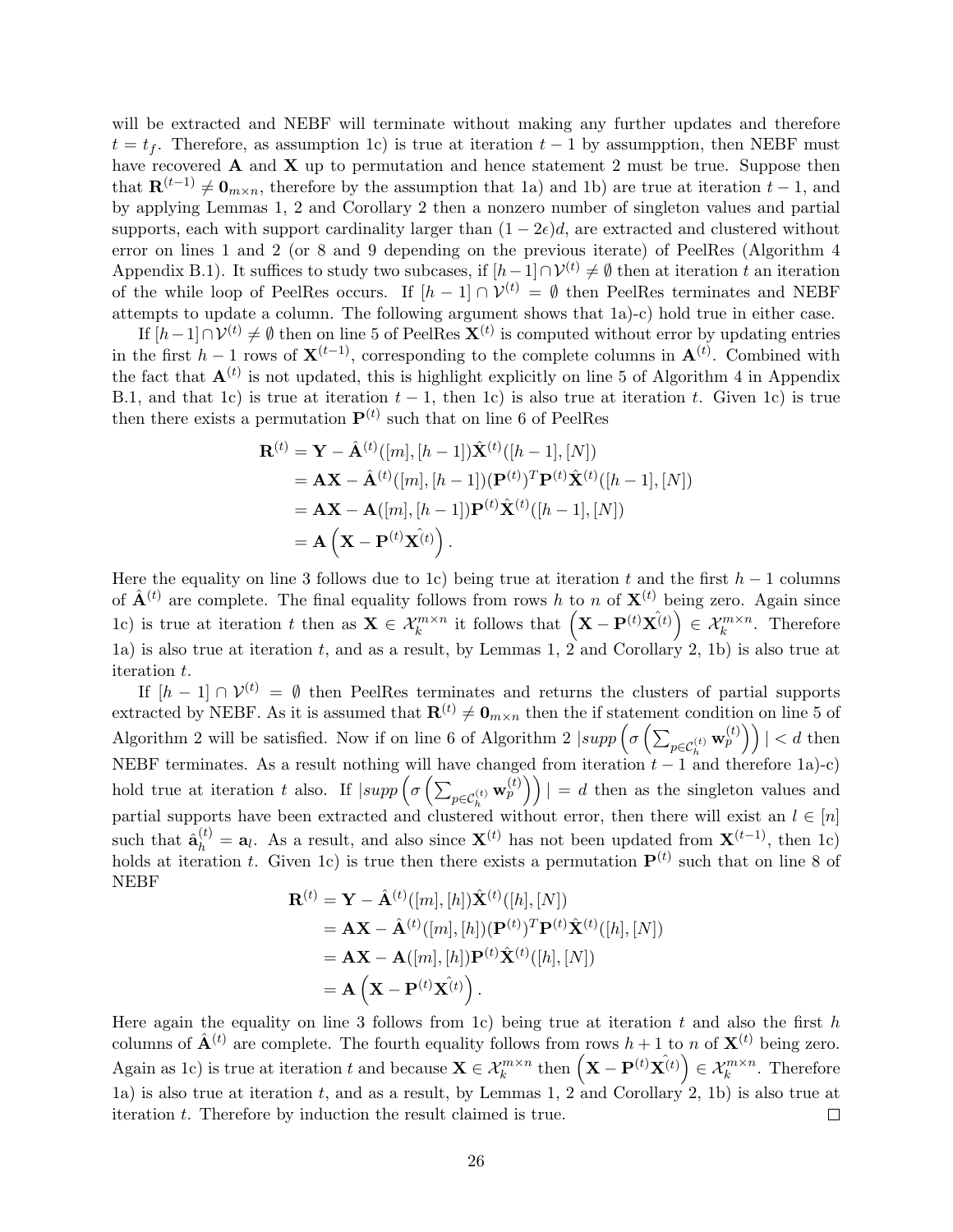will be extracted and NEBF will terminate without making any further updates and therefore $t = t_f$. Therefore, as assumption 1c) is true at iteration $t-1$ by assumpption, then NEBF must have recovered $\mathbf{A}$ and $\mathbf{X}$ up to permutation and hence statement 2 must be true. Suppose then that $\mathbf{R}^{(t-1)} \neq \mathbf{0}_{m\times n}$, therefore by the assumption that 1a) and 1b) are true at iteration $t-1$, and by applying Lemmas 1, 2 and Corollary 2 then a nonzero number of singleton values and partial supports, each with support cardinality larger than $(1-2\epsilon)d$, are extracted and clustered without error on lines 1 and 2 (or 8 and 9 depending on the previous iterate) of PeelRes (Algorithm 4 Appendix B.1). It suffices to study two subcases, if $[h-1]\cap \mathcal{V}^{(t)} \neq \emptyset$ then at iteration $t$ an iteration of the while loop of PeelRes occurs. If $[h-1]\cap \mathcal{V}^{(t)} = \emptyset$ then PeelRes terminates and NEBF attempts to update a column. The following argument shows that 1a)-c) hold true in either case.

If $[h-1]\cap \mathcal{V}^{(t)} \neq \emptyset$ then on line 5 of PeelRes $\mathbf{X}^{(t)}$ is computed without error by updating entries in the first $h-1$ rows of $\mathbf{X}^{(t-1)}$, corresponding to the complete columns in $\mathbf{A}^{(t)}$. Combined with the fact that $\mathbf{A}^{(t)}$ is not updated, this is highlight explicitly on line 5 of Algorithm 4 in Appendix B.1, and that 1c) is true at iteration $t-1$, then 1c) is also true at iteration $t$. Given 1c) is true then there exists a permutation $\mathbf{P}^{(t)}$ such that on line 6 of PeelRes

$$
\begin{aligned}
\mathbf{R}^{(t)} &= \mathbf{Y} - \hat{\mathbf{A}}^{(t)}([m],[h-1])\hat{\mathbf{X}}^{(t)}([h-1],[N]) \\
&= \mathbf{A}\mathbf{X} - \hat{\mathbf{A}}^{(t)}([m],[h-1])(\mathbf{P}^{(t)})^T\mathbf{P}^{(t)}\hat{\mathbf{X}}^{(t)}([h-1],[N]) \\
&= \mathbf{A}\mathbf{X} - \mathbf{A}([m],[h-1])\mathbf{P}^{(t)}\hat{\mathbf{X}}^{(t)}([h-1],[N]) \\
&= \mathbf{A}\left(\mathbf{X} - \mathbf{P}^{(t)}\hat{\mathbf{X}^{(t)}}\right).
\end{aligned}
$$

Here the equality on line 3 follows due to 1c) being true at iteration $t$ and the first $h-1$ columns of $\hat{\mathbf{A}}^{(t)}$ are complete. The final equality follows from rows $h$ to $n$ of $\mathbf{X}^{(t)}$ being zero. Again since 1c) is true at iteration $t$ then as $\mathbf{X} \in \mathcal{X}_k^{m\times n}$ it follows that $\left(\mathbf{X} - \mathbf{P}^{(t)}\hat{\mathbf{X}^{(t)}}\right) \in \mathcal{X}_k^{m\times n}$. Therefore 1a) is also true at iteration $t$, and as a result, by Lemmas 1, 2 and Corollary 2, 1b) is also true at iteration $t$.

If $[h-1]\cap \mathcal{V}^{(t)} = \emptyset$ then PeelRes terminates and returns the clusters of partial supports extracted by NEBF. As it is assumed that $\mathbf{R}^{(t)} \neq \mathbf{0}_{m\times n}$ then the if statement condition on line 5 of Algorithm 2 will be satisfied. Now if on line 6 of Algorithm 2 $|supp\left(\sigma\left(\sum_{p\in\mathcal{C}_h^{(t)}} \mathbf{w}_p^{(t)}\right)\right)| < d$ then NEBF terminates. As a result nothing will have changed from iteration $t-1$ and therefore 1a)-c) hold true at iteration $t$ also. If $|supp\left(\sigma\left(\sum_{p\in\mathcal{C}_h^{(t)}} \mathbf{w}_p^{(t)}\right)\right)| = d$ then as the singleton values and partial supports have been extracted and clustered without error, then there will exist an $l \in [n]$ such that $\hat{\mathbf{a}}_h^{(t)} = \mathbf{a}_l$. As a result, and also since $\mathbf{X}^{(t)}$ has not been updated from $\mathbf{X}^{(t-1)}$, then 1c) holds at iteration $t$. Given 1c) is true then there exists a permutation $\mathbf{P}^{(t)}$ such that on line 8 of NEBF

$$
\begin{aligned}
\mathbf{R}^{(t)} &= \mathbf{Y} - \hat{\mathbf{A}}^{(t)}([m],[h])\hat{\mathbf{X}}^{(t)}([h],[N]) \\
&= \mathbf{A}\mathbf{X} - \hat{\mathbf{A}}^{(t)}([m],[h])(\mathbf{P}^{(t)})^T\mathbf{P}^{(t)}\hat{\mathbf{X}}^{(t)}([h],[N]) \\
&= \mathbf{A}\mathbf{X} - \mathbf{A}([m],[h])\mathbf{P}^{(t)}\hat{\mathbf{X}}^{(t)}([h],[N]) \\
&= \mathbf{A}\left(\mathbf{X} - \mathbf{P}^{(t)}\hat{\mathbf{X}^{(t)}}\right).
\end{aligned}
$$

Here again the equality on line 3 follows from 1c) being true at iteration $t$ and also the first $h$ columns of $\hat{\mathbf{A}}^{(t)}$ are complete. The fourth equality follows from rows $h+1$ to $n$ of $\mathbf{X}^{(t)}$ being zero. Again as 1c) is true at iteration $t$ and because $\mathbf{X} \in \mathcal{X}_k^{m\times n}$ then $\left(\mathbf{X} - \mathbf{P}^{(t)}\hat{\mathbf{X}^{(t)}}\right) \in \mathcal{X}_k^{m\times n}$. Therefore 1a) is also true at iteration $t$, and as a result, by Lemmas 1, 2 and Corollary 2, 1b) is also true at iteration $t$. Therefore by induction the result claimed is true. $\square$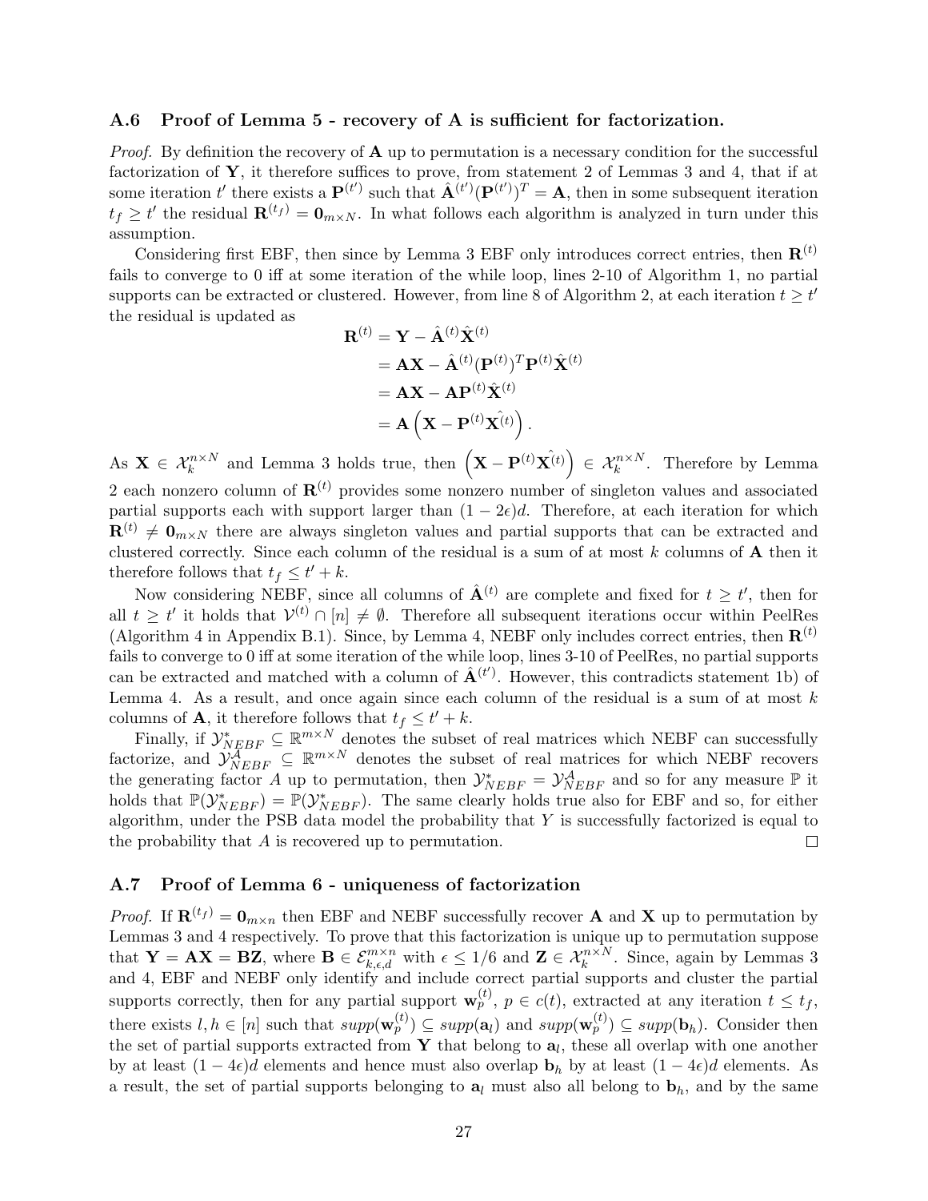### A.6 Proof of Lemma 5 - recovery of A is sufficient for factorization.

*Proof.* By definition the recovery of $\mathbf{A}$ up to permutation is a necessary condition for the successful factorization of $\mathbf{Y}$, it therefore suffices to prove, from statement 2 of Lemmas 3 and 4, that if at some iteration $t'$ there exists a $\mathbf{P}^{(t')}$ such that $\hat{\mathbf{A}}^{(t')}(\mathbf{P}^{(t')})^T = \mathbf{A}$, then in some subsequent iteration $t_f \geq t'$ the residual $\mathbf{R}^{(t_f)} = \mathbf{0}_{m \times N}$. In what follows each algorithm is analyzed in turn under this assumption.

Considering first EBF, then since by Lemma 3 EBF only introduces correct entries, then $\mathbf{R}^{(t)}$ fails to converge to 0 iff at some iteration of the while loop, lines 2-10 of Algorithm 1, no partial supports can be extracted or clustered. However, from line 8 of Algorithm 2, at each iteration $t \geq t'$ the residual is updated as

$$
\begin{aligned}
\mathbf{R}^{(t)} &= \mathbf{Y} - \hat{\mathbf{A}}^{(t)}\hat{\mathbf{X}}^{(t)} \\
&= \mathbf{A}\mathbf{X} - \hat{\mathbf{A}}^{(t)}(\mathbf{P}^{(t)})^T\mathbf{P}^{(t)}\hat{\mathbf{X}}^{(t)} \\
&= \mathbf{A}\mathbf{X} - \mathbf{A}\mathbf{P}^{(t)}\hat{\mathbf{X}}^{(t)} \\
&= \mathbf{A}\left(\mathbf{X} - \mathbf{P}^{(t)}\hat{\mathbf{X}^{(t)}}\right).
\end{aligned}
$$

As $\mathbf{X} \in \mathcal{X}_k^{n \times N}$ and Lemma 3 holds true, then $\left(\mathbf{X} - \mathbf{P}^{(t)}\hat{\mathbf{X}^{(t)}}\right) \in \mathcal{X}_k^{n \times N}$. Therefore by Lemma 2 each nonzero column of $\mathbf{R}^{(t)}$ provides some nonzero number of singleton values and associated partial supports each with support larger than $(1-2\epsilon)d$. Therefore, at each iteration for which $\mathbf{R}^{(t)} \neq \mathbf{0}_{m \times N}$ there are always singleton values and partial supports that can be extracted and clustered correctly. Since each column of the residual is a sum of at most $k$ columns of $\mathbf{A}$ then it therefore follows that $t_f \leq t' + k$.

Now considering NEBF, since all columns of $\hat{\mathbf{A}}^{(t)}$ are complete and fixed for $t \geq t'$, then for all $t \geq t'$ it holds that $\mathcal{V}^{(t)} \cap [n] \neq \emptyset$. Therefore all subsequent iterations occur within PeelRes (Algorithm 4 in Appendix B.1). Since, by Lemma 4, NEBF only includes correct entries, then $\mathbf{R}^{(t)}$ fails to converge to 0 iff at some iteration of the while loop, lines 3-10 of PeelRes, no partial supports can be extracted and matched with a column of $\hat{\mathbf{A}}^{(t')}$. However, this contradicts statement 1b) of Lemma 4. As a result, and once again since each column of the residual is a sum of at most $k$ columns of $\mathbf{A}$, it therefore follows that $t_f \leq t' + k$.

Finally, if $\mathcal{Y}_{NEBF}^{*} \subseteq \mathbb{R}^{m \times N}$ denotes the subset of real matrices which NEBF can successfully factorize, and $\mathcal{Y}_{NEBF}^{\mathcal{A}} \subseteq \mathbb{R}^{m \times N}$ denotes the subset of real matrices for which NEBF recovers the generating factor $A$ up to permutation, then $\mathcal{Y}_{NEBF}^{*} = \mathcal{Y}_{NEBF}^{\mathcal{A}}$ and so for any measure $\mathbb{P}$ it holds that $\mathbb{P}(\mathcal{Y}_{NEBF}^{*}) = \mathbb{P}(\mathcal{Y}_{NEBF}^{*})$. The same clearly holds true also for EBF and so, for either algorithm, under the PSB data model the probability that $Y$ is successfully factorized is equal to the probability that $A$ is recovered up to permutation. $\square$

### A.7 Proof of Lemma 6 - uniqueness of factorization

*Proof.* If $\mathbf{R}^{(t_f)} = \mathbf{0}_{m \times n}$ then EBF and NEBF successfully recover $\mathbf{A}$ and $\mathbf{X}$ up to permutation by Lemmas 3 and 4 respectively. To prove that this factorization is unique up to permutation suppose that $\mathbf{Y} = \mathbf{A}\mathbf{X} = \mathbf{B}\mathbf{Z}$, where $\mathbf{B} \in \mathcal{E}_{k,\epsilon,d}^{m \times n}$ with $\epsilon \leq 1/6$ and $\mathbf{Z} \in \mathcal{X}_k^{n \times N}$. Since, again by Lemmas 3 and 4, EBF and NEBF only identify and include correct partial supports and cluster the partial supports correctly, then for any partial support $\mathbf{w}_p^{(t)}$, $p \in c(t)$, extracted at any iteration $t \leq t_f$, there exists $l, h \in [n]$ such that $supp(\mathbf{w}_p^{(t)}) \subseteq supp(\mathbf{a}_l)$ and $supp(\mathbf{w}_p^{(t)}) \subseteq supp(\mathbf{b}_h)$. Consider then the set of partial supports extracted from $\mathbf{Y}$ that belong to $\mathbf{a}_l$, these all overlap with one another by at least $(1-4\epsilon)d$ elements and hence must also overlap $\mathbf{b}_h$ by at least $(1-4\epsilon)d$ elements. As a result, the set of partial supports belonging to $\mathbf{a}_l$ must also all belong to $\mathbf{b}_h$, and by the same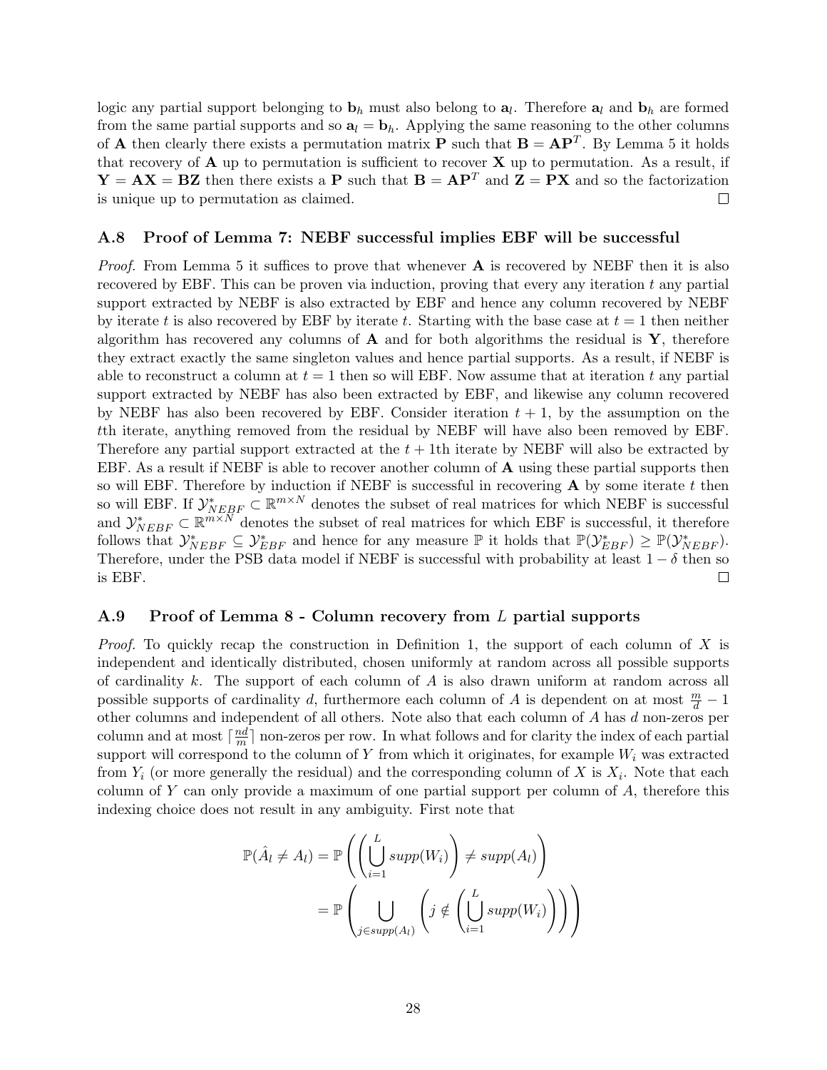logic any partial support belonging to $\mathbf{b}_h$ must also belong to $\mathbf{a}_l$. Therefore $\mathbf{a}_l$ and $\mathbf{b}_h$ are formed from the same partial supports and so $\mathbf{a}_l = \mathbf{b}_h$. Applying the same reasoning to the other columns of $\mathbf{A}$ then clearly there exists a permutation matrix $\mathbf{P}$ such that $\mathbf{B} = \mathbf{A}\mathbf{P}^T$. By Lemma 5 it holds that recovery of $\mathbf{A}$ up to permutation is sufficient to recover $\mathbf{X}$ up to permutation. As a result, if $\mathbf{Y} = \mathbf{A}\mathbf{X} = \mathbf{B}\mathbf{Z}$ then there exists a $\mathbf{P}$ such that $\mathbf{B} = \mathbf{A}\mathbf{P}^T$ and $\mathbf{Z} = \mathbf{P}\mathbf{X}$ and so the factorization is unique up to permutation as claimed. □

### A.8 Proof of Lemma 7: NEBF successful implies EBF will be successful

*Proof.* From Lemma 5 it suffices to prove that whenever $\mathbf{A}$ is recovered by NEBF then it is also recovered by EBF. This can be proven via induction, proving that every any iteration $t$ any partial support extracted by NEBF is also extracted by EBF and hence any column recovered by NEBF by iterate $t$ is also recovered by EBF by iterate $t$. Starting with the base case at $t = 1$ then neither algorithm has recovered any columns of $\mathbf{A}$ and for both algorithms the residual is $\mathbf{Y}$, therefore they extract exactly the same singleton values and hence partial supports. As a result, if NEBF is able to reconstruct a column at $t = 1$ then so will EBF. Now assume that at iteration $t$ any partial support extracted by NEBF has also been extracted by EBF, and likewise any column recovered by NEBF has also been recovered by EBF. Consider iteration $t + 1$, by the assumption on the $t$th iterate, anything removed from the residual by NEBF will have also been removed by EBF. Therefore any partial support extracted at the $t + 1$th iterate by NEBF will also be extracted by EBF. As a result if NEBF is able to recover another column of $\mathbf{A}$ using these partial supports then so will EBF. Therefore by induction if NEBF is successful in recovering $\mathbf{A}$ by some iterate $t$ then so will EBF. If $\mathcal{Y}^*_{NEBF} \subset \mathbb{R}^{m \times N}$ denotes the subset of real matrices for which NEBF is successful and $\mathcal{Y}^*_{NEBF} \subset \mathbb{R}^{m \times N}$ denotes the subset of real matrices for which EBF is successful, it therefore follows that $\mathcal{Y}^*_{NEBF} \subseteq \mathcal{Y}^*_{EBF}$ and hence for any measure $\mathbb{P}$ it holds that $\mathbb{P}(\mathcal{Y}^*_{EBF}) \geq \mathbb{P}(\mathcal{Y}^*_{NEBF})$. Therefore, under the PSB data model if NEBF is successful with probability at least $1 - \delta$ then so is EBF. □

### A.9 Proof of Lemma 8 - Column recovery from $L$ partial supports

*Proof.* To quickly recap the construction in Definition 1, the support of each column of $X$ is independent and identically distributed, chosen uniformly at random across all possible supports of cardinality $k$. The support of each column of $A$ is also drawn uniform at random across all possible supports of cardinality $d$, furthermore each column of $A$ is dependent on at most $\frac{m}{d} - 1$ other columns and independent of all others. Note also that each column of $A$ has $d$ non-zeros per column and at most $\lceil \frac{nd}{m} \rceil$ non-zeros per row. In what follows and for clarity the index of each partial support will correspond to the column of $Y$ from which it originates, for example $W_i$ was extracted from $Y_i$ (or more generally the residual) and the corresponding column of $X$ is $X_i$. Note that each column of $Y$ can only provide a maximum of one partial support per column of $A$, therefore this indexing choice does not result in any ambiguity. First note that

$$
\begin{aligned}
\mathbb{P}(\hat{A}_l \neq A_l) &= \mathbb{P}\left( \left( \bigcup_{i=1}^{L} supp(W_i) \right) \neq supp(A_l) \right) \\
&= \mathbb{P}\left( \bigcup_{j \in supp(A_l)} \left( j \notin \left( \bigcup_{i=1}^{L} supp(W_i) \right) \right) \right)
\end{aligned}
$$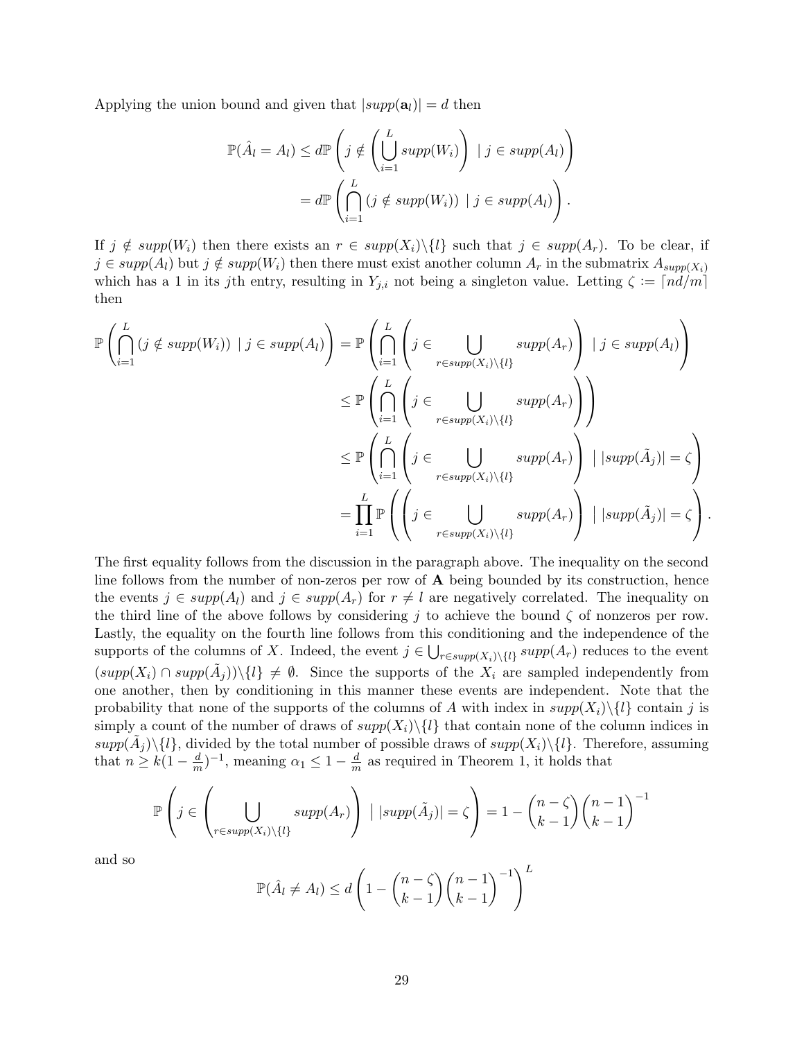Applying the union bound and given that $|supp(\mathbf{a}_l)| = d$ then

$$
\begin{aligned}
\mathbb{P}(\hat{A}_l = A_l) &\leq d\mathbb{P}\left(j \notin \left(\bigcup_{i=1}^{L} supp(W_i)\right) \mid j \in supp(A_l)\right) \\
&= d\mathbb{P}\left(\bigcap_{i=1}^{L} (j \notin supp(W_i)) \mid j \in supp(A_l)\right).
\end{aligned}
$$

If $j \notin supp(W_i)$ then there exists an $r \in supp(X_i)\backslash\{l\}$ such that $j \in supp(A_r)$. To be clear, if $j \in supp(A_l)$ but $j \notin supp(W_i)$ then there must exist another column $A_r$ in the submatrix $A_{supp(X_i)}$ which has a 1 in its $j$th entry, resulting in $Y_{j,i}$ not being a singleton value. Letting $\zeta := \lceil nd/m \rceil$ then

$$
\begin{aligned}
\mathbb{P}\left(\bigcap_{i=1}^{L} (j \notin supp(W_i)) \mid j \in supp(A_l)\right) &= \mathbb{P}\left(\bigcap_{i=1}^{L}\left(j \in \bigcup_{r \in supp(X_i)\backslash\{l\}} supp(A_r)\right) \mid j \in supp(A_l)\right) \\
&\leq \mathbb{P}\left(\bigcap_{i=1}^{L}\left(j \in \bigcup_{r \in supp(X_i)\backslash\{l\}} supp(A_r)\right)\right) \\
&\leq \mathbb{P}\left(\bigcap_{i=1}^{L}\left(j \in \bigcup_{r \in supp(X_i)\backslash\{l\}} supp(A_r)\right) \mid |supp(\tilde{A}_j)| = \zeta\right) \\
&= \prod_{i=1}^{L} \mathbb{P}\left(\left(j \in \bigcup_{r \in supp(X_i)\backslash\{l\}} supp(A_r)\right) \mid |supp(\tilde{A}_j)| = \zeta\right).
\end{aligned}
$$

The first equality follows from the discussion in the paragraph above. The inequality on the second line follows from the number of non-zeros per row of $\mathbf{A}$ being bounded by its construction, hence the events $j \in supp(A_l)$ and $j \in supp(A_r)$ for $r \neq l$ are negatively correlated. The inequality on the third line of the above follows by considering $j$ to achieve the bound $\zeta$ of nonzeros per row. Lastly, the equality on the fourth line follows from this conditioning and the independence of the supports of the columns of $X$. Indeed, the event $j \in \bigcup_{r \in supp(X_i)\backslash\{l\}} supp(A_r)$ reduces to the event $(supp(X_i) \cap supp(\tilde{A}_j))\backslash\{l\} \neq \emptyset$. Since the supports of the $X_i$ are sampled independently from one another, then by conditioning in this manner these events are independent. Note that the probability that none of the supports of the columns of $A$ with index in $supp(X_i)\backslash\{l\}$ contain $j$ is simply a count of the number of draws of $supp(X_i)\backslash\{l\}$ that contain none of the column indices in $supp(\tilde{A}_j)\backslash\{l\}$, divided by the total number of possible draws of $supp(X_i)\backslash\{l\}$. Therefore, assuming that $n \geq k(1-\frac{d}{m})^{-1}$, meaning $\alpha_1 \leq 1 - \frac{d}{m}$ as required in Theorem 1, it holds that

$$
\mathbb{P}\left(j \in \left(\bigcup_{r \in supp(X_i)\backslash\{l\}} supp(A_r)\right) \mid |supp(\tilde{A}_j)| = \zeta\right) = 1 - \binom{n-\zeta}{k-1}\binom{n-1}{k-1}^{-1}
$$

and so

$$
\mathbb{P}(\hat{A}_l \neq A_l) \leq d\left(1 - \binom{n-\zeta}{k-1}\binom{n-1}{k-1}^{-1}\right)^L
$$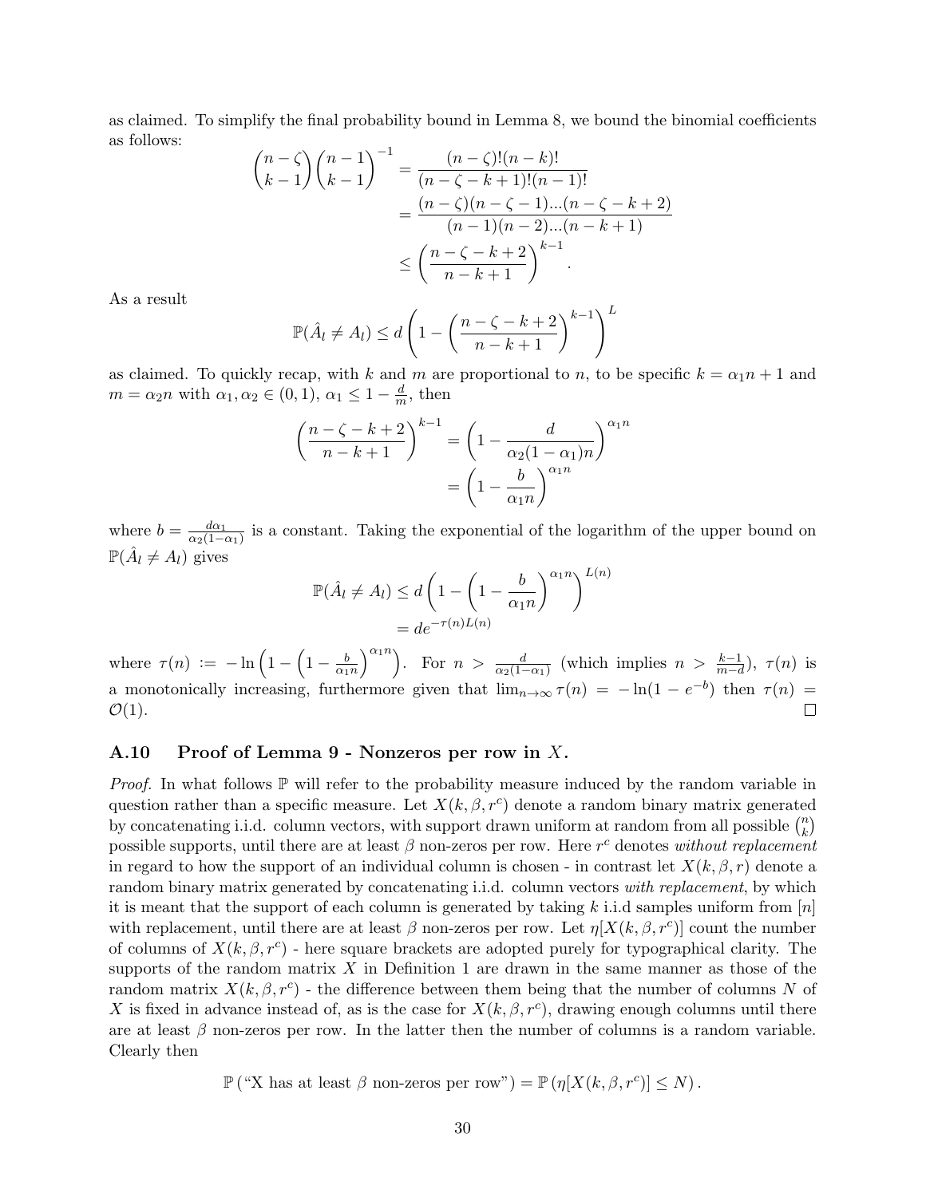as claimed. To simplify the final probability bound in Lemma 8, we bound the binomial coefficients as follows:

$$
\begin{aligned}
\binom{n-\zeta}{k-1}\binom{n-1}{k-1}^{-1} &= \frac{(n-\zeta)!(n-k)!}{(n-\zeta-k+1)!(n-1)!} \\
&= \frac{(n-\zeta)(n-\zeta-1)...(n-\zeta-k+2)}{(n-1)(n-2)...(n-k+1)} \\
&\leq \left(\frac{n-\zeta-k+2}{n-k+1}\right)^{k-1}.
\end{aligned}
$$

As a result

$$
\mathbb{P}(\hat{A}_l \neq A_l) \leq d\left(1-\left(\frac{n-\zeta-k+2}{n-k+1}\right)^{k-1}\right)^L
$$

as claimed. To quickly recap, with $k$ and $m$ are proportional to $n$, to be specific $k = \alpha_1 n + 1$ and $m = \alpha_2 n$ with $\alpha_1, \alpha_2 \in (0,1)$, $\alpha_1 \leq 1 - \frac{d}{m}$, then

$$
\begin{aligned}
\left(\frac{n-\zeta-k+2}{n-k+1}\right)^{k-1} &= \left(1-\frac{d}{\alpha_2(1-\alpha_1)n}\right)^{\alpha_1 n} \\
&= \left(1-\frac{b}{\alpha_1 n}\right)^{\alpha_1 n}
\end{aligned}
$$

where $b = \frac{d\alpha_1}{\alpha_2(1-\alpha_1)}$ is a constant. Taking the exponential of the logarithm of the upper bound on $\mathbb{P}(\hat{A}_l \neq A_l)$ gives

$$
\begin{aligned}
\mathbb{P}(\hat{A}_l \neq A_l) &\leq d\left(1-\left(1-\frac{b}{\alpha_1 n}\right)^{\alpha_1 n}\right)^{L(n)} \\
&= de^{-\tau(n)L(n)}
\end{aligned}
$$

where $\tau(n) := -\ln\left(1-\left(1-\frac{b}{\alpha_1 n}\right)^{\alpha_1 n}\right)$. For $n > \frac{d}{\alpha_2(1-\alpha_1)}$ (which implies $n > \frac{k-1}{m-d}$), $\tau(n)$ is a monotonically increasing, furthermore given that $\lim_{n\to\infty}\tau(n) = -\ln(1-e^{-b})$ then $\tau(n) = \mathcal{O}(1)$. ☐

### A.10 Proof of Lemma 9 - Nonzeros per row in $X$.

*Proof.* In what follows $\mathbb{P}$ will refer to the probability measure induced by the random variable in question rather than a specific measure. Let $X(k,\beta,r^c)$ denote a random binary matrix generated by concatenating i.i.d. column vectors, with support drawn uniform at random from all possible $\binom{n}{k}$ possible supports, until there are at least $\beta$ non-zeros per row. Here $r^c$ denotes *without replacement* in regard to how the support of an individual column is chosen - in contrast let $X(k,\beta,r)$ denote a random binary matrix generated by concatenating i.i.d. column vectors *with replacement*, by which it is meant that the support of each column is generated by taking $k$ i.i.d samples uniform from $[n]$ with replacement, until there are at least $\beta$ non-zeros per row. Let $\eta[X(k,\beta,r^c)]$ count the number of columns of $X(k,\beta,r^c)$ - here square brackets are adopted purely for typographical clarity. The supports of the random matrix $X$ in Definition 1 are drawn in the same manner as those of the random matrix $X(k,\beta,r^c)$ - the difference between them being that the number of columns $N$ of $X$ is fixed in advance instead of, as is the case for $X(k,\beta,r^c)$, drawing enough columns until there are at least $\beta$ non-zeros per row. In the latter then the number of columns is a random variable. Clearly then

$$
\mathbb{P}\left(\text{"X has at least } \beta \text{ non-zeros per row"}\right) = \mathbb{P}\left(\eta[X(k,\beta,r^c)] \leq N\right).
$$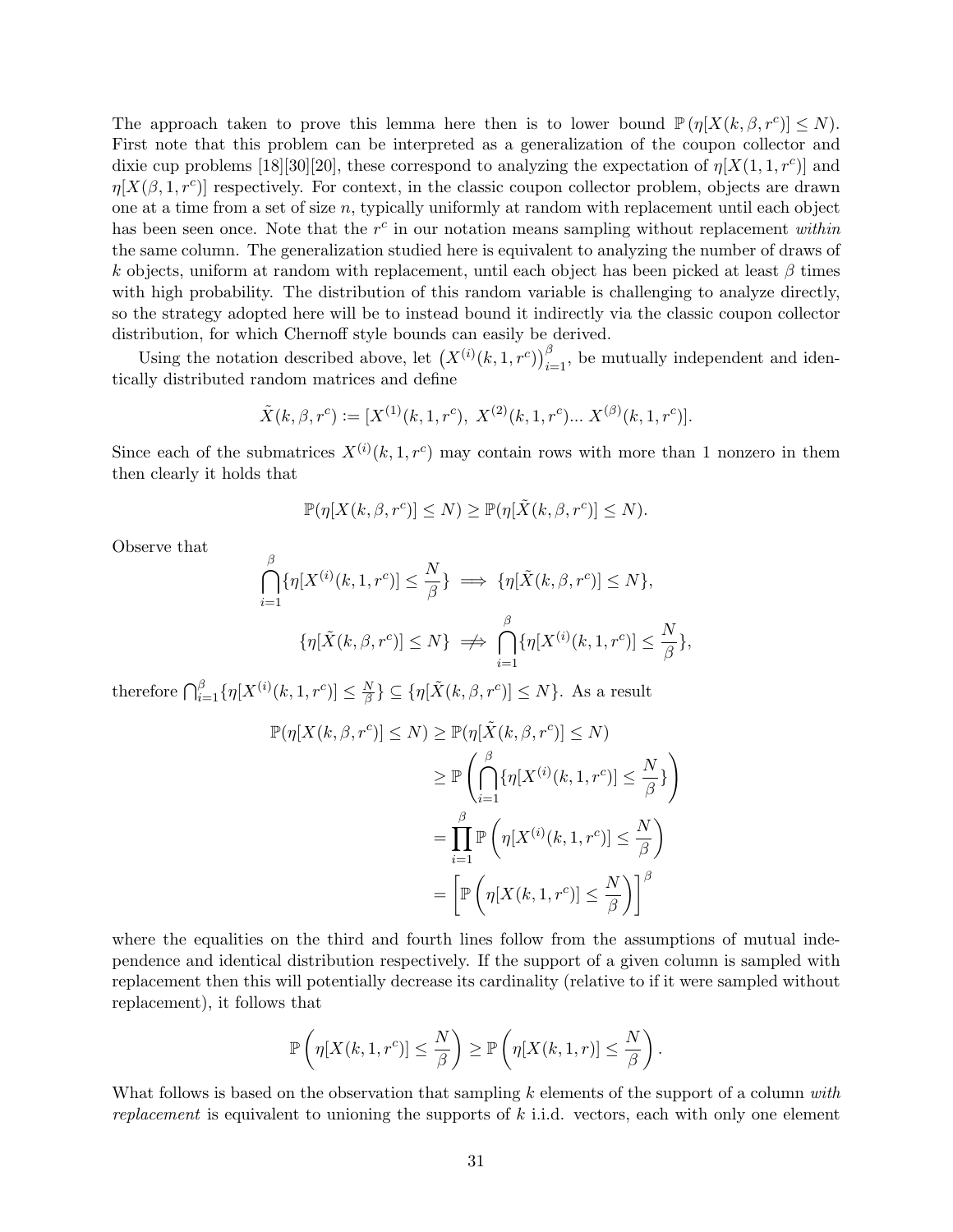The approach taken to prove this lemma here then is to lower bound $\mathbb{P}\left(\eta[X(k,\beta,r^c)] \leq N\right)$. First note that this problem can be interpreted as a generalization of the coupon collector and dixie cup problems [18][30][20], these correspond to analyzing the expectation of $\eta[X(1,1,r^c)]$ and $\eta[X(\beta,1,r^c)]$ respectively. For context, in the classic coupon collector problem, objects are drawn one at a time from a set of size $n$, typically uniformly at random with replacement until each object has been seen once. Note that the $r^c$ in our notation means sampling without replacement *within* the same column. The generalization studied here is equivalent to analyzing the number of draws of $k$ objects, uniform at random with replacement, until each object has been picked at least $\beta$ times with high probability. The distribution of this random variable is challenging to analyze directly, so the strategy adopted here will be to instead bound it indirectly via the classic coupon collector distribution, for which Chernoff style bounds can easily be derived.

Using the notation described above, let $\left(X^{(i)}(k,1,r^c)\right)_{i=1}^{\beta}$, be mutually independent and identically distributed random matrices and define

$$\tilde{X}(k,\beta,r^c) := [X^{(1)}(k,1,r^c),\ X^{(2)}(k,1,r^c)...\ X^{(\beta)}(k,1,r^c)].$$

Since each of the submatrices $X^{(i)}(k,1,r^c)$ may contain rows with more than 1 nonzero in them then clearly it holds that

$$\mathbb{P}(\eta[X(k,\beta,r^c)] \leq N) \geq \mathbb{P}(\eta[\tilde{X}(k,\beta,r^c)] \leq N).$$

Observe that

$$\bigcap_{i=1}^{\beta}\{\eta[X^{(i)}(k,1,r^c)] \leq \frac{N}{\beta}\} \implies \{\eta[\tilde{X}(k,\beta,r^c)] \leq N\},$$

$$\{\eta[\tilde{X}(k,\beta,r^c)] \leq N\} \not\Longrightarrow \bigcap_{i=1}^{\beta}\{\eta[X^{(i)}(k,1,r^c)] \leq \frac{N}{\beta}\},$$

therefore $\bigcap_{i=1}^{\beta}\{\eta[X^{(i)}(k,1,r^c)] \leq \frac{N}{\beta}\} \subseteq \{\eta[\tilde{X}(k,\beta,r^c)] \leq N\}$. As a result

$$\begin{aligned}
\mathbb{P}(\eta[X(k,\beta,r^c)] \leq N) &\geq \mathbb{P}(\eta[\tilde{X}(k,\beta,r^c)] \leq N) \\
&\geq \mathbb{P}\left(\bigcap_{i=1}^{\beta}\{\eta[X^{(i)}(k,1,r^c)] \leq \frac{N}{\beta}\}\right) \\
&= \prod_{i=1}^{\beta}\mathbb{P}\left(\eta[X^{(i)}(k,1,r^c)] \leq \frac{N}{\beta}\right) \\
&= \left[\mathbb{P}\left(\eta[X(k,1,r^c)] \leq \frac{N}{\beta}\right)\right]^{\beta}
\end{aligned}$$

where the equalities on the third and fourth lines follow from the assumptions of mutual independence and identical distribution respectively. If the support of a given column is sampled with replacement then this will potentially decrease its cardinality (relative to if it were sampled without replacement), it follows that

$$\mathbb{P}\left(\eta[X(k,1,r^c)] \leq \frac{N}{\beta}\right) \geq \mathbb{P}\left(\eta[X(k,1,r)] \leq \frac{N}{\beta}\right).$$

What follows is based on the observation that sampling $k$ elements of the support of a column *with replacement* is equivalent to unioning the supports of $k$ i.i.d. vectors, each with only one element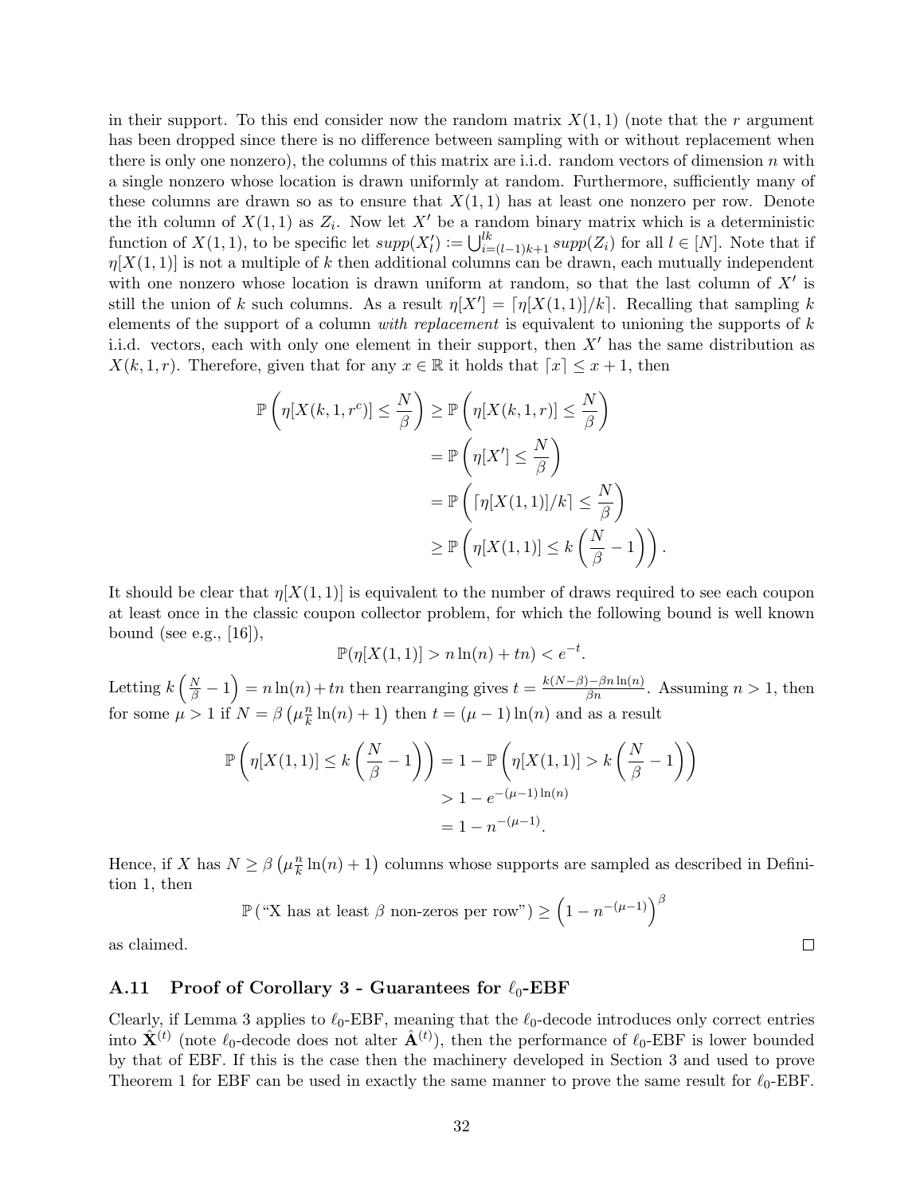in their support. To this end consider now the random matrix $X(1,1)$ (note that the $r$ argument has been dropped since there is no difference between sampling with or without replacement when there is only one nonzero), the columns of this matrix are i.i.d. random vectors of dimension $n$ with a single nonzero whose location is drawn uniformly at random. Furthermore, sufficiently many of these columns are drawn so as to ensure that $X(1,1)$ has at least one nonzero per row. Denote the ith column of $X(1,1)$ as $Z_i$. Now let $X'$ be a random binary matrix which is a deterministic function of $X(1,1)$, to be specific let $supp(X'_l) := \bigcup_{i=(l-1)k+1}^{lk} supp(Z_i)$ for all $l \in [N]$. Note that if $\eta[X(1,1)]$ is not a multiple of $k$ then additional columns can be drawn, each mutually independent with one nonzero whose location is drawn uniform at random, so that the last column of $X'$ is still the union of $k$ such columns. As a result $\eta[X'] = \lceil \eta[X(1,1)]/k \rceil$. Recalling that sampling $k$ elements of the support of a column *with replacement* is equivalent to unioning the supports of $k$ i.i.d. vectors, each with only one element in their support, then $X'$ has the same distribution as $X(k,1,r)$. Therefore, given that for any $x \in \mathbb{R}$ it holds that $\lceil x \rceil \leq x + 1$, then

$$
\begin{aligned}
\mathbb{P}\left(\eta[X(k,1,r^c)] \leq \frac{N}{\beta}\right) &\geq \mathbb{P}\left(\eta[X(k,1,r)] \leq \frac{N}{\beta}\right) \\
&= \mathbb{P}\left(\eta[X'] \leq \frac{N}{\beta}\right) \\
&= \mathbb{P}\left(\lceil \eta[X(1,1)]/k \rceil \leq \frac{N}{\beta}\right) \\
&\geq \mathbb{P}\left(\eta[X(1,1)] \leq k\left(\frac{N}{\beta} - 1\right)\right).
\end{aligned}
$$

It should be clear that $\eta[X(1,1)]$ is equivalent to the number of draws required to see each coupon at least once in the classic coupon collector problem, for which the following bound is well known bound (see e.g., [16]),

$$
\mathbb{P}(\eta[X(1,1)] > n\ln(n) + tn) < e^{-t}.
$$

Letting $k\left(\frac{N}{\beta} - 1\right) = n\ln(n) + tn$ then rearranging gives $t = \frac{k(N-\beta) - \beta n \ln(n)}{\beta n}$. Assuming $n > 1$, then for some $\mu > 1$ if $N = \beta\left(\mu \frac{n}{k} \ln(n) + 1\right)$ then $t = (\mu - 1)\ln(n)$ and as a result

$$
\begin{aligned}
\mathbb{P}\left(\eta[X(1,1)] \leq k\left(\frac{N}{\beta} - 1\right)\right) &= 1 - \mathbb{P}\left(\eta[X(1,1)] > k\left(\frac{N}{\beta} - 1\right)\right) \\
&> 1 - e^{-(\mu-1)\ln(n)} \\
&= 1 - n^{-(\mu-1)}.
\end{aligned}
$$

Hence, if $X$ has $N \geq \beta\left(\mu \frac{n}{k} \ln(n) + 1\right)$ columns whose supports are sampled as described in Definition 1, then

$$
\mathbb{P}\left(\text{“X has at least } \beta \text{ non-zeros per row”}\right) \geq \left(1 - n^{-(\mu-1)}\right)^{\beta}
$$

as claimed. □

### A.11 Proof of Corollary 3 - Guarantees for $\ell_0$-EBF

Clearly, if Lemma 3 applies to $\ell_0$-EBF, meaning that the $\ell_0$-decode introduces only correct entries into $\hat{\mathbf{X}}^{(t)}$ (note $\ell_0$-decode does not alter $\hat{\mathbf{A}}^{(t)}$), then the performance of $\ell_0$-EBF is lower bounded by that of EBF. If this is the case then the machinery developed in Section 3 and used to prove Theorem 1 for EBF can be used in exactly the same manner to prove the same result for $\ell_0$-EBF.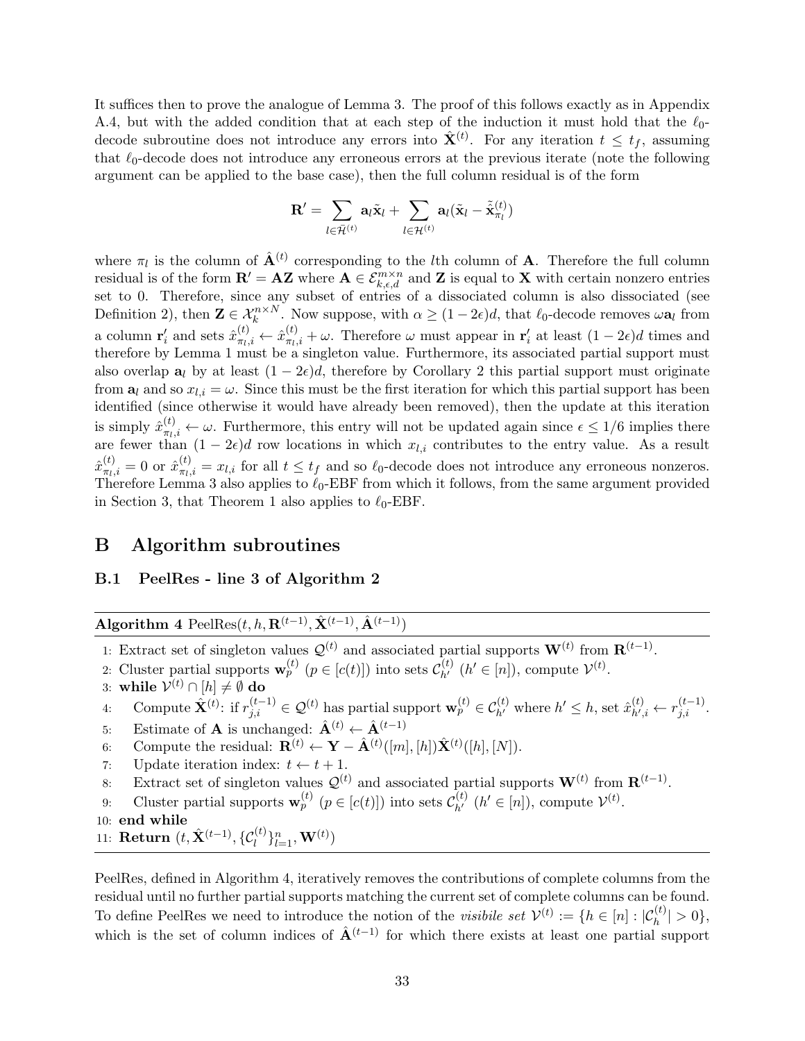It suffices then to prove the analogue of Lemma 3. The proof of this follows exactly as in Appendix A.4, but with the added condition that at each step of the induction it must hold that the $\ell_0$-decode subroutine does not introduce any errors into $\hat{\mathbf{X}}^{(t)}$. For any iteration $t \leq t_f$, assuming that $\ell_0$-decode does not introduce any erroneous errors at the previous iterate (note the following argument can be applied to the base case), then the full column residual is of the form

$$\mathbf{R}' = \sum_{l \in \bar{\mathcal{H}}^{(t)}} \mathbf{a}_l \tilde{\mathbf{x}}_l + \sum_{l \in \mathcal{H}^{(t)}} \mathbf{a}_l (\tilde{\mathbf{x}}_l - \tilde{\hat{\mathbf{x}}}_{\pi_l}^{(t)})$$

where $\pi_l$ is the column of $\hat{\mathbf{A}}^{(t)}$ corresponding to the $l$th column of $\mathbf{A}$. Therefore the full column residual is of the form $\mathbf{R}' = \mathbf{A}\mathbf{Z}$ where $\mathbf{A} \in \mathcal{E}_{k,\epsilon,d}^{m \times n}$ and $\mathbf{Z}$ is equal to $\mathbf{X}$ with certain nonzero entries set to 0. Therefore, since any subset of entries of a dissociated column is also dissociated (see Definition 2), then $\mathbf{Z} \in \mathcal{X}_k^{n \times N}$. Now suppose, with $\alpha \geq (1-2\epsilon)d$, that $\ell_0$-decode removes $\omega \mathbf{a}_l$ from a column $\mathbf{r}'_i$ and sets $\hat{x}_{\pi_l,i}^{(t)} \leftarrow \hat{x}_{\pi_l,i}^{(t)} + \omega$. Therefore $\omega$ must appear in $\mathbf{r}'_i$ at least $(1-2\epsilon)d$ times and therefore by Lemma 1 must be a singleton value. Furthermore, its associated partial support must also overlap $\mathbf{a}_l$ by at least $(1-2\epsilon)d$, therefore by Corollary 2 this partial support must originate from $\mathbf{a}_l$ and so $x_{l,i} = \omega$. Since this must be the first iteration for which this partial support has been identified (since otherwise it would have already been removed), then the update at this iteration is simply $\hat{x}_{\pi_l,i}^{(t)} \leftarrow \omega$. Furthermore, this entry will not be updated again since $\epsilon \leq 1/6$ implies there are fewer than $(1-2\epsilon)d$ row locations in which $x_{l,i}$ contributes to the entry value. As a result $\hat{x}_{\pi_l,i}^{(t)} = 0$ or $\hat{x}_{\pi_l,i}^{(t)} = x_{l,i}$ for all $t \leq t_f$ and so $\ell_0$-decode does not introduce any erroneous nonzeros. Therefore Lemma 3 also applies to $\ell_0$-EBF from which it follows, from the same argument provided in Section 3, that Theorem 1 also applies to $\ell_0$-EBF.

# B Algorithm subroutines

## B.1 PeelRes - line 3 of Algorithm 2

**Algorithm 4** PeelRes$(t, h, \mathbf{R}^{(t-1)}, \hat{\mathbf{X}}^{(t-1)}, \hat{\mathbf{A}}^{(t-1)})$

1: Extract set of singleton values $\mathcal{Q}^{(t)}$ and associated partial supports $\mathbf{W}^{(t)}$ from $\mathbf{R}^{(t-1)}$.
2: Cluster partial supports $\mathbf{w}_p^{(t)}$ $(p \in [c(t)])$ into sets $\mathcal{C}_{h'}^{(t)}$ $(h' \in [n])$, compute $\mathcal{V}^{(t)}$.
3: **while** $\mathcal{V}^{(t)} \cap [h] \neq \emptyset$ **do**
4: Compute $\hat{\mathbf{X}}^{(t)}$: if $r_{j,i}^{(t-1)} \in \mathcal{Q}^{(t)}$ has partial support $\mathbf{w}_p^{(t)} \in \mathcal{C}_{h'}^{(t)}$ where $h' \leq h$, set $\hat{x}_{h',i}^{(t)} \leftarrow r_{j,i}^{(t-1)}$.
5: Estimate of $\mathbf{A}$ is unchanged: $\hat{\mathbf{A}}^{(t)} \leftarrow \hat{\mathbf{A}}^{(t-1)}$
6: Compute the residual: $\mathbf{R}^{(t)} \leftarrow \mathbf{Y} - \hat{\mathbf{A}}^{(t)}([m],[h])\hat{\mathbf{X}}^{(t)}([h],[N])$.
7: Update iteration index: $t \leftarrow t+1$.
8: Extract set of singleton values $\mathcal{Q}^{(t)}$ and associated partial supports $\mathbf{W}^{(t)}$ from $\mathbf{R}^{(t-1)}$.
9: Cluster partial supports $\mathbf{w}_p^{(t)}$ $(p \in [c(t)])$ into sets $\mathcal{C}_{h'}^{(t)}$ $(h' \in [n])$, compute $\mathcal{V}^{(t)}$.
10: **end while**
11: **Return** $(t, \hat{\mathbf{X}}^{(t-1)}, \{\mathcal{C}_l^{(t)}\}_{l=1}^n, \mathbf{W}^{(t)})$

PeelRes, defined in Algorithm 4, iteratively removes the contributions of complete columns from the residual until no further partial supports matching the current set of complete columns can be found. To define PeelRes we need to introduce the notion of the *visibile set* $\mathcal{V}^{(t)} := \{h \in [n] : |\mathcal{C}_h^{(t)}| > 0\}$, which is the set of column indices of $\hat{\mathbf{A}}^{(t-1)}$ for which there exists at least one partial support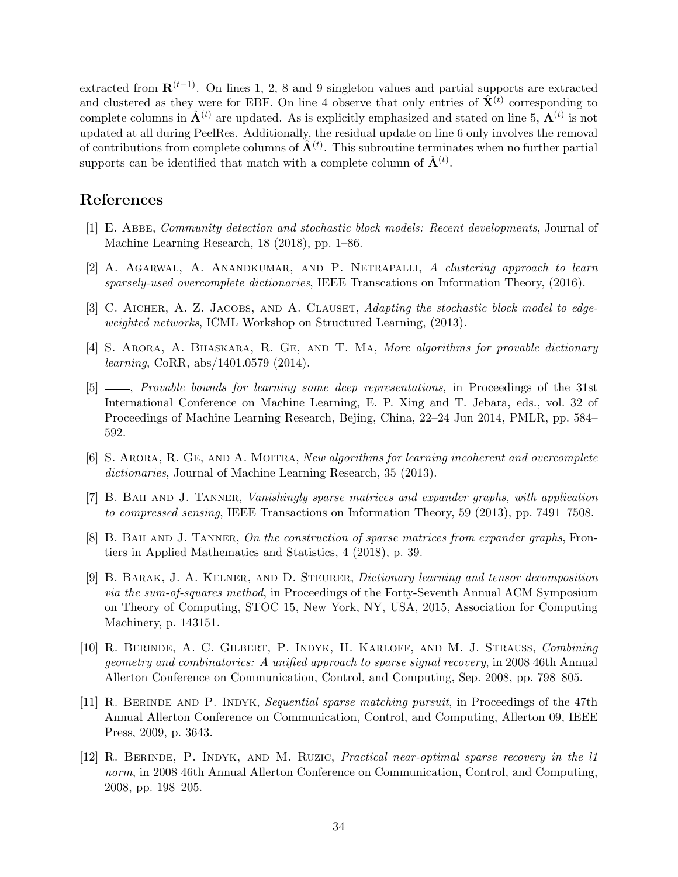extracted from $\mathbf{R}^{(t-1)}$. On lines 1, 2, 8 and 9 singleton values and partial supports are extracted and clustered as they were for EBF. On line 4 observe that only entries of $\hat{\mathbf{X}}^{(t)}$ corresponding to complete columns in $\hat{\mathbf{A}}^{(t)}$ are updated. As is explicitly emphasized and stated on line 5, $\mathbf{A}^{(t)}$ is not updated at all during PeelRes. Additionally, the residual update on line 6 only involves the removal of contributions from complete columns of $\hat{\mathbf{A}}^{(t)}$. This subroutine terminates when no further partial supports can be identified that match with a complete column of $\hat{\mathbf{A}}^{(t)}$.

## References

[1] E. Abbe, *Community detection and stochastic block models: Recent developments*, Journal of Machine Learning Research, 18 (2018), pp. 1–86.

[2] A. Agarwal, A. Anandkumar, and P. Netrapalli, *A clustering approach to learn sparsely-used overcomplete dictionaries*, IEEE Transcations on Information Theory, (2016).

[3] C. Aicher, A. Z. Jacobs, and A. Clauset, *Adapting the stochastic block model to edge-weighted networks*, ICML Workshop on Structured Learning, (2013).

[4] S. Arora, A. Bhaskara, R. Ge, and T. Ma, *More algorithms for provable dictionary learning*, CoRR, abs/1401.0579 (2014).

[5] ———, *Provable bounds for learning some deep representations*, in Proceedings of the 31st International Conference on Machine Learning, E. P. Xing and T. Jebara, eds., vol. 32 of Proceedings of Machine Learning Research, Bejing, China, 22–24 Jun 2014, PMLR, pp. 584–592.

[6] S. Arora, R. Ge, and A. Moitra, *New algorithms for learning incoherent and overcomplete dictionaries*, Journal of Machine Learning Research, 35 (2013).

[7] B. Bah and J. Tanner, *Vanishingly sparse matrices and expander graphs, with application to compressed sensing*, IEEE Transactions on Information Theory, 59 (2013), pp. 7491–7508.

[8] B. Bah and J. Tanner, *On the construction of sparse matrices from expander graphs*, Frontiers in Applied Mathematics and Statistics, 4 (2018), p. 39.

[9] B. Barak, J. A. Kelner, and D. Steurer, *Dictionary learning and tensor decomposition via the sum-of-squares method*, in Proceedings of the Forty-Seventh Annual ACM Symposium on Theory of Computing, STOC 15, New York, NY, USA, 2015, Association for Computing Machinery, p. 143151.

[10] R. Berinde, A. C. Gilbert, P. Indyk, H. Karloff, and M. J. Strauss, *Combining geometry and combinatorics: A unified approach to sparse signal recovery*, in 2008 46th Annual Allerton Conference on Communication, Control, and Computing, Sep. 2008, pp. 798–805.

[11] R. Berinde and P. Indyk, *Sequential sparse matching pursuit*, in Proceedings of the 47th Annual Allerton Conference on Communication, Control, and Computing, Allerton 09, IEEE Press, 2009, p. 3643.

[12] R. Berinde, P. Indyk, and M. Ruzic, *Practical near-optimal sparse recovery in the l1 norm*, in 2008 46th Annual Allerton Conference on Communication, Control, and Computing, 2008, pp. 198–205.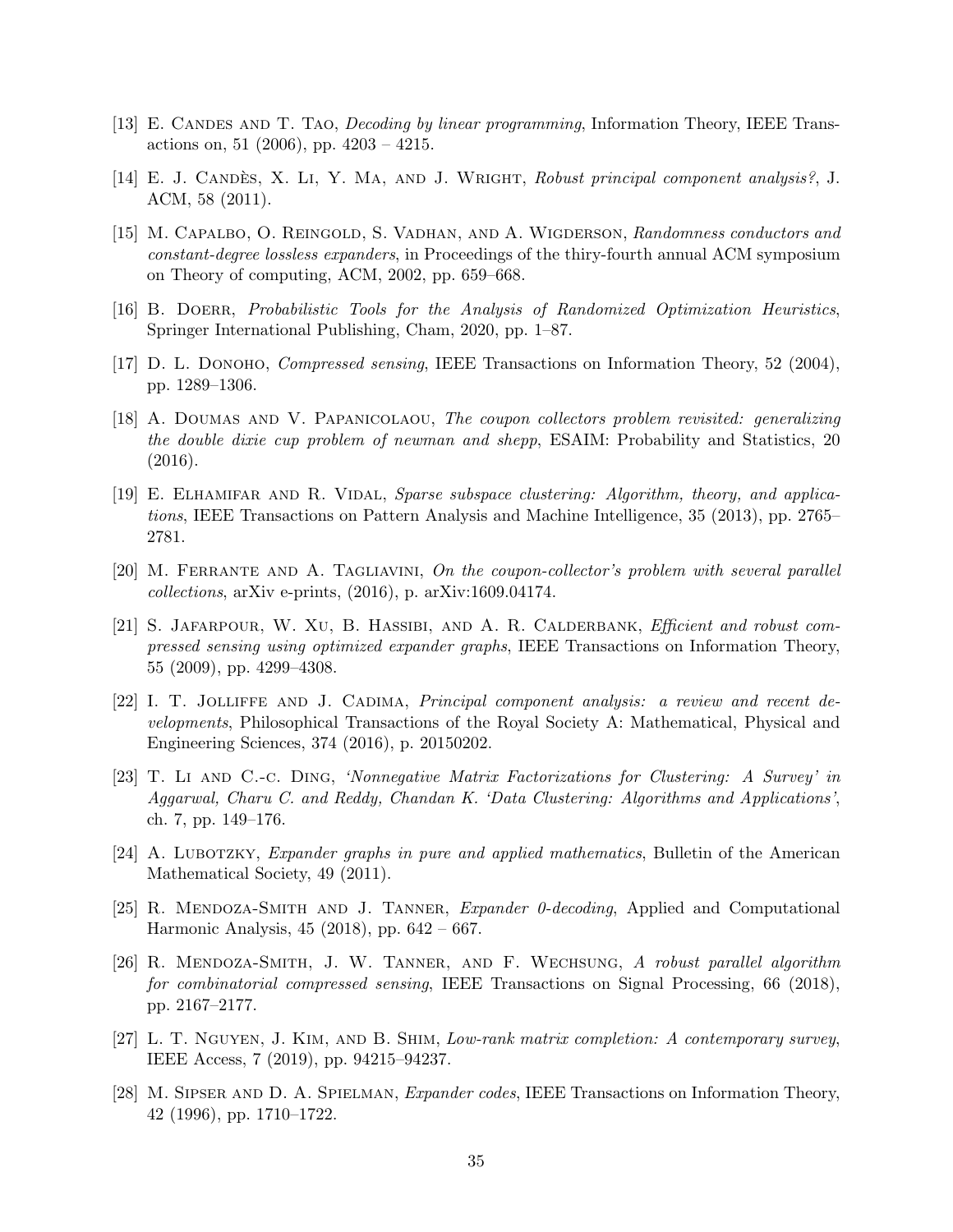[13] E. Candes and T. Tao, *Decoding by linear programming*, Information Theory, IEEE Transactions on, 51 (2006), pp. 4203 – 4215.

[14] E. J. Candès, X. Li, Y. Ma, and J. Wright, *Robust principal component analysis?*, J. ACM, 58 (2011).

[15] M. Capalbo, O. Reingold, S. Vadhan, and A. Wigderson, *Randomness conductors and constant-degree lossless expanders*, in Proceedings of the thiry-fourth annual ACM symposium on Theory of computing, ACM, 2002, pp. 659–668.

[16] B. Doerr, *Probabilistic Tools for the Analysis of Randomized Optimization Heuristics*, Springer International Publishing, Cham, 2020, pp. 1–87.

[17] D. L. Donoho, *Compressed sensing*, IEEE Transactions on Information Theory, 52 (2004), pp. 1289–1306.

[18] A. Doumas and V. Papanicolaou, *The coupon collectors problem revisited: generalizing the double dixie cup problem of newman and shepp*, ESAIM: Probability and Statistics, 20 (2016).

[19] E. Elhamifar and R. Vidal, *Sparse subspace clustering: Algorithm, theory, and applications*, IEEE Transactions on Pattern Analysis and Machine Intelligence, 35 (2013), pp. 2765–2781.

[20] M. Ferrante and A. Tagliavini, *On the coupon-collector's problem with several parallel collections*, arXiv e-prints, (2016), p. arXiv:1609.04174.

[21] S. Jafarpour, W. Xu, B. Hassibi, and A. R. Calderbank, *Efficient and robust compressed sensing using optimized expander graphs*, IEEE Transactions on Information Theory, 55 (2009), pp. 4299–4308.

[22] I. T. Jolliffe and J. Cadima, *Principal component analysis: a review and recent developments*, Philosophical Transactions of the Royal Society A: Mathematical, Physical and Engineering Sciences, 374 (2016), p. 20150202.

[23] T. Li and C.-c. Ding, *'Nonnegative Matrix Factorizations for Clustering: A Survey' in Aggarwal, Charu C. and Reddy, Chandan K. 'Data Clustering: Algorithms and Applications'*, ch. 7, pp. 149–176.

[24] A. Lubotzky, *Expander graphs in pure and applied mathematics*, Bulletin of the American Mathematical Society, 49 (2011).

[25] R. Mendoza-Smith and J. Tanner, *Expander 0-decoding*, Applied and Computational Harmonic Analysis, 45 (2018), pp. 642 – 667.

[26] R. Mendoza-Smith, J. W. Tanner, and F. Wechsung, *A robust parallel algorithm for combinatorial compressed sensing*, IEEE Transactions on Signal Processing, 66 (2018), pp. 2167–2177.

[27] L. T. Nguyen, J. Kim, and B. Shim, *Low-rank matrix completion: A contemporary survey*, IEEE Access, 7 (2019), pp. 94215–94237.

[28] M. Sipser and D. A. Spielman, *Expander codes*, IEEE Transactions on Information Theory, 42 (1996), pp. 1710–1722.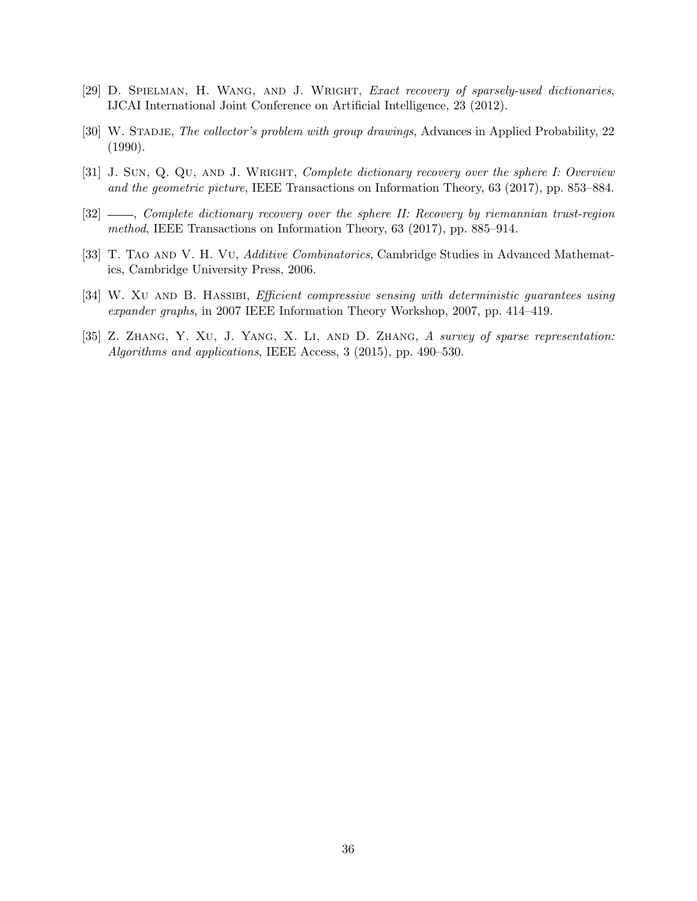[29] D. Spielman, H. Wang, and J. Wright, *Exact recovery of sparsely-used dictionaries*, IJCAI International Joint Conference on Artificial Intelligence, 23 (2012).

[30] W. Stadje, *The collector's problem with group drawings*, Advances in Applied Probability, 22 (1990).

[31] J. Sun, Q. Qu, and J. Wright, *Complete dictionary recovery over the sphere I: Overview and the geometric picture*, IEEE Transactions on Information Theory, 63 (2017), pp. 853–884.

[32] ——, *Complete dictionary recovery over the sphere II: Recovery by riemannian trust-region method*, IEEE Transactions on Information Theory, 63 (2017), pp. 885–914.

[33] T. Tao and V. H. Vu, *Additive Combinatorics*, Cambridge Studies in Advanced Mathematics, Cambridge University Press, 2006.

[34] W. Xu and B. Hassibi, *Efficient compressive sensing with deterministic guarantees using expander graphs*, in 2007 IEEE Information Theory Workshop, 2007, pp. 414–419.

[35] Z. Zhang, Y. Xu, J. Yang, X. Li, and D. Zhang, *A survey of sparse representation: Algorithms and applications*, IEEE Access, 3 (2015), pp. 490–530.